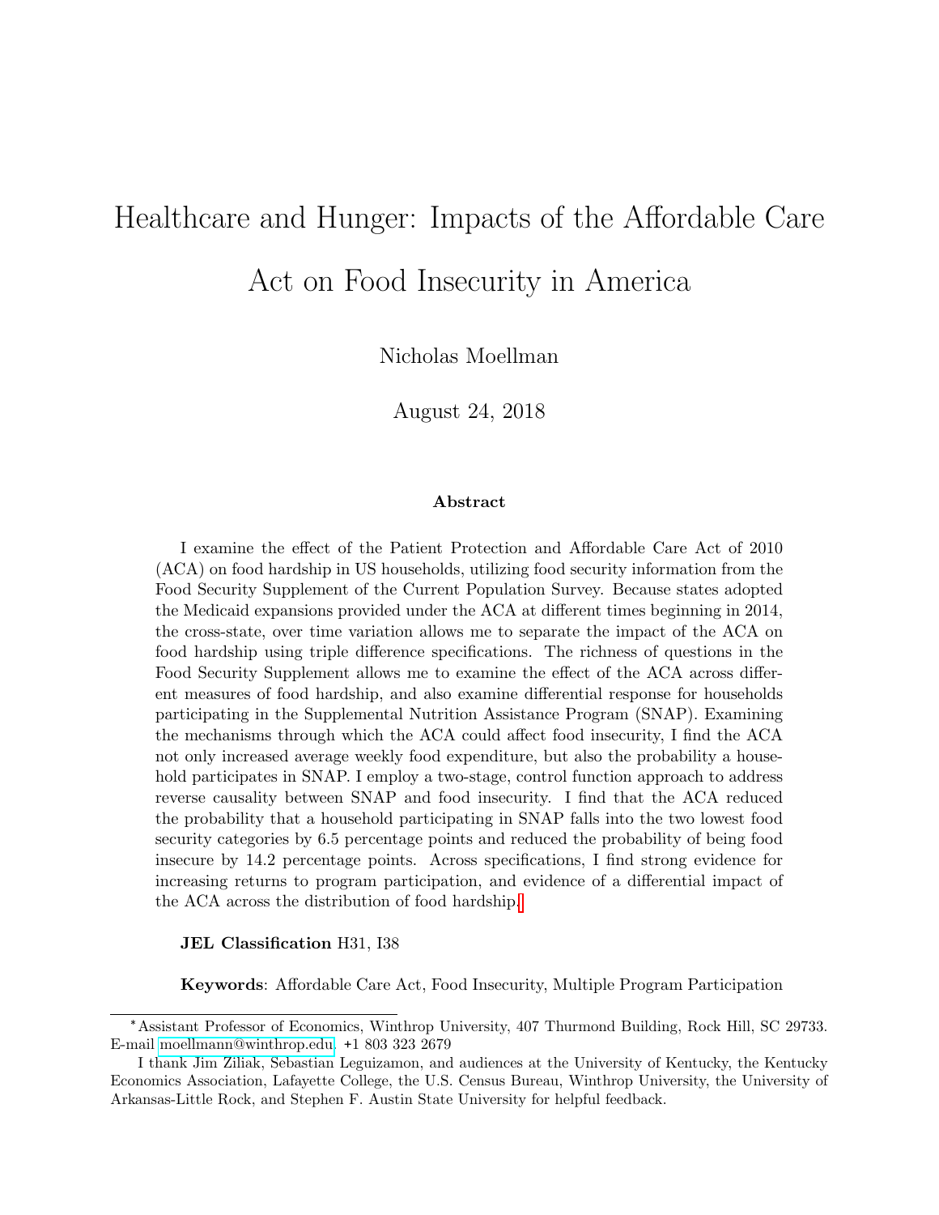# Healthcare and Hunger: Impacts of the Affordable Care Act on Food Insecurity in America

Nicholas Moellman

August 24, 2018

### Abstract

I examine the effect of the Patient Protection and Affordable Care Act of 2010 (ACA) on food hardship in US households, utilizing food security information from the Food Security Supplement of the Current Population Survey. Because states adopted the Medicaid expansions provided under the ACA at different times beginning in 2014, the cross-state, over time variation allows me to separate the impact of the ACA on food hardship using triple difference specifications. The richness of questions in the Food Security Supplement allows me to examine the effect of the ACA across different measures of food hardship, and also examine differential response for households participating in the Supplemental Nutrition Assistance Program (SNAP). Examining the mechanisms through which the ACA could affect food insecurity, I find the ACA not only increased average weekly food expenditure, but also the probability a household participates in SNAP. I employ a two-stage, control function approach to address reverse causality between SNAP and food insecurity. I find that the ACA reduced the probability that a household participating in SNAP falls into the two lowest food security categories by 6.5 percentage points and reduced the probability of being food insecure by 14.2 percentage points. Across specifications, I find strong evidence for increasing returns to program participation, and evidence of a differential impact of the ACA across the distribution of food hardship.[1]

**JEL Classification** H31, I38

**Keywords**: Affordable Care Act, Food Insecurity, Multiple Program Participation

---

[*] Assistant Professor of Economics, Winthrop University, 407 Thurmond Building, Rock Hill, SC 29733. E-mail moellmann@winthrop.edu. +1 803 323 2679

[1] I thank Jim Ziliak, Sebastian Leguizamon, and audiences at the University of Kentucky, the Kentucky Economics Association, Lafayette College, the U.S. Census Bureau, Winthrop University, the University of Arkansas-Little Rock, and Stephen F. Austin State University for helpful feedback.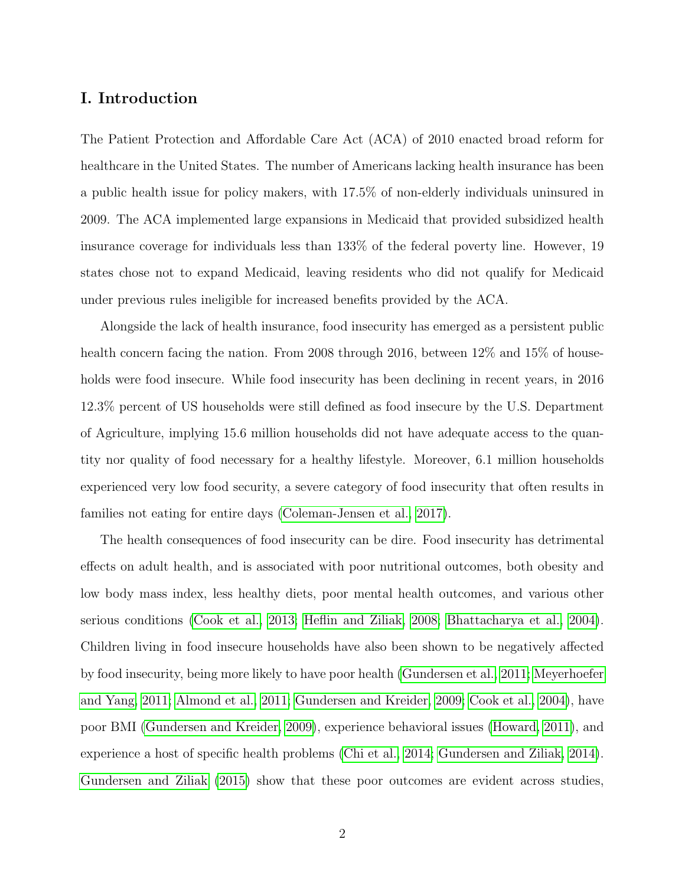## I. Introduction

The Patient Protection and Affordable Care Act (ACA) of 2010 enacted broad reform for healthcare in the United States. The number of Americans lacking health insurance has been a public health issue for policy makers, with 17.5% of non-elderly individuals uninsured in 2009. The ACA implemented large expansions in Medicaid that provided subsidized health insurance coverage for individuals less than 133% of the federal poverty line. However, 19 states chose not to expand Medicaid, leaving residents who did not qualify for Medicaid under previous rules ineligible for increased benefits provided by the ACA.

Alongside the lack of health insurance, food insecurity has emerged as a persistent public health concern facing the nation. From 2008 through 2016, between 12% and 15% of households were food insecure. While food insecurity has been declining in recent years, in 2016 12.3% percent of US households were still defined as food insecure by the U.S. Department of Agriculture, implying 15.6 million households did not have adequate access to the quantity nor quality of food necessary for a healthy lifestyle. Moreover, 6.1 million households experienced very low food security, a severe category of food insecurity that often results in families not eating for entire days (Coleman-Jensen et al., 2017).

The health consequences of food insecurity can be dire. Food insecurity has detrimental effects on adult health, and is associated with poor nutritional outcomes, both obesity and low body mass index, less healthy diets, poor mental health outcomes, and various other serious conditions (Cook et al., 2013; Heflin and Ziliak, 2008; Bhattacharya et al., 2004). Children living in food insecure households have also been shown to be negatively affected by food insecurity, being more likely to have poor health (Gundersen et al., 2011; Meyerhoefer and Yang, 2011; Almond et al., 2011; Gundersen and Kreider, 2009; Cook et al., 2004), have poor BMI (Gundersen and Kreider, 2009), experience behavioral issues (Howard, 2011), and experience a host of specific health problems (Chi et al., 2014; Gundersen and Ziliak, 2014). Gundersen and Ziliak (2015) show that these poor outcomes are evident across studies,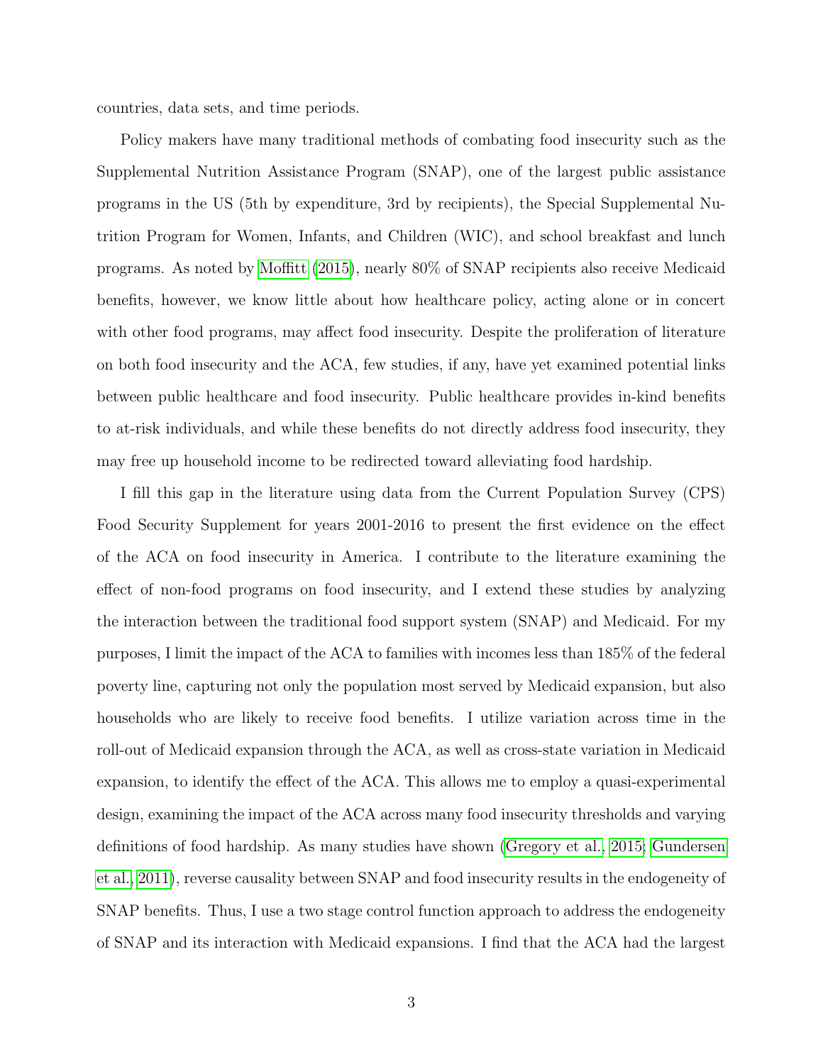countries, data sets, and time periods.

Policy makers have many traditional methods of combating food insecurity such as the Supplemental Nutrition Assistance Program (SNAP), one of the largest public assistance programs in the US (5th by expenditure, 3rd by recipients), the Special Supplemental Nutrition Program for Women, Infants, and Children (WIC), and school breakfast and lunch programs. As noted by Moffitt (2015), nearly 80% of SNAP recipients also receive Medicaid benefits, however, we know little about how healthcare policy, acting alone or in concert with other food programs, may affect food insecurity. Despite the proliferation of literature on both food insecurity and the ACA, few studies, if any, have yet examined potential links between public healthcare and food insecurity. Public healthcare provides in-kind benefits to at-risk individuals, and while these benefits do not directly address food insecurity, they may free up household income to be redirected toward alleviating food hardship.

I fill this gap in the literature using data from the Current Population Survey (CPS) Food Security Supplement for years 2001-2016 to present the first evidence on the effect of the ACA on food insecurity in America. I contribute to the literature examining the effect of non-food programs on food insecurity, and I extend these studies by analyzing the interaction between the traditional food support system (SNAP) and Medicaid. For my purposes, I limit the impact of the ACA to families with incomes less than 185% of the federal poverty line, capturing not only the population most served by Medicaid expansion, but also households who are likely to receive food benefits. I utilize variation across time in the roll-out of Medicaid expansion through the ACA, as well as cross-state variation in Medicaid expansion, to identify the effect of the ACA. This allows me to employ a quasi-experimental design, examining the impact of the ACA across many food insecurity thresholds and varying definitions of food hardship. As many studies have shown (Gregory et al., 2015; Gundersen et al., 2011), reverse causality between SNAP and food insecurity results in the endogeneity of SNAP benefits. Thus, I use a two stage control function approach to address the endogeneity of SNAP and its interaction with Medicaid expansions. I find that the ACA had the largest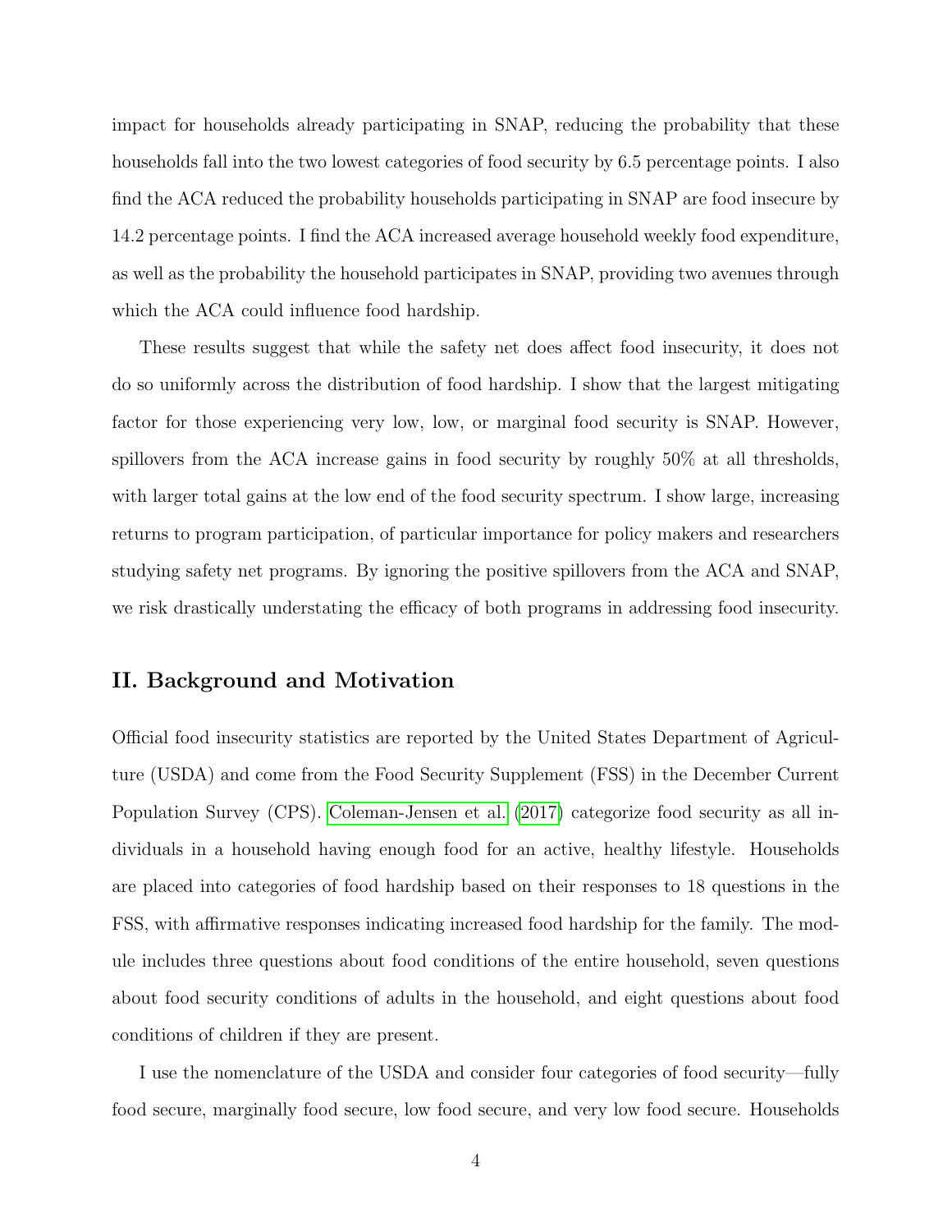impact for households already participating in SNAP, reducing the probability that these households fall into the two lowest categories of food security by 6.5 percentage points. I also find the ACA reduced the probability households participating in SNAP are food insecure by 14.2 percentage points. I find the ACA increased average household weekly food expenditure, as well as the probability the household participates in SNAP, providing two avenues through which the ACA could influence food hardship.

These results suggest that while the safety net does affect food insecurity, it does not do so uniformly across the distribution of food hardship. I show that the largest mitigating factor for those experiencing very low, low, or marginal food security is SNAP. However, spillovers from the ACA increase gains in food security by roughly 50% at all thresholds, with larger total gains at the low end of the food security spectrum. I show large, increasing returns to program participation, of particular importance for policy makers and researchers studying safety net programs. By ignoring the positive spillovers from the ACA and SNAP, we risk drastically understating the efficacy of both programs in addressing food insecurity.

## II. Background and Motivation

Official food insecurity statistics are reported by the United States Department of Agriculture (USDA) and come from the Food Security Supplement (FSS) in the December Current Population Survey (CPS). Coleman-Jensen et al. (2017) categorize food security as all individuals in a household having enough food for an active, healthy lifestyle. Households are placed into categories of food hardship based on their responses to 18 questions in the FSS, with affirmative responses indicating increased food hardship for the family. The module includes three questions about food conditions of the entire household, seven questions about food security conditions of adults in the household, and eight questions about food conditions of children if they are present.

I use the nomenclature of the USDA and consider four categories of food security—fully food secure, marginally food secure, low food secure, and very low food secure. Households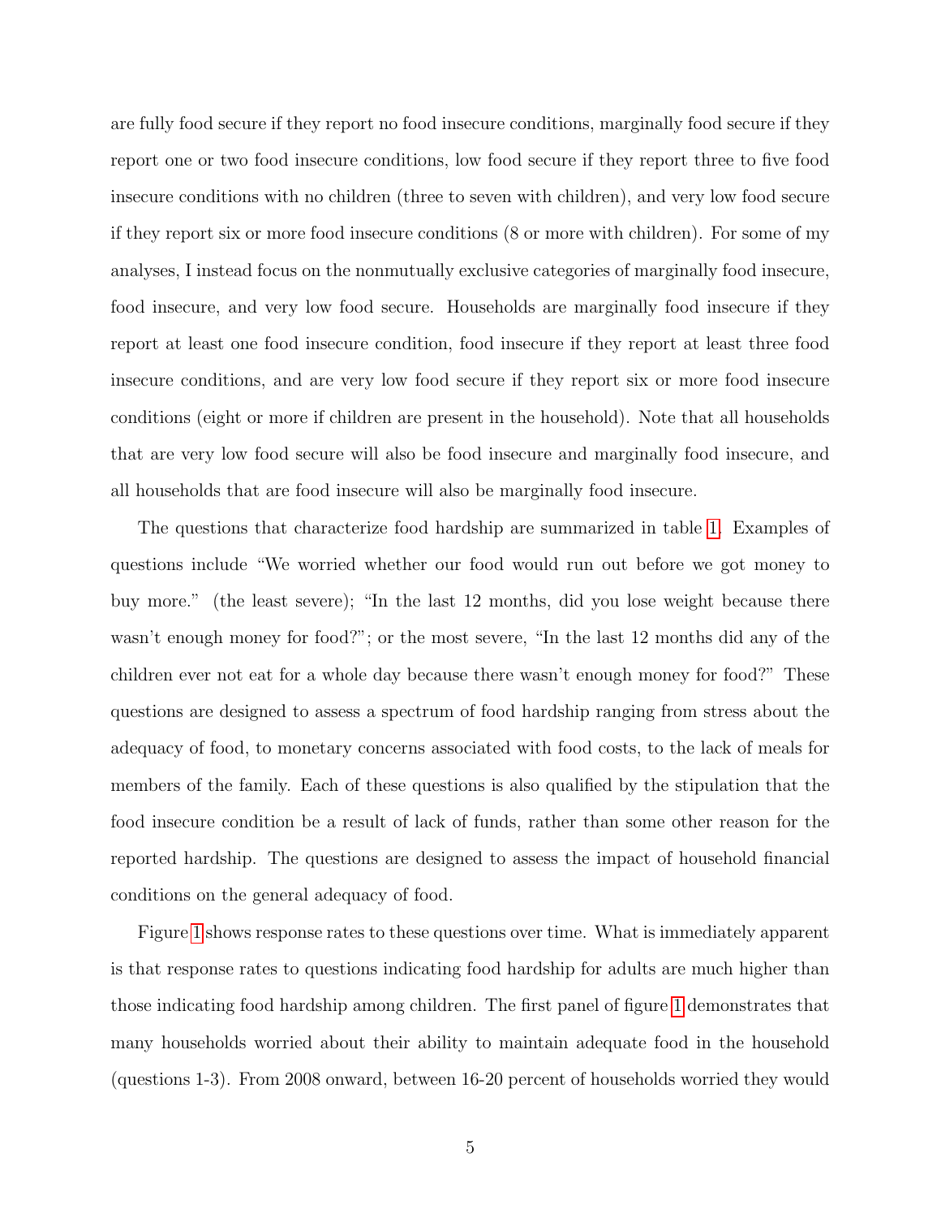are fully food secure if they report no food insecure conditions, marginally food secure if they report one or two food insecure conditions, low food secure if they report three to five food insecure conditions with no children (three to seven with children), and very low food secure if they report six or more food insecure conditions (8 or more with children). For some of my analyses, I instead focus on the nonmutually exclusive categories of marginally food insecure, food insecure, and very low food secure. Households are marginally food insecure if they report at least one food insecure condition, food insecure if they report at least three food insecure conditions, and are very low food secure if they report six or more food insecure conditions (eight or more if children are present in the household). Note that all households that are very low food secure will also be food insecure and marginally food insecure, and all households that are food insecure will also be marginally food insecure.

The questions that characterize food hardship are summarized in table 1. Examples of questions include "We worried whether our food would run out before we got money to buy more." (the least severe); "In the last 12 months, did you lose weight because there wasn't enough money for food?"; or the most severe, "In the last 12 months did any of the children ever not eat for a whole day because there wasn't enough money for food?" These questions are designed to assess a spectrum of food hardship ranging from stress about the adequacy of food, to monetary concerns associated with food costs, to the lack of meals for members of the family. Each of these questions is also qualified by the stipulation that the food insecure condition be a result of lack of funds, rather than some other reason for the reported hardship. The questions are designed to assess the impact of household financial conditions on the general adequacy of food.

Figure 1 shows response rates to these questions over time. What is immediately apparent is that response rates to questions indicating food hardship for adults are much higher than those indicating food hardship among children. The first panel of figure 1 demonstrates that many households worried about their ability to maintain adequate food in the household (questions 1-3). From 2008 onward, between 16-20 percent of households worried they would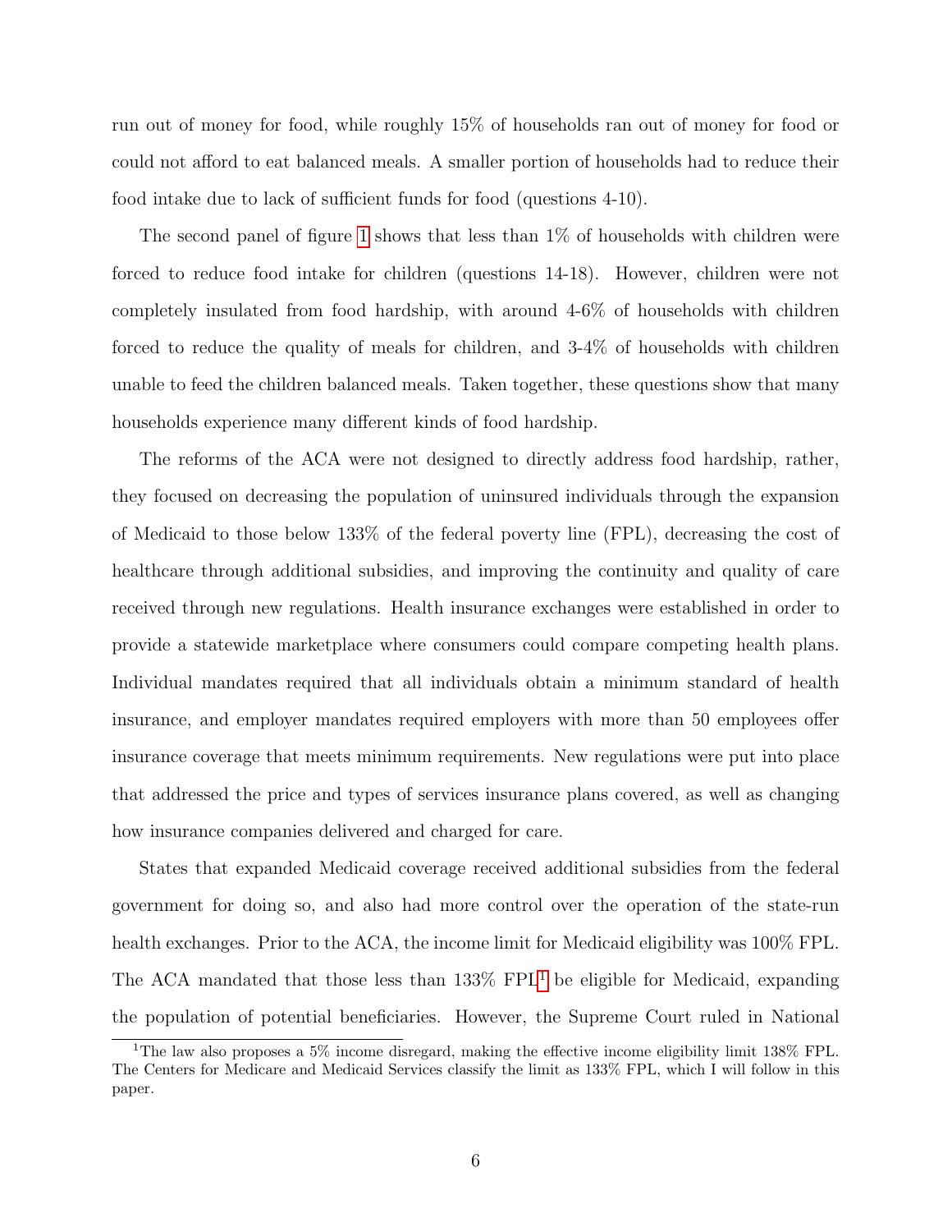run out of money for food, while roughly 15% of households ran out of money for food or could not afford to eat balanced meals. A smaller portion of households had to reduce their food intake due to lack of sufficient funds for food (questions 4-10).

The second panel of figure 1 shows that less than 1% of households with children were forced to reduce food intake for children (questions 14-18). However, children were not completely insulated from food hardship, with around 4-6% of households with children forced to reduce the quality of meals for children, and 3-4% of households with children unable to feed the children balanced meals. Taken together, these questions show that many households experience many different kinds of food hardship.

The reforms of the ACA were not designed to directly address food hardship, rather, they focused on decreasing the population of uninsured individuals through the expansion of Medicaid to those below 133% of the federal poverty line (FPL), decreasing the cost of healthcare through additional subsidies, and improving the continuity and quality of care received through new regulations. Health insurance exchanges were established in order to provide a statewide marketplace where consumers could compare competing health plans. Individual mandates required that all individuals obtain a minimum standard of health insurance, and employer mandates required employers with more than 50 employees offer insurance coverage that meets minimum requirements. New regulations were put into place that addressed the price and types of services insurance plans covered, as well as changing how insurance companies delivered and charged for care.

States that expanded Medicaid coverage received additional subsidies from the federal government for doing so, and also had more control over the operation of the state-run health exchanges. Prior to the ACA, the income limit for Medicaid eligibility was 100% FPL. The ACA mandated that those less than 133% FPL[1] be eligible for Medicaid, expanding the population of potential beneficiaries. However, the Supreme Court ruled in National

[1]The law also proposes a 5% income disregard, making the effective income eligibility limit 138% FPL. The Centers for Medicare and Medicaid Services classify the limit as 133% FPL, which I will follow in this paper.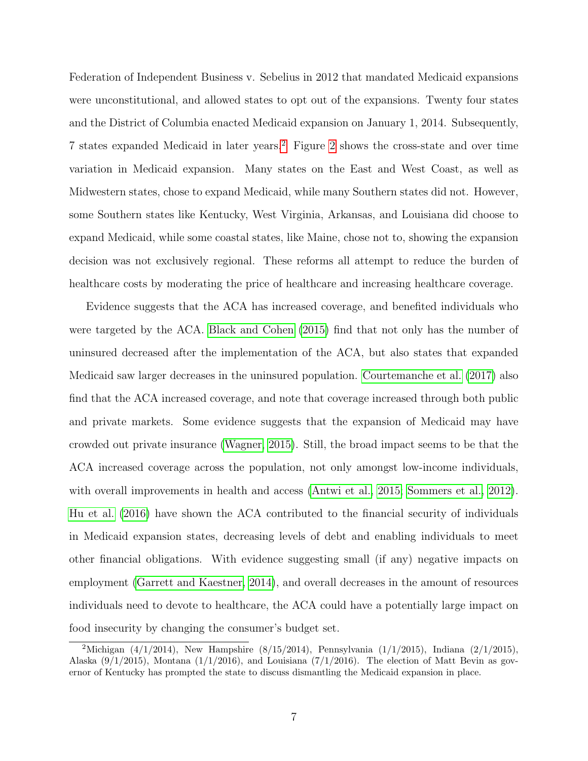Federation of Independent Business v. Sebelius in 2012 that mandated Medicaid expansions were unconstitutional, and allowed states to opt out of the expansions. Twenty four states and the District of Columbia enacted Medicaid expansion on January 1, 2014. Subsequently, 7 states expanded Medicaid in later years.[2] Figure 2 shows the cross-state and over time variation in Medicaid expansion. Many states on the East and West Coast, as well as Midwestern states, chose to expand Medicaid, while many Southern states did not. However, some Southern states like Kentucky, West Virginia, Arkansas, and Louisiana did choose to expand Medicaid, while some coastal states, like Maine, chose not to, showing the expansion decision was not exclusively regional. These reforms all attempt to reduce the burden of healthcare costs by moderating the price of healthcare and increasing healthcare coverage.

Evidence suggests that the ACA has increased coverage, and benefited individuals who were targeted by the ACA. Black and Cohen (2015) find that not only has the number of uninsured decreased after the implementation of the ACA, but also states that expanded Medicaid saw larger decreases in the uninsured population. Courtemanche et al. (2017) also find that the ACA increased coverage, and note that coverage increased through both public and private markets. Some evidence suggests that the expansion of Medicaid may have crowded out private insurance (Wagner, 2015). Still, the broad impact seems to be that the ACA increased coverage across the population, not only amongst low-income individuals, with overall improvements in health and access (Antwi et al., 2015; Sommers et al., 2012). Hu et al. (2016) have shown the ACA contributed to the financial security of individuals in Medicaid expansion states, decreasing levels of debt and enabling individuals to meet other financial obligations. With evidence suggesting small (if any) negative impacts on employment (Garrett and Kaestner, 2014), and overall decreases in the amount of resources individuals need to devote to healthcare, the ACA could have a potentially large impact on food insecurity by changing the consumer's budget set.

[2] Michigan (4/1/2014), New Hampshire (8/15/2014), Pennsylvania (1/1/2015), Indiana (2/1/2015), Alaska (9/1/2015), Montana (1/1/2016), and Louisiana (7/1/2016). The election of Matt Bevin as governor of Kentucky has prompted the state to discuss dismantling the Medicaid expansion in place.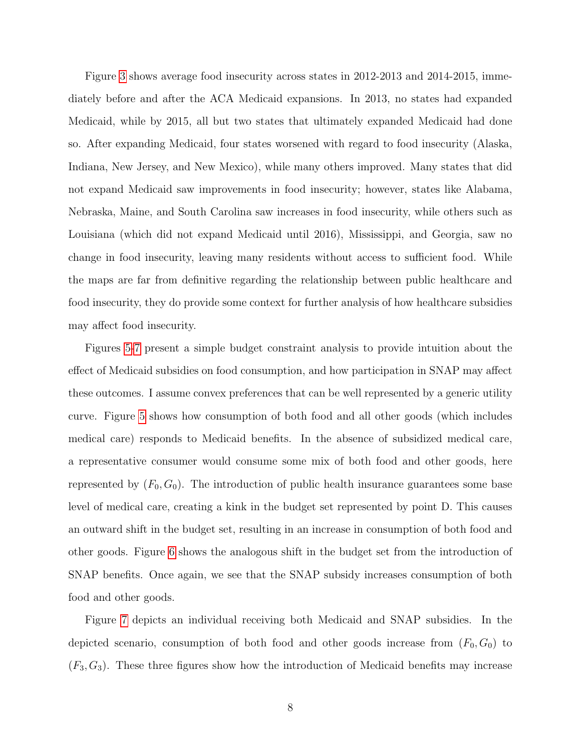Figure 3 shows average food insecurity across states in 2012-2013 and 2014-2015, immediately before and after the ACA Medicaid expansions. In 2013, no states had expanded Medicaid, while by 2015, all but two states that ultimately expanded Medicaid had done so. After expanding Medicaid, four states worsened with regard to food insecurity (Alaska, Indiana, New Jersey, and New Mexico), while many others improved. Many states that did not expand Medicaid saw improvements in food insecurity; however, states like Alabama, Nebraska, Maine, and South Carolina saw increases in food insecurity, while others such as Louisiana (which did not expand Medicaid until 2016), Mississippi, and Georgia, saw no change in food insecurity, leaving many residents without access to sufficient food. While the maps are far from definitive regarding the relationship between public healthcare and food insecurity, they do provide some context for further analysis of how healthcare subsidies may affect food insecurity.

Figures 5-7 present a simple budget constraint analysis to provide intuition about the effect of Medicaid subsidies on food consumption, and how participation in SNAP may affect these outcomes. I assume convex preferences that can be well represented by a generic utility curve. Figure 5 shows how consumption of both food and all other goods (which includes medical care) responds to Medicaid benefits. In the absence of subsidized medical care, a representative consumer would consume some mix of both food and other goods, here represented by $(F_0, G_0)$. The introduction of public health insurance guarantees some base level of medical care, creating a kink in the budget set represented by point D. This causes an outward shift in the budget set, resulting in an increase in consumption of both food and other goods. Figure 6 shows the analogous shift in the budget set from the introduction of SNAP benefits. Once again, we see that the SNAP subsidy increases consumption of both food and other goods.

Figure 7 depicts an individual receiving both Medicaid and SNAP subsidies. In the depicted scenario, consumption of both food and other goods increase from $(F_0, G_0)$ to $(F_3, G_3)$. These three figures show how the introduction of Medicaid benefits may increase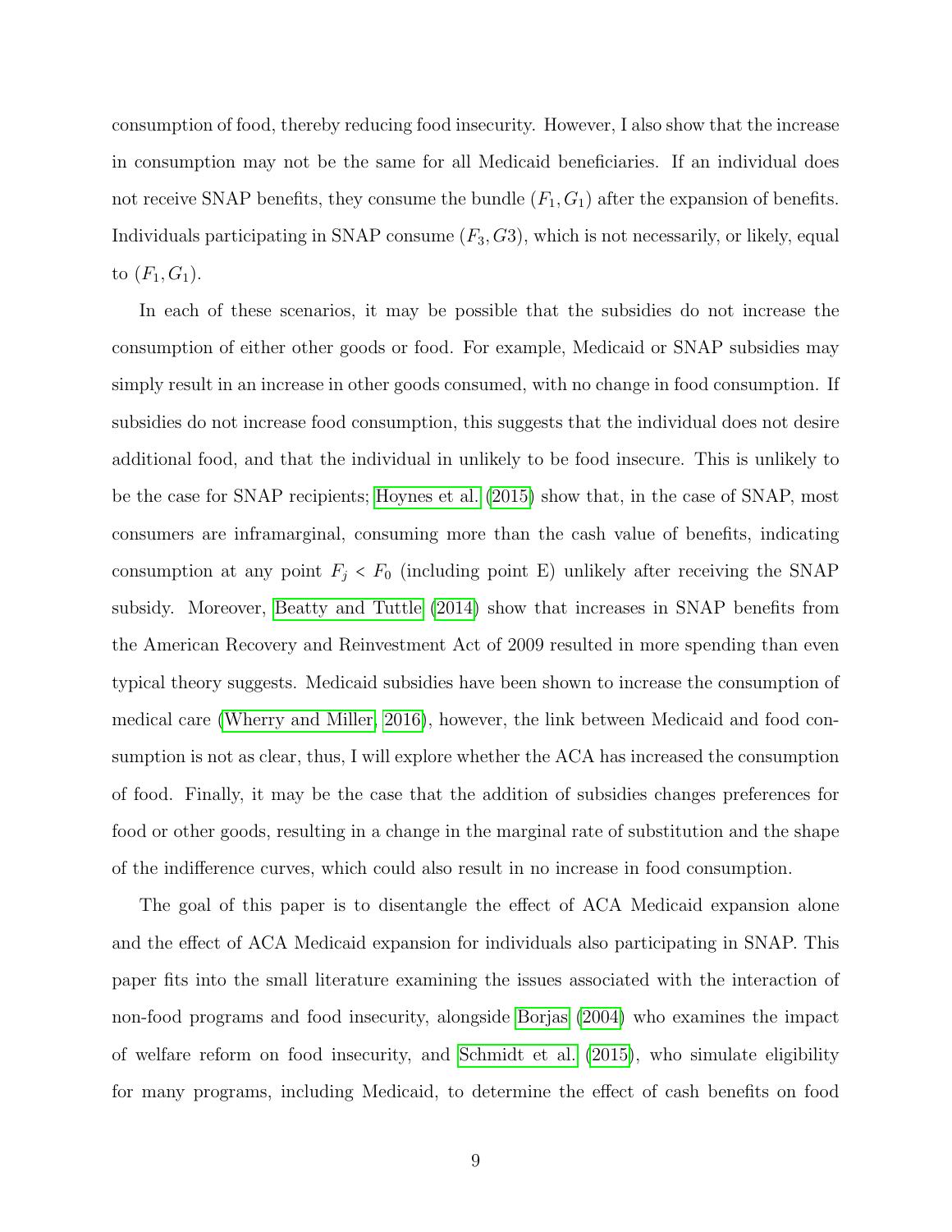consumption of food, thereby reducing food insecurity. However, I also show that the increase in consumption may not be the same for all Medicaid beneficiaries. If an individual does not receive SNAP benefits, they consume the bundle $(F_1, G_1)$ after the expansion of benefits. Individuals participating in SNAP consume $(F_3, G3)$, which is not necessarily, or likely, equal to $(F_1, G_1)$.

In each of these scenarios, it may be possible that the subsidies do not increase the consumption of either other goods or food. For example, Medicaid or SNAP subsidies may simply result in an increase in other goods consumed, with no change in food consumption. If subsidies do not increase food consumption, this suggests that the individual does not desire additional food, and that the individual in unlikely to be food insecure. This is unlikely to be the case for SNAP recipients; Hoynes et al. (2015) show that, in the case of SNAP, most consumers are inframarginal, consuming more than the cash value of benefits, indicating consumption at any point $F_j < F_0$ (including point E) unlikely after receiving the SNAP subsidy. Moreover, Beatty and Tuttle (2014) show that increases in SNAP benefits from the American Recovery and Reinvestment Act of 2009 resulted in more spending than even typical theory suggests. Medicaid subsidies have been shown to increase the consumption of medical care (Wherry and Miller, 2016), however, the link between Medicaid and food consumption is not as clear, thus, I will explore whether the ACA has increased the consumption of food. Finally, it may be the case that the addition of subsidies changes preferences for food or other goods, resulting in a change in the marginal rate of substitution and the shape of the indifference curves, which could also result in no increase in food consumption.

The goal of this paper is to disentangle the effect of ACA Medicaid expansion alone and the effect of ACA Medicaid expansion for individuals also participating in SNAP. This paper fits into the small literature examining the issues associated with the interaction of non-food programs and food insecurity, alongside Borjas (2004) who examines the impact of welfare reform on food insecurity, and Schmidt et al. (2015), who simulate eligibility for many programs, including Medicaid, to determine the effect of cash benefits on food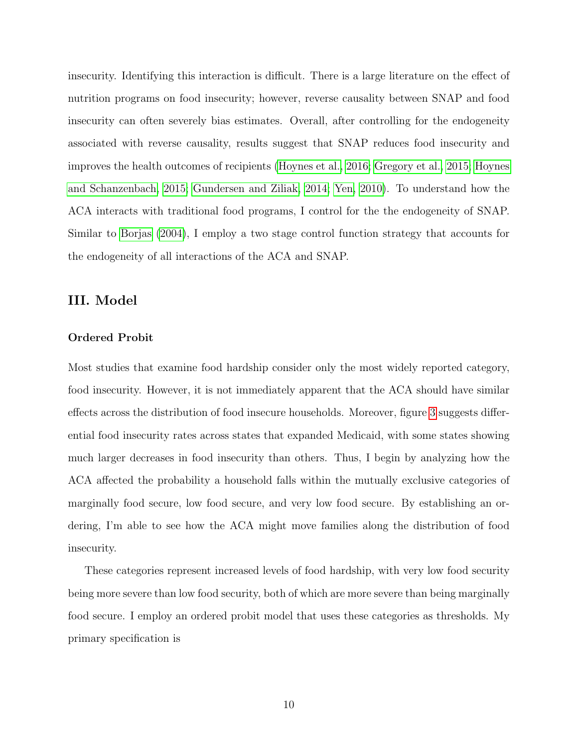insecurity. Identifying this interaction is difficult. There is a large literature on the effect of nutrition programs on food insecurity; however, reverse causality between SNAP and food insecurity can often severely bias estimates. Overall, after controlling for the endogeneity associated with reverse causality, results suggest that SNAP reduces food insecurity and improves the health outcomes of recipients (Hoynes et al., 2016; Gregory et al., 2015; Hoynes and Schanzenbach, 2015; Gundersen and Ziliak, 2014; Yen, 2010). To understand how the ACA interacts with traditional food programs, I control for the the endogeneity of SNAP. Similar to Borjas (2004), I employ a two stage control function strategy that accounts for the endogeneity of all interactions of the ACA and SNAP.

## III. Model

### Ordered Probit

Most studies that examine food hardship consider only the most widely reported category, food insecurity. However, it is not immediately apparent that the ACA should have similar effects across the distribution of food insecure households. Moreover, figure 3 suggests differential food insecurity rates across states that expanded Medicaid, with some states showing much larger decreases in food insecurity than others. Thus, I begin by analyzing how the ACA affected the probability a household falls within the mutually exclusive categories of marginally food secure, low food secure, and very low food secure. By establishing an ordering, I'm able to see how the ACA might move families along the distribution of food insecurity.

These categories represent increased levels of food hardship, with very low food security being more severe than low food security, both of which are more severe than being marginally food secure. I employ an ordered probit model that uses these categories as thresholds. My primary specification is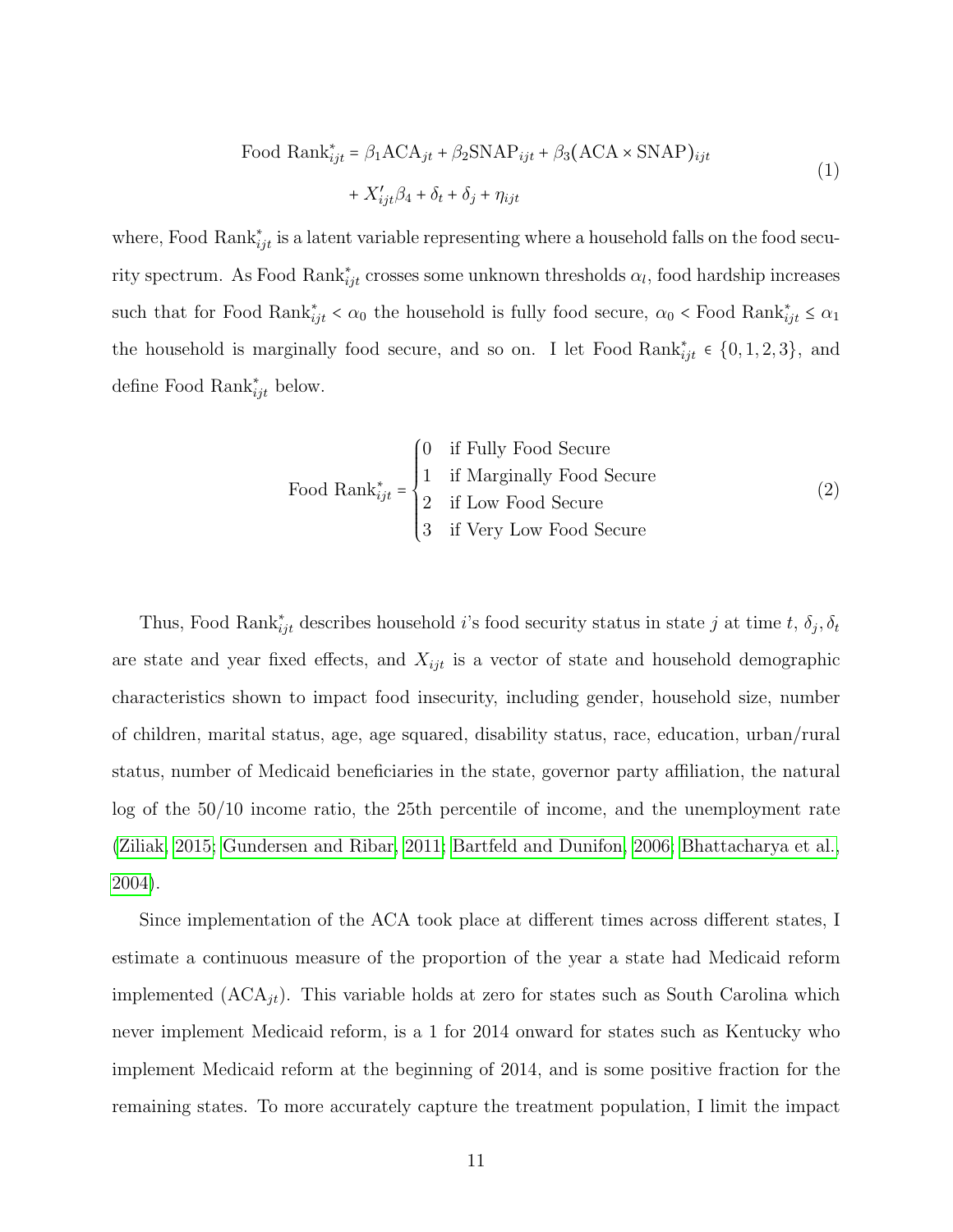$$
\begin{aligned}
\text{Food Rank}^*_{ijt} = \beta_1 \text{ACA}_{jt} + \beta_2 \text{SNAP}_{ijt} + \beta_3 (\text{ACA} \times \text{SNAP})_{ijt} \\
+ X'_{ijt}\beta_4 + \delta_t + \delta_j + \eta_{ijt}
\end{aligned}
\tag{1}
$$

where, $\text{Food Rank}^*_{ijt}$ is a latent variable representing where a household falls on the food security spectrum. As $\text{Food Rank}^*_{ijt}$ crosses some unknown thresholds $\alpha_l$, food hardship increases such that for $\text{Food Rank}^*_{ijt} < \alpha_0$ the household is fully food secure, $\alpha_0 < \text{Food Rank}^*_{ijt} \leq \alpha_1$ the household is marginally food secure, and so on. I let $\text{Food Rank}^*_{ijt} \in \{0, 1, 2, 3\}$, and define $\text{Food Rank}^*_{ijt}$ below.

$$
\text{Food Rank}^*_{ijt} = \begin{cases} 0 & \text{if Fully Food Secure} \\ 1 & \text{if Marginally Food Secure} \\ 2 & \text{if Low Food Secure} \\ 3 & \text{if Very Low Food Secure} \end{cases}
\tag{2}
$$

Thus, $\text{Food Rank}^*_{ijt}$ describes household $i$'s food security status in state $j$ at time $t$, $\delta_j, \delta_t$ are state and year fixed effects, and $X_{ijt}$ is a vector of state and household demographic characteristics shown to impact food insecurity, including gender, household size, number of children, marital status, age, age squared, disability status, race, education, urban/rural status, number of Medicaid beneficiaries in the state, governor party affiliation, the natural log of the 50/10 income ratio, the 25th percentile of income, and the unemployment rate (Ziliak, 2015; Gundersen and Ribar, 2011; Bartfeld and Dunifon, 2006; Bhattacharya et al., 2004).

Since implementation of the ACA took place at different times across different states, I estimate a continuous measure of the proportion of the year a state had Medicaid reform implemented ($\text{ACA}_{jt}$). This variable holds at zero for states such as South Carolina which never implement Medicaid reform, is a 1 for 2014 onward for states such as Kentucky who implement Medicaid reform at the beginning of 2014, and is some positive fraction for the remaining states. To more accurately capture the treatment population, I limit the impact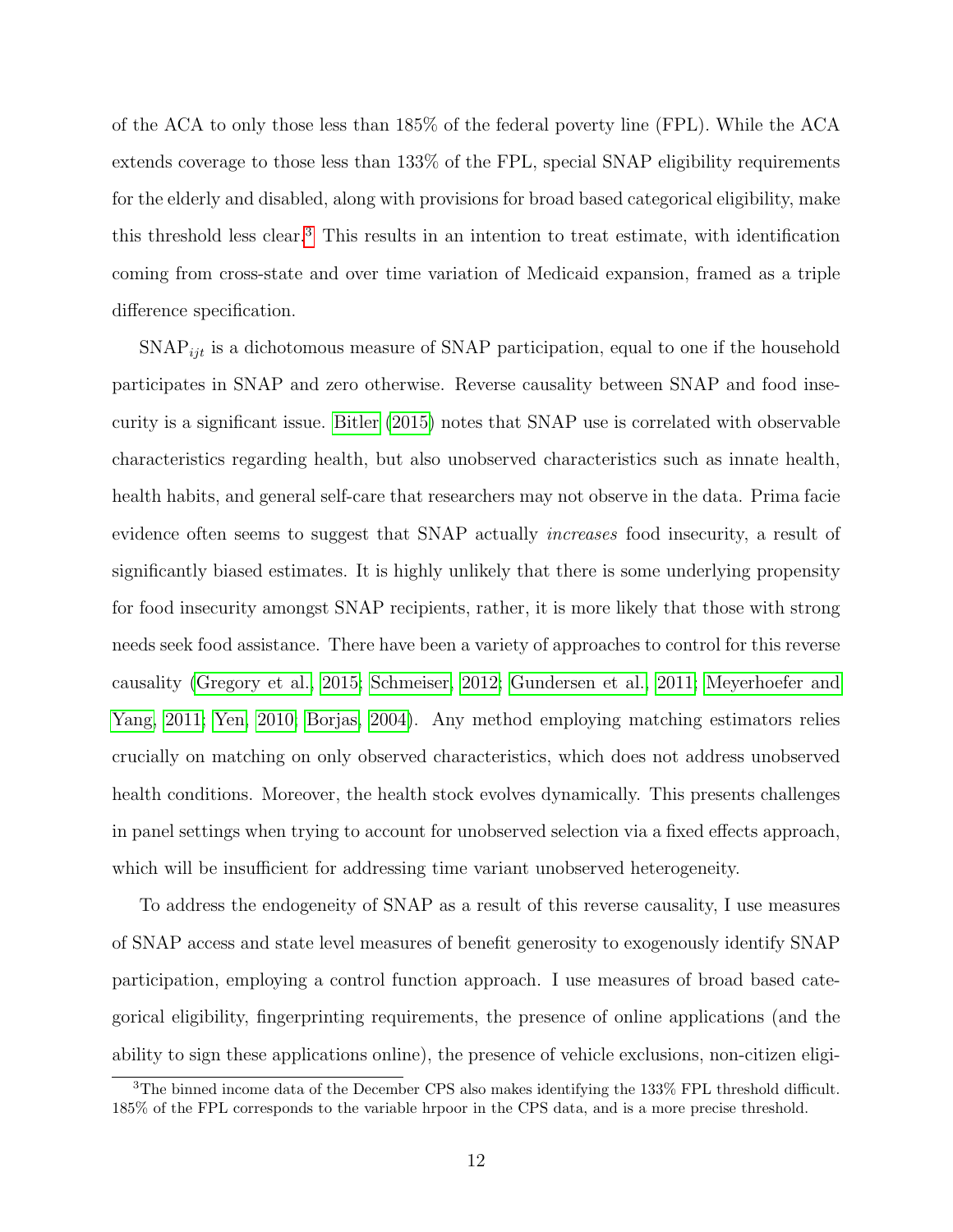of the ACA to only those less than 185% of the federal poverty line (FPL). While the ACA extends coverage to those less than 133% of the FPL, special SNAP eligibility requirements for the elderly and disabled, along with provisions for broad based categorical eligibility, make this threshold less clear.[3] This results in an intention to treat estimate, with identification coming from cross-state and over time variation of Medicaid expansion, framed as a triple difference specification.

$\text{SNAP}_{ijt}$ is a dichotomous measure of SNAP participation, equal to one if the household participates in SNAP and zero otherwise. Reverse causality between SNAP and food insecurity is a significant issue. Bitler (2015) notes that SNAP use is correlated with observable characteristics regarding health, but also unobserved characteristics such as innate health, health habits, and general self-care that researchers may not observe in the data. Prima facie evidence often seems to suggest that SNAP actually *increases* food insecurity, a result of significantly biased estimates. It is highly unlikely that there is some underlying propensity for food insecurity amongst SNAP recipients, rather, it is more likely that those with strong needs seek food assistance. There have been a variety of approaches to control for this reverse causality (Gregory et al., 2015; Schmeiser, 2012; Gundersen et al., 2011; Meyerhoefer and Yang, 2011; Yen, 2010; Borjas, 2004). Any method employing matching estimators relies crucially on matching on only observed characteristics, which does not address unobserved health conditions. Moreover, the health stock evolves dynamically. This presents challenges in panel settings when trying to account for unobserved selection via a fixed effects approach, which will be insufficient for addressing time variant unobserved heterogeneity.

To address the endogeneity of SNAP as a result of this reverse causality, I use measures of SNAP access and state level measures of benefit generosity to exogenously identify SNAP participation, employing a control function approach. I use measures of broad based categorical eligibility, fingerprinting requirements, the presence of online applications (and the ability to sign these applications online), the presence of vehicle exclusions, non-citizen eligi-

[3] The binned income data of the December CPS also makes identifying the 133% FPL threshold difficult. 185% of the FPL corresponds to the variable hrpoor in the CPS data, and is a more precise threshold.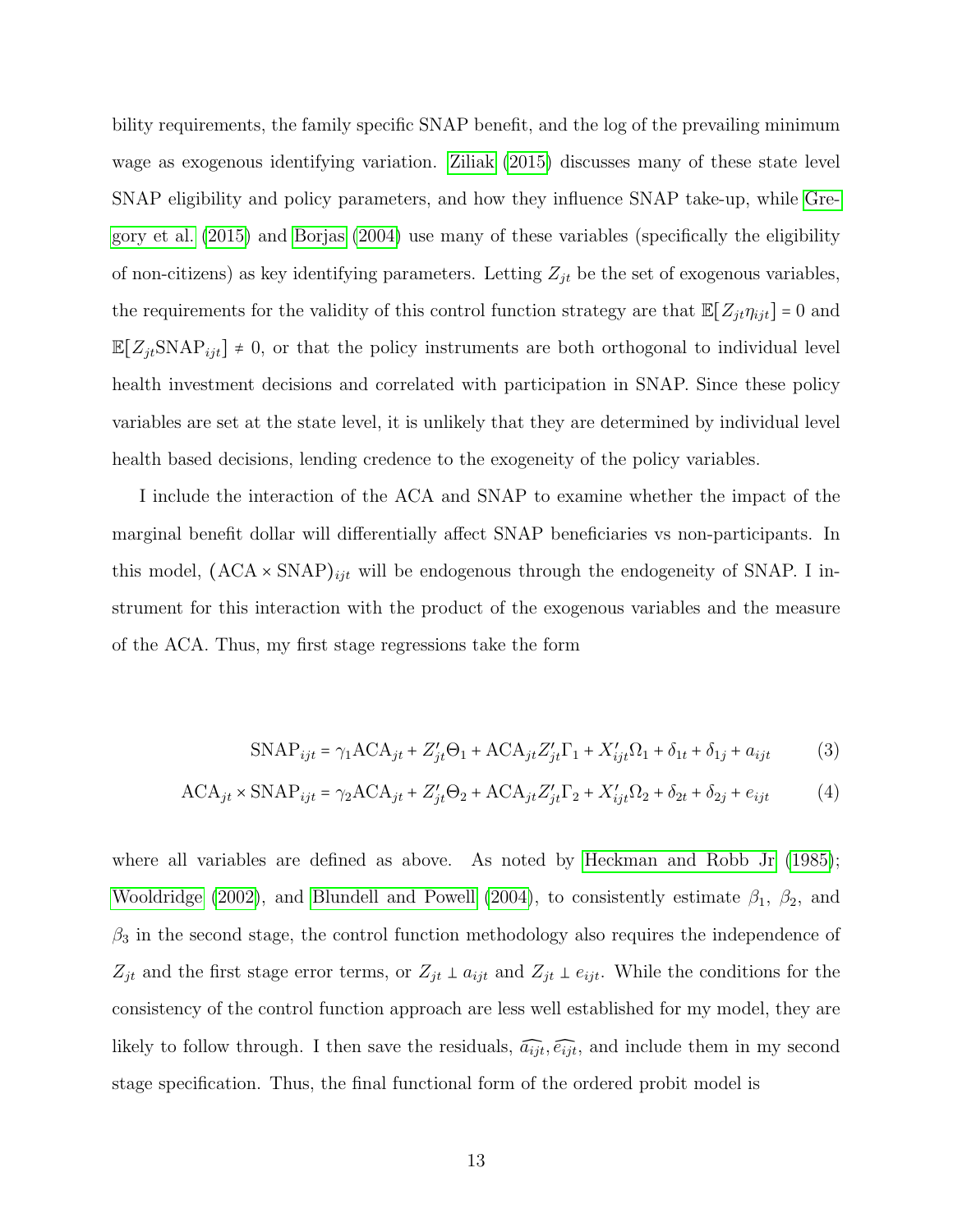bility requirements, the family specific SNAP benefit, and the log of the prevailing minimum wage as exogenous identifying variation. Ziliak (2015) discusses many of these state level SNAP eligibility and policy parameters, and how they influence SNAP take-up, while Gregory et al. (2015) and Borjas (2004) use many of these variables (specifically the eligibility of non-citizens) as key identifying parameters. Letting $Z_{jt}$ be the set of exogenous variables, the requirements for the validity of this control function strategy are that $\mathbb{E}[Z_{jt}\eta_{ijt}] = 0$ and $\mathbb{E}[Z_{jt}\text{SNAP}_{ijt}] \neq 0$, or that the policy instruments are both orthogonal to individual level health investment decisions and correlated with participation in SNAP. Since these policy variables are set at the state level, it is unlikely that they are determined by individual level health based decisions, lending credence to the exogeneity of the policy variables.

I include the interaction of the ACA and SNAP to examine whether the impact of the marginal benefit dollar will differentially affect SNAP beneficiaries vs non-participants. In this model, $(\text{ACA} \times \text{SNAP})_{ijt}$ will be endogenous through the endogeneity of SNAP. I instrument for this interaction with the product of the exogenous variables and the measure of the ACA. Thus, my first stage regressions take the form

$$\text{SNAP}_{ijt} = \gamma_1 \text{ACA}_{jt} + Z'_{jt}\Theta_1 + \text{ACA}_{jt}Z'_{jt}\Gamma_1 + X'_{ijt}\Omega_1 + \delta_{1t} + \delta_{1j} + a_{ijt} \quad (3)$$

$$\text{ACA}_{jt} \times \text{SNAP}_{ijt} = \gamma_2 \text{ACA}_{jt} + Z'_{jt}\Theta_2 + \text{ACA}_{jt}Z'_{jt}\Gamma_2 + X'_{ijt}\Omega_2 + \delta_{2t} + \delta_{2j} + e_{ijt} \quad (4)$$

where all variables are defined as above. As noted by Heckman and Robb Jr (1985); Wooldridge (2002), and Blundell and Powell (2004), to consistently estimate $\beta_1$, $\beta_2$, and $\beta_3$ in the second stage, the control function methodology also requires the independence of $Z_{jt}$ and the first stage error terms, or $Z_{jt} \perp a_{ijt}$ and $Z_{jt} \perp e_{ijt}$. While the conditions for the consistency of the control function approach are less well established for my model, they are likely to follow through. I then save the residuals, $\widehat{a_{ijt}}, \widehat{e_{ijt}}$, and include them in my second stage specification. Thus, the final functional form of the ordered probit model is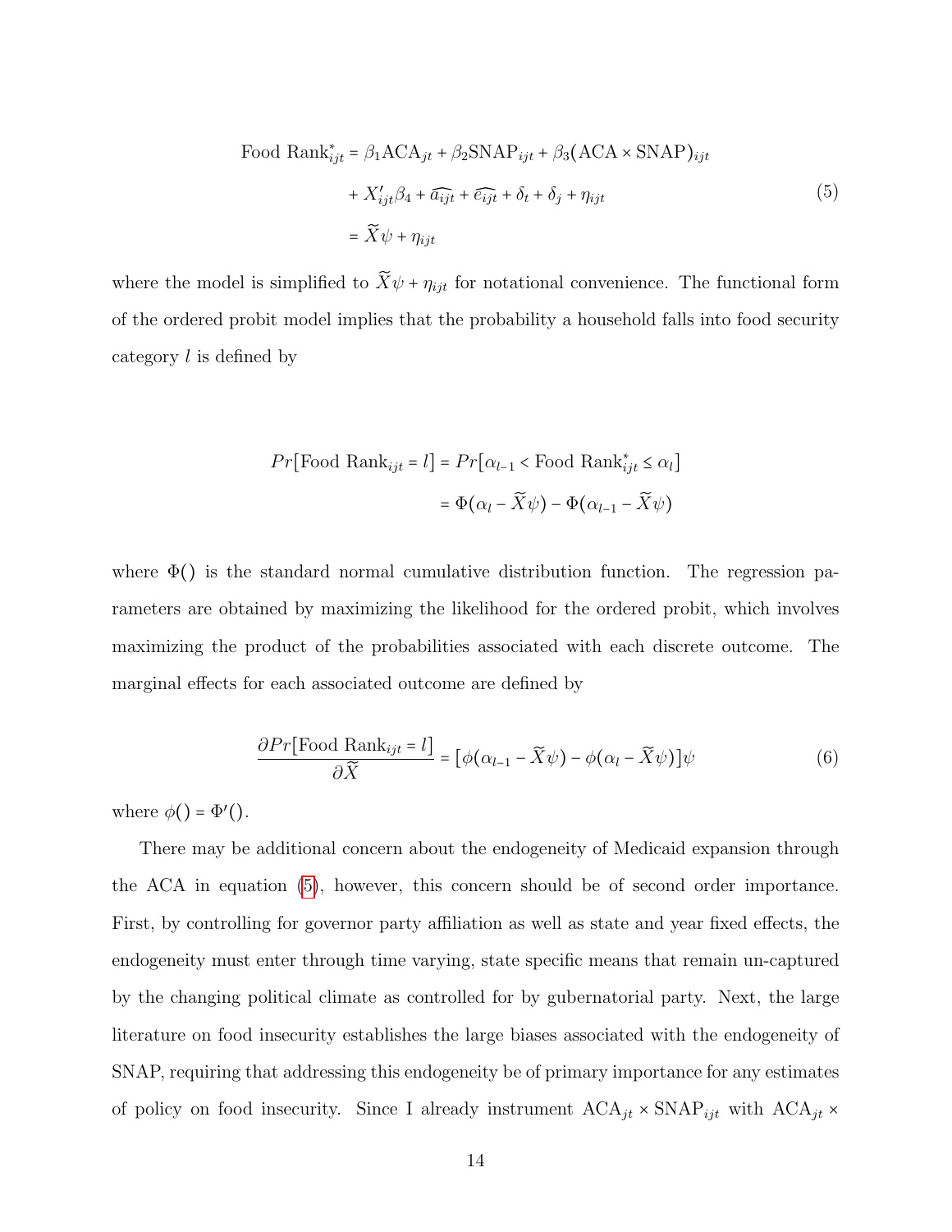$$
\begin{aligned}
\text{Food Rank}^*_{ijt} &= \beta_1 \text{ACA}_{jt} + \beta_2 \text{SNAP}_{ijt} + \beta_3 (\text{ACA} \times \text{SNAP})_{ijt} \\
&\quad + X'_{ijt}\beta_4 + \widehat{a_{ijt}} + \widehat{e_{ijt}} + \delta_t + \delta_j + \eta_{ijt} \\
&= \widetilde{X}\psi + \eta_{ijt}
\end{aligned}
\tag{5}
$$

where the model is simplified to $\widetilde{X}\psi + \eta_{ijt}$ for notational convenience. The functional form of the ordered probit model implies that the probability a household falls into food security category $l$ is defined by

$$
\begin{aligned}
Pr[\text{Food Rank}_{ijt} = l] &= Pr[\alpha_{l-1} < \text{Food Rank}^*_{ijt} \leq \alpha_l] \\
&= \Phi(\alpha_l - \widetilde{X}\psi) - \Phi(\alpha_{l-1} - \widetilde{X}\psi)
\end{aligned}
$$

where $\Phi()$ is the standard normal cumulative distribution function. The regression parameters are obtained by maximizing the likelihood for the ordered probit, which involves maximizing the product of the probabilities associated with each discrete outcome. The marginal effects for each associated outcome are defined by

$$
\frac{\partial Pr[\text{Food Rank}_{ijt} = l]}{\partial \widetilde{X}} = [\phi(\alpha_{l-1} - \widetilde{X}\psi) - \phi(\alpha_l - \widetilde{X}\psi)]\psi \tag{6}
$$

where $\phi() = \Phi'()$.

There may be additional concern about the endogeneity of Medicaid expansion through the ACA in equation (5), however, this concern should be of second order importance. First, by controlling for governor party affiliation as well as state and year fixed effects, the endogeneity must enter through time varying, state specific means that remain un-captured by the changing political climate as controlled for by gubernatorial party. Next, the large literature on food insecurity establishes the large biases associated with the endogeneity of SNAP, requiring that addressing this endogeneity be of primary importance for any estimates of policy on food insecurity. Since I already instrument $\text{ACA}_{jt} \times \text{SNAP}_{ijt}$ with $\text{ACA}_{jt} \times$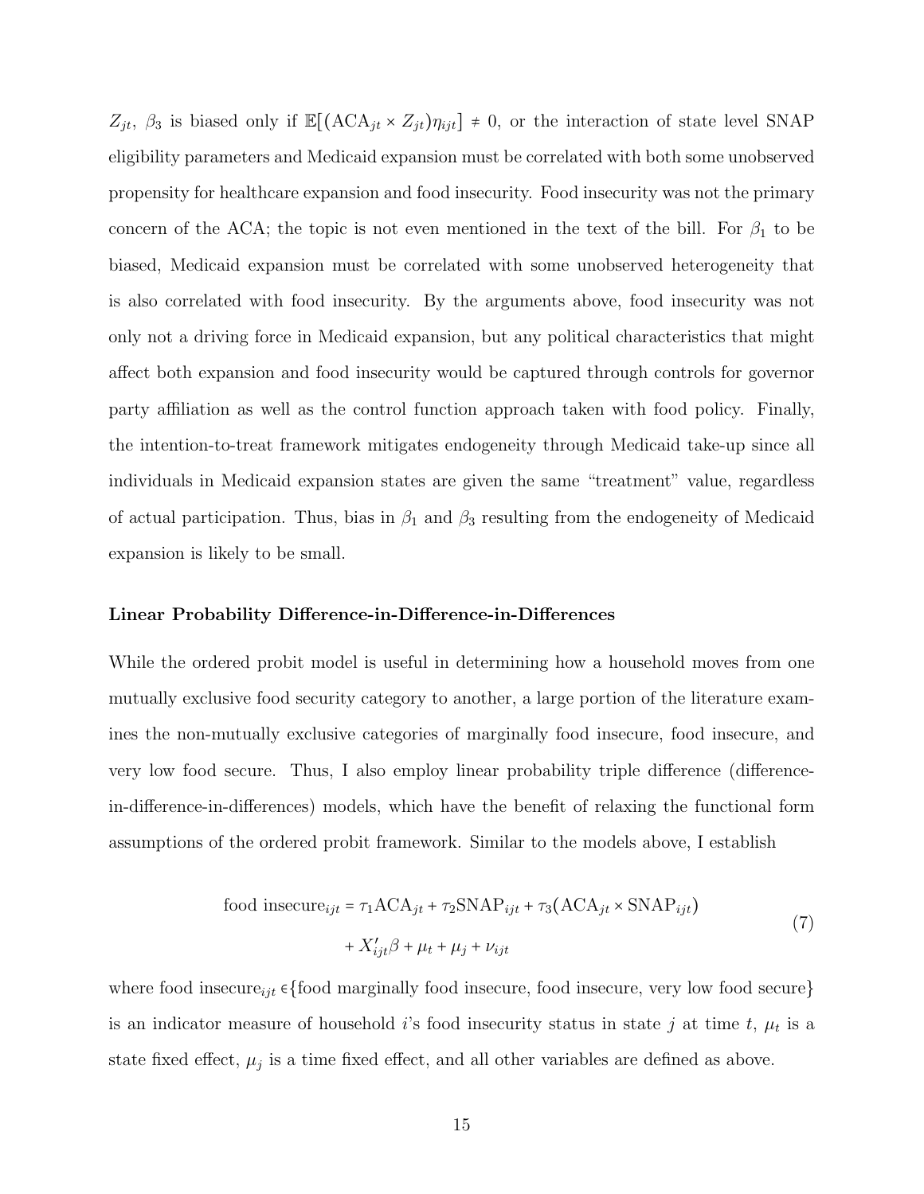$Z_{jt}$, $\beta_3$ is biased only if $\mathbb{E}[(\text{ACA}_{jt} \times Z_{jt})\eta_{ijt}] \neq 0$, or the interaction of state level SNAP eligibility parameters and Medicaid expansion must be correlated with both some unobserved propensity for healthcare expansion and food insecurity. Food insecurity was not the primary concern of the ACA; the topic is not even mentioned in the text of the bill. For $\beta_1$ to be biased, Medicaid expansion must be correlated with some unobserved heterogeneity that is also correlated with food insecurity. By the arguments above, food insecurity was not only not a driving force in Medicaid expansion, but any political characteristics that might affect both expansion and food insecurity would be captured through controls for governor party affiliation as well as the control function approach taken with food policy. Finally, the intention-to-treat framework mitigates endogeneity through Medicaid take-up since all individuals in Medicaid expansion states are given the same "treatment" value, regardless of actual participation. Thus, bias in $\beta_1$ and $\beta_3$ resulting from the endogeneity of Medicaid expansion is likely to be small.

### Linear Probability Difference-in-Difference-in-Differences

While the ordered probit model is useful in determining how a household moves from one mutually exclusive food security category to another, a large portion of the literature examines the non-mutually exclusive categories of marginally food insecure, food insecure, and very low food secure. Thus, I also employ linear probability triple difference (difference-in-difference-in-differences) models, which have the benefit of relaxing the functional form assumptions of the ordered probit framework. Similar to the models above, I establish

$$
\begin{aligned}
\text{food insecure}_{ijt} &= \tau_1 \text{ACA}_{jt} + \tau_2 \text{SNAP}_{ijt} + \tau_3 (\text{ACA}_{jt} \times \text{SNAP}_{ijt}) \\
&\quad + X'_{ijt}\beta + \mu_t + \mu_j + \nu_{ijt}
\end{aligned}
\tag{7}
$$

where $\text{food insecure}_{ijt} \in$ {food marginally food insecure, food insecure, very low food secure} is an indicator measure of household $i$'s food insecurity status in state $j$ at time $t$, $\mu_t$ is a state fixed effect, $\mu_j$ is a time fixed effect, and all other variables are defined as above.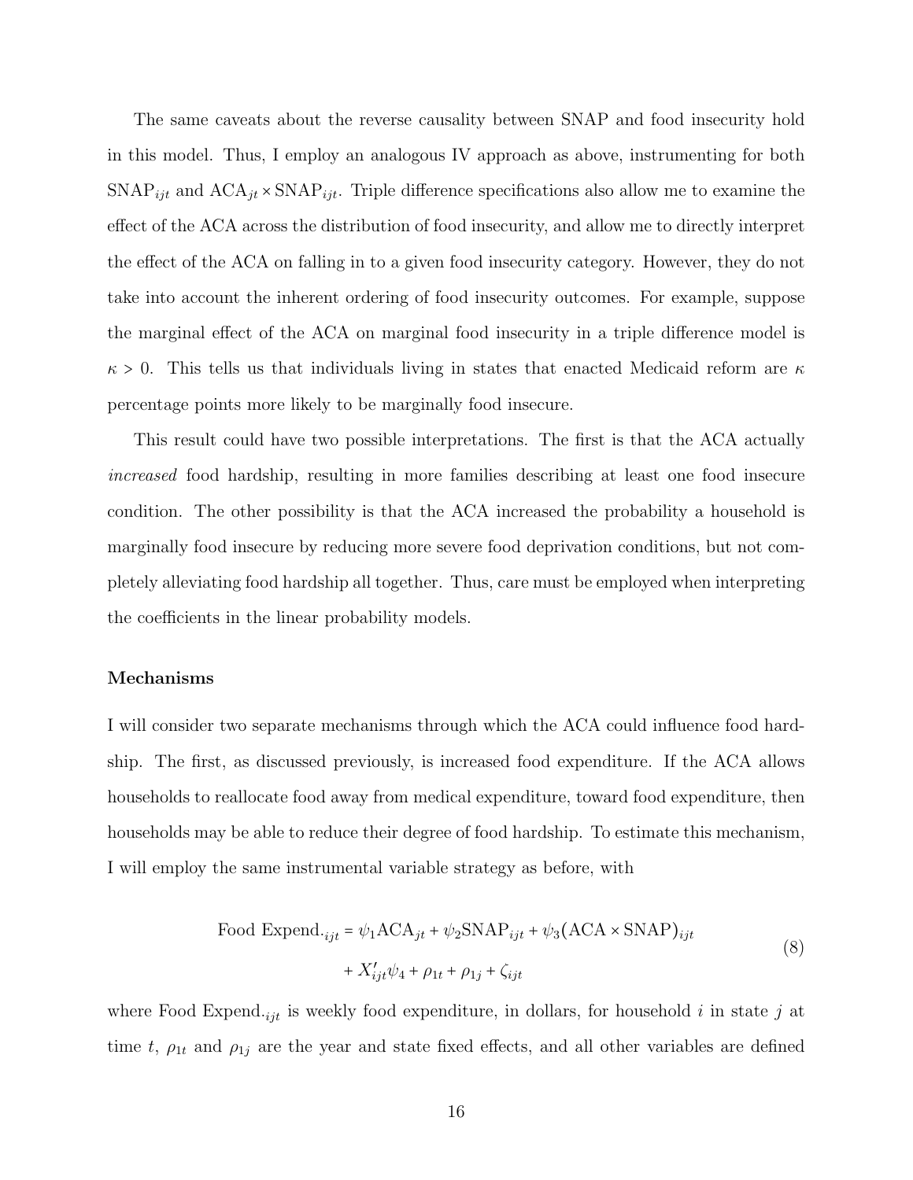The same caveats about the reverse causality between SNAP and food insecurity hold in this model. Thus, I employ an analogous IV approach as above, instrumenting for both $\text{SNAP}_{ijt}$ and $\text{ACA}_{jt} \times \text{SNAP}_{ijt}$. Triple difference specifications also allow me to examine the effect of the ACA across the distribution of food insecurity, and allow me to directly interpret the effect of the ACA on falling in to a given food insecurity category. However, they do not take into account the inherent ordering of food insecurity outcomes. For example, suppose the marginal effect of the ACA on marginal food insecurity in a triple difference model is $\kappa > 0$. This tells us that individuals living in states that enacted Medicaid reform are $\kappa$ percentage points more likely to be marginally food insecure.

This result could have two possible interpretations. The first is that the ACA actually *increased* food hardship, resulting in more families describing at least one food insecure condition. The other possibility is that the ACA increased the probability a household is marginally food insecure by reducing more severe food deprivation conditions, but not completely alleviating food hardship all together. Thus, care must be employed when interpreting the coefficients in the linear probability models.

### Mechanisms

I will consider two separate mechanisms through which the ACA could influence food hardship. The first, as discussed previously, is increased food expenditure. If the ACA allows households to reallocate food away from medical expenditure, toward food expenditure, then households may be able to reduce their degree of food hardship. To estimate this mechanism, I will employ the same instrumental variable strategy as before, with

$$
\begin{aligned}
\text{Food Expend.}_{ijt} = \psi_1 \text{ACA}_{jt} + \psi_2 \text{SNAP}_{ijt} + \psi_3 (\text{ACA} \times \text{SNAP})_{ijt} \\
+ X'_{ijt}\psi_4 + \rho_{1t} + \rho_{1j} + \zeta_{ijt}
\end{aligned}
\tag{8}
$$

where $\text{Food Expend.}_{ijt}$ is weekly food expenditure, in dollars, for household $i$ in state $j$ at time $t$, $\rho_{1t}$ and $\rho_{1j}$ are the year and state fixed effects, and all other variables are defined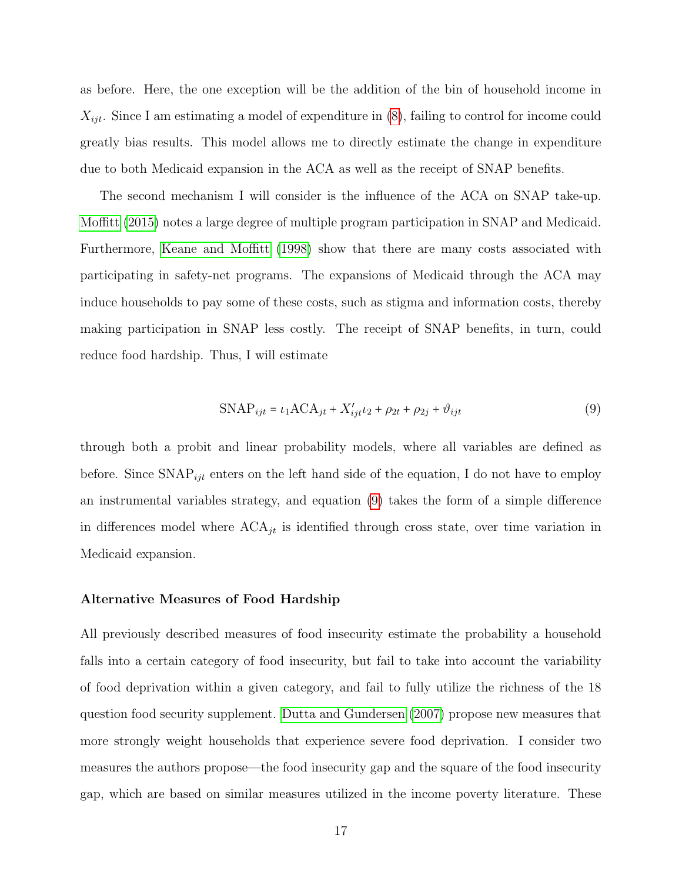as before. Here, the one exception will be the addition of the bin of household income in $X_{ijt}$. Since I am estimating a model of expenditure in (8), failing to control for income could greatly bias results. This model allows me to directly estimate the change in expenditure due to both Medicaid expansion in the ACA as well as the receipt of SNAP benefits.

The second mechanism I will consider is the influence of the ACA on SNAP take-up. Moffitt (2015) notes a large degree of multiple program participation in SNAP and Medicaid. Furthermore, Keane and Moffitt (1998) show that there are many costs associated with participating in safety-net programs. The expansions of Medicaid through the ACA may induce households to pay some of these costs, such as stigma and information costs, thereby making participation in SNAP less costly. The receipt of SNAP benefits, in turn, could reduce food hardship. Thus, I will estimate

$$\text{SNAP}_{ijt} = \iota_1 \text{ACA}_{jt} + X'_{ijt}\iota_2 + \rho_{2t} + \rho_{2j} + \vartheta_{ijt} \tag{9}$$

through both a probit and linear probability models, where all variables are defined as before. Since $\text{SNAP}_{ijt}$ enters on the left hand side of the equation, I do not have to employ an instrumental variables strategy, and equation (9) takes the form of a simple difference in differences model where $\text{ACA}_{jt}$ is identified through cross state, over time variation in Medicaid expansion.

### Alternative Measures of Food Hardship

All previously described measures of food insecurity estimate the probability a household falls into a certain category of food insecurity, but fail to take into account the variability of food deprivation within a given category, and fail to fully utilize the richness of the 18 question food security supplement. Dutta and Gundersen (2007) propose new measures that more strongly weight households that experience severe food deprivation. I consider two measures the authors propose—the food insecurity gap and the square of the food insecurity gap, which are based on similar measures utilized in the income poverty literature. These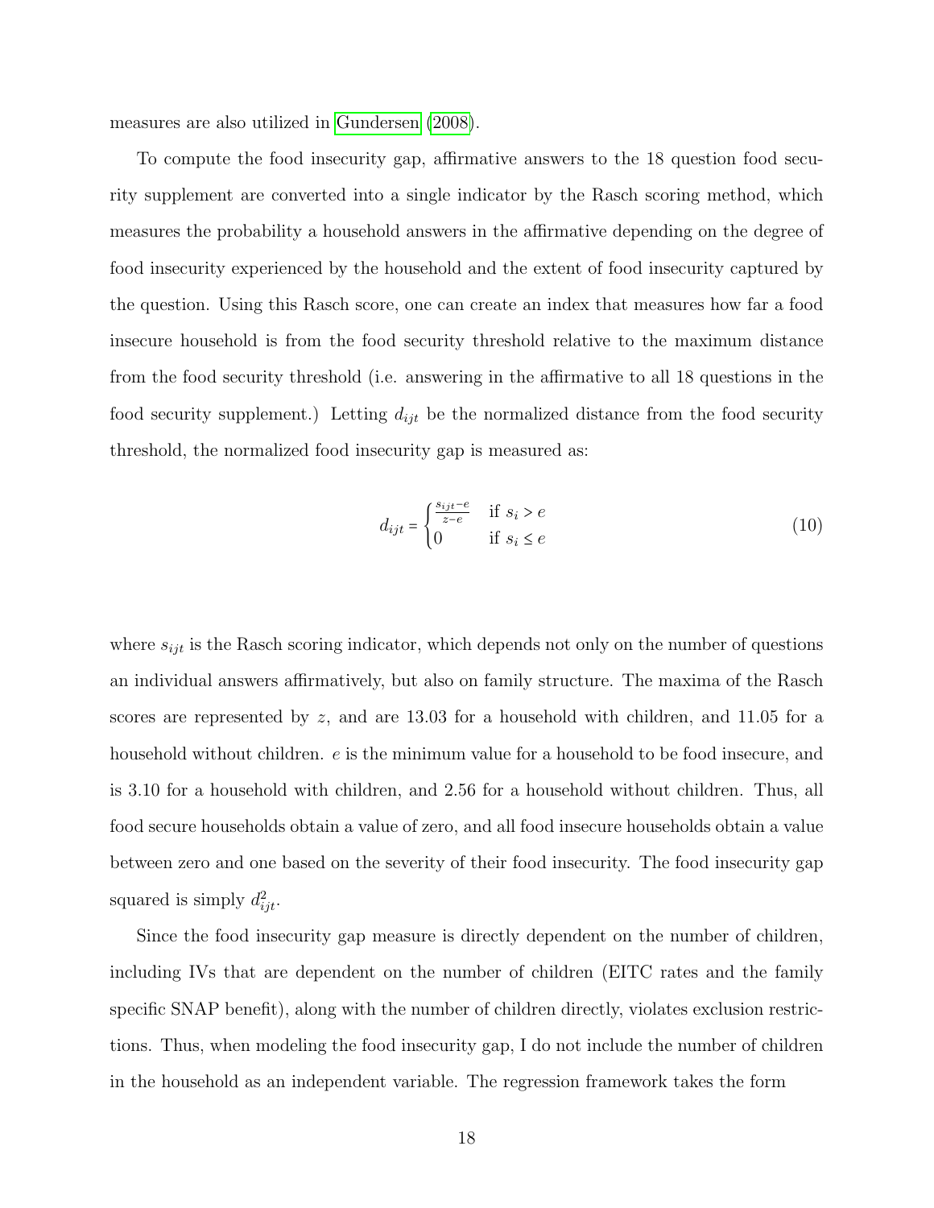measures are also utilized in Gundersen (2008).

To compute the food insecurity gap, affirmative answers to the 18 question food security supplement are converted into a single indicator by the Rasch scoring method, which measures the probability a household answers in the affirmative depending on the degree of food insecurity experienced by the household and the extent of food insecurity captured by the question. Using this Rasch score, one can create an index that measures how far a food insecure household is from the food security threshold relative to the maximum distance from the food security threshold (i.e. answering in the affirmative to all 18 questions in the food security supplement.) Letting $d_{ijt}$ be the normalized distance from the food security threshold, the normalized food insecurity gap is measured as:

$$d_{ijt} = \begin{cases} \frac{s_{ijt}-e}{z-e} & \text{if } s_i > e \\ 0 & \text{if } s_i \leq e \end{cases} \tag{10}$$

where $s_{ijt}$ is the Rasch scoring indicator, which depends not only on the number of questions an individual answers affirmatively, but also on family structure. The maxima of the Rasch scores are represented by $z$, and are 13.03 for a household with children, and 11.05 for a household without children. $e$ is the minimum value for a household to be food insecure, and is 3.10 for a household with children, and 2.56 for a household without children. Thus, all food secure households obtain a value of zero, and all food insecure households obtain a value between zero and one based on the severity of their food insecurity. The food insecurity gap squared is simply $d_{ijt}^2$.

Since the food insecurity gap measure is directly dependent on the number of children, including IVs that are dependent on the number of children (EITC rates and the family specific SNAP benefit), along with the number of children directly, violates exclusion restrictions. Thus, when modeling the food insecurity gap, I do not include the number of children in the household as an independent variable. The regression framework takes the form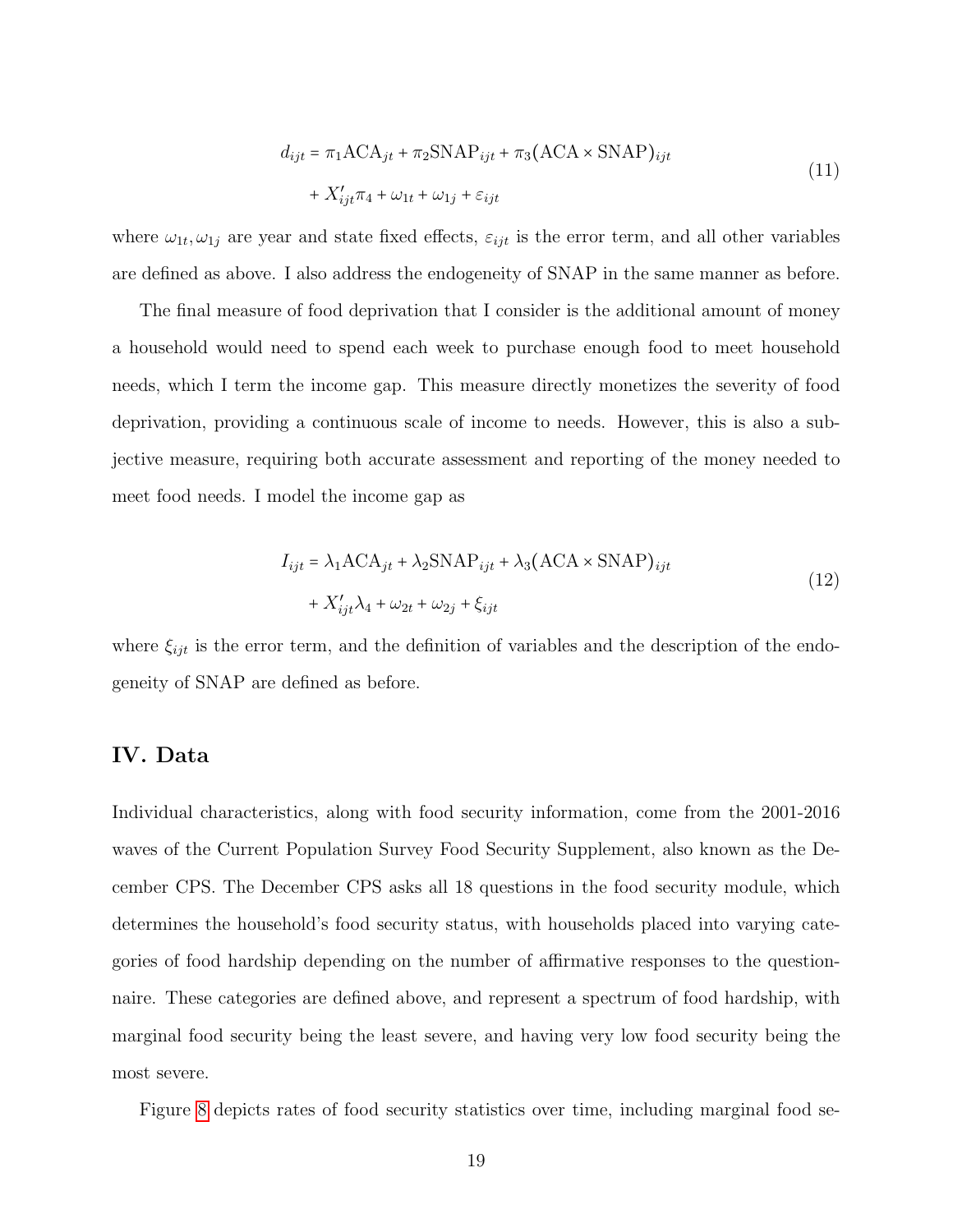$$
\begin{aligned}
d_{ijt} &= \pi_1 \text{ACA}_{jt} + \pi_2 \text{SNAP}_{ijt} + \pi_3 (\text{ACA} \times \text{SNAP})_{ijt} \\
&\quad + X'_{ijt}\pi_4 + \omega_{1t} + \omega_{1j} + \varepsilon_{ijt}
\end{aligned}
\tag{11}
$$

where $\omega_{1t}, \omega_{1j}$ are year and state fixed effects, $\varepsilon_{ijt}$ is the error term, and all other variables are defined as above. I also address the endogeneity of SNAP in the same manner as before.

The final measure of food deprivation that I consider is the additional amount of money a household would need to spend each week to purchase enough food to meet household needs, which I term the income gap. This measure directly monetizes the severity of food deprivation, providing a continuous scale of income to needs. However, this is also a subjective measure, requiring both accurate assessment and reporting of the money needed to meet food needs. I model the income gap as

$$
\begin{aligned}
I_{ijt} &= \lambda_1 \text{ACA}_{jt} + \lambda_2 \text{SNAP}_{ijt} + \lambda_3 (\text{ACA} \times \text{SNAP})_{ijt} \\
&\quad + X'_{ijt}\lambda_4 + \omega_{2t} + \omega_{2j} + \xi_{ijt}
\end{aligned}
\tag{12}
$$

where $\xi_{ijt}$ is the error term, and the definition of variables and the description of the endogeneity of SNAP are defined as before.

## IV. Data

Individual characteristics, along with food security information, come from the 2001-2016 waves of the Current Population Survey Food Security Supplement, also known as the December CPS. The December CPS asks all 18 questions in the food security module, which determines the household's food security status, with households placed into varying categories of food hardship depending on the number of affirmative responses to the questionnaire. These categories are defined above, and represent a spectrum of food hardship, with marginal food security being the least severe, and having very low food security being the most severe.

Figure 8 depicts rates of food security statistics over time, including marginal food se-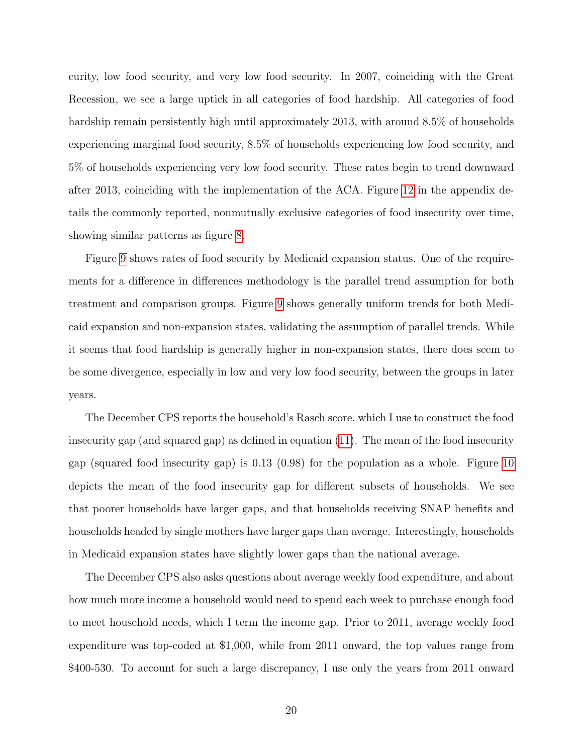curity, low food security, and very low food security. In 2007, coinciding with the Great Recession, we see a large uptick in all categories of food hardship. All categories of food hardship remain persistently high until approximately 2013, with around 8.5% of households experiencing marginal food security, 8.5% of households experiencing low food security, and 5% of households experiencing very low food security. These rates begin to trend downward after 2013, coinciding with the implementation of the ACA. Figure 12 in the appendix details the commonly reported, nonmutually exclusive categories of food insecurity over time, showing similar patterns as figure 8.

Figure 9 shows rates of food security by Medicaid expansion status. One of the requirements for a difference in differences methodology is the parallel trend assumption for both treatment and comparison groups. Figure 9 shows generally uniform trends for both Medicaid expansion and non-expansion states, validating the assumption of parallel trends. While it seems that food hardship is generally higher in non-expansion states, there does seem to be some divergence, especially in low and very low food security, between the groups in later years.

The December CPS reports the household's Rasch score, which I use to construct the food insecurity gap (and squared gap) as defined in equation (11). The mean of the food insecurity gap (squared food insecurity gap) is 0.13 (0.98) for the population as a whole. Figure 10 depicts the mean of the food insecurity gap for different subsets of households. We see that poorer households have larger gaps, and that households receiving SNAP benefits and households headed by single mothers have larger gaps than average. Interestingly, households in Medicaid expansion states have slightly lower gaps than the national average.

The December CPS also asks questions about average weekly food expenditure, and about how much more income a household would need to spend each week to purchase enough food to meet household needs, which I term the income gap. Prior to 2011, average weekly food expenditure was top-coded at $1,000, while from 2011 onward, the top values range from $400-530. To account for such a large discrepancy, I use only the years from 2011 onward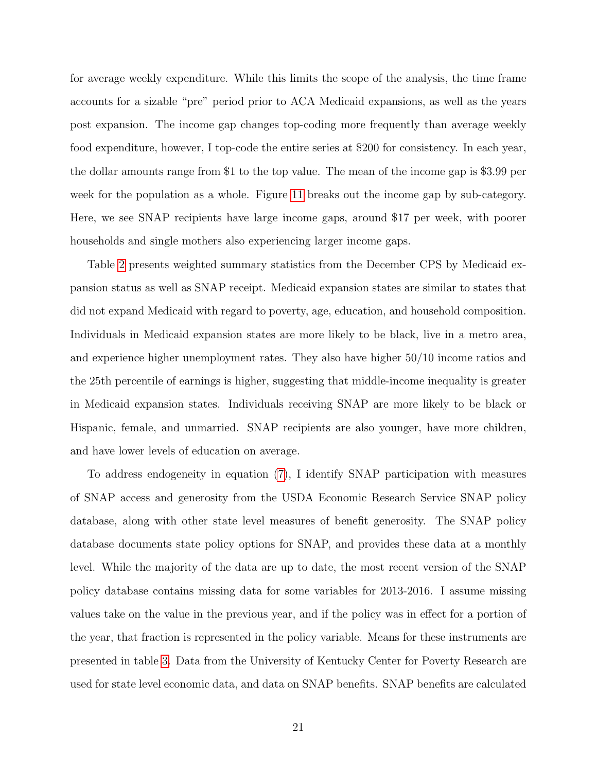for average weekly expenditure. While this limits the scope of the analysis, the time frame accounts for a sizable "pre" period prior to ACA Medicaid expansions, as well as the years post expansion. The income gap changes top-coding more frequently than average weekly food expenditure, however, I top-code the entire series at $200 for consistency. In each year, the dollar amounts range from $1 to the top value. The mean of the income gap is $3.99 per week for the population as a whole. Figure 11 breaks out the income gap by sub-category. Here, we see SNAP recipients have large income gaps, around $17 per week, with poorer households and single mothers also experiencing larger income gaps.

Table 2 presents weighted summary statistics from the December CPS by Medicaid expansion status as well as SNAP receipt. Medicaid expansion states are similar to states that did not expand Medicaid with regard to poverty, age, education, and household composition. Individuals in Medicaid expansion states are more likely to be black, live in a metro area, and experience higher unemployment rates. They also have higher 50/10 income ratios and the 25th percentile of earnings is higher, suggesting that middle-income inequality is greater in Medicaid expansion states. Individuals receiving SNAP are more likely to be black or Hispanic, female, and unmarried. SNAP recipients are also younger, have more children, and have lower levels of education on average.

To address endogeneity in equation (7), I identify SNAP participation with measures of SNAP access and generosity from the USDA Economic Research Service SNAP policy database, along with other state level measures of benefit generosity. The SNAP policy database documents state policy options for SNAP, and provides these data at a monthly level. While the majority of the data are up to date, the most recent version of the SNAP policy database contains missing data for some variables for 2013-2016. I assume missing values take on the value in the previous year, and if the policy was in effect for a portion of the year, that fraction is represented in the policy variable. Means for these instruments are presented in table 3. Data from the University of Kentucky Center for Poverty Research are used for state level economic data, and data on SNAP benefits. SNAP benefits are calculated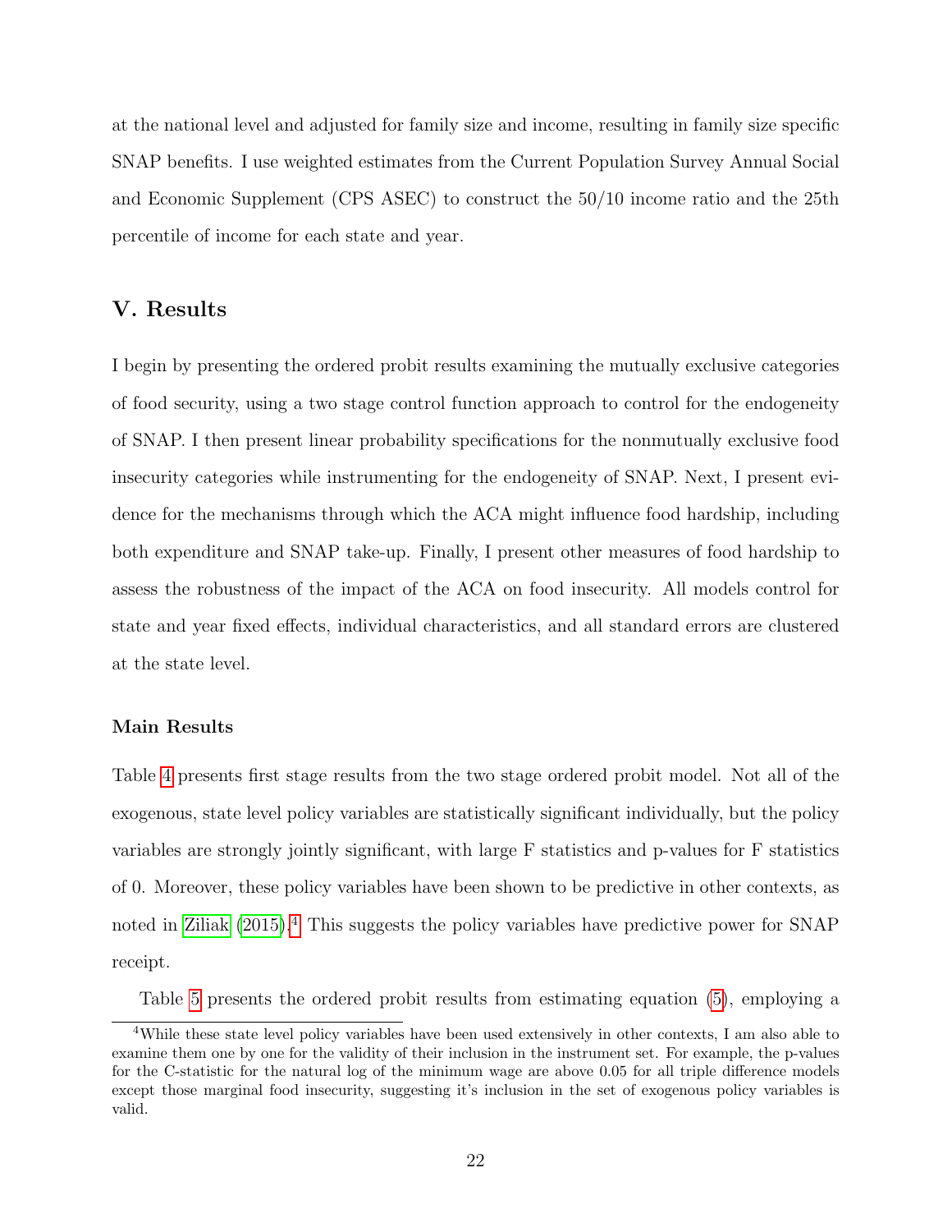at the national level and adjusted for family size and income, resulting in family size specific SNAP benefits. I use weighted estimates from the Current Population Survey Annual Social and Economic Supplement (CPS ASEC) to construct the 50/10 income ratio and the 25th percentile of income for each state and year.

## V. Results

I begin by presenting the ordered probit results examining the mutually exclusive categories of food security, using a two stage control function approach to control for the endogeneity of SNAP. I then present linear probability specifications for the nonmutually exclusive food insecurity categories while instrumenting for the endogeneity of SNAP. Next, I present evidence for the mechanisms through which the ACA might influence food hardship, including both expenditure and SNAP take-up. Finally, I present other measures of food hardship to assess the robustness of the impact of the ACA on food insecurity. All models control for state and year fixed effects, individual characteristics, and all standard errors are clustered at the state level.

### Main Results

Table 4 presents first stage results from the two stage ordered probit model. Not all of the exogenous, state level policy variables are statistically significant individually, but the policy variables are strongly jointly significant, with large F statistics and p-values for F statistics of 0. Moreover, these policy variables have been shown to be predictive in other contexts, as noted in Ziliak (2015).[4] This suggests the policy variables have predictive power for SNAP receipt.

Table 5 presents the ordered probit results from estimating equation (5), employing a

[4]While these state level policy variables have been used extensively in other contexts, I am also able to examine them one by one for the validity of their inclusion in the instrument set. For example, the p-values for the C-statistic for the natural log of the minimum wage are above 0.05 for all triple difference models except those marginal food insecurity, suggesting it's inclusion in the set of exogenous policy variables is valid.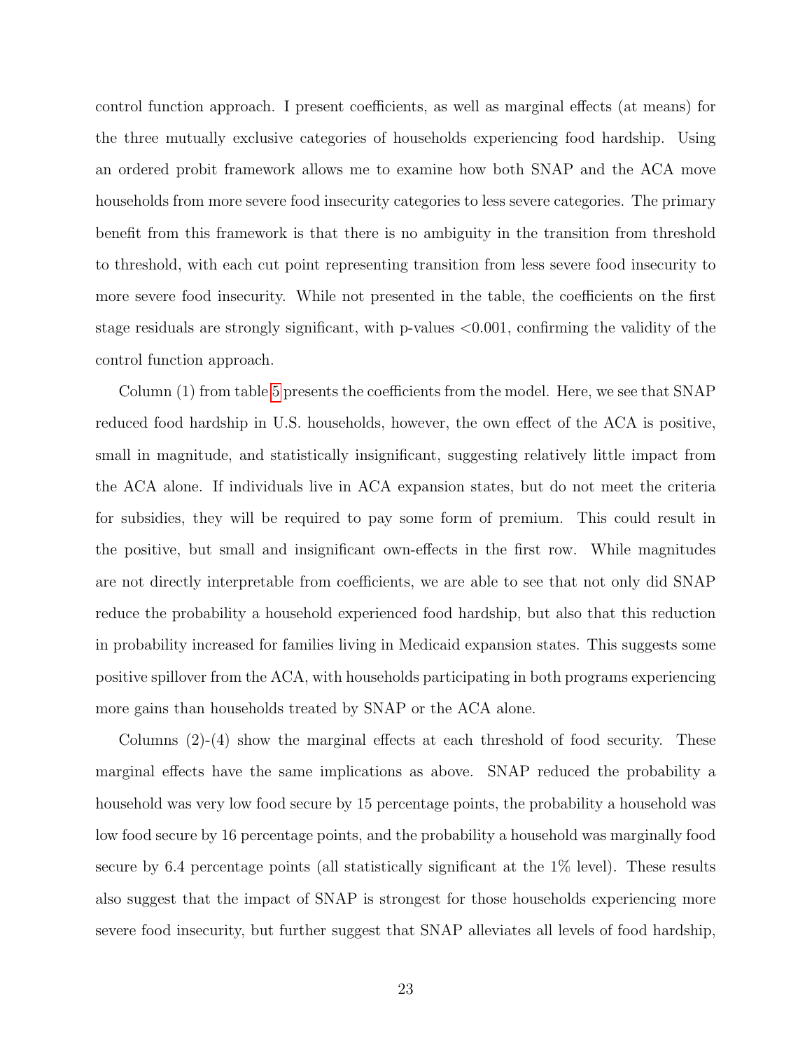control function approach. I present coefficients, as well as marginal effects (at means) for the three mutually exclusive categories of households experiencing food hardship. Using an ordered probit framework allows me to examine how both SNAP and the ACA move households from more severe food insecurity categories to less severe categories. The primary benefit from this framework is that there is no ambiguity in the transition from threshold to threshold, with each cut point representing transition from less severe food insecurity to more severe food insecurity. While not presented in the table, the coefficients on the first stage residuals are strongly significant, with p-values $<0.001$, confirming the validity of the control function approach.

Column (1) from table 5 presents the coefficients from the model. Here, we see that SNAP reduced food hardship in U.S. households, however, the own effect of the ACA is positive, small in magnitude, and statistically insignificant, suggesting relatively little impact from the ACA alone. If individuals live in ACA expansion states, but do not meet the criteria for subsidies, they will be required to pay some form of premium. This could result in the positive, but small and insignificant own-effects in the first row. While magnitudes are not directly interpretable from coefficients, we are able to see that not only did SNAP reduce the probability a household experienced food hardship, but also that this reduction in probability increased for families living in Medicaid expansion states. This suggests some positive spillover from the ACA, with households participating in both programs experiencing more gains than households treated by SNAP or the ACA alone.

Columns (2)-(4) show the marginal effects at each threshold of food security. These marginal effects have the same implications as above. SNAP reduced the probability a household was very low food secure by 15 percentage points, the probability a household was low food secure by 16 percentage points, and the probability a household was marginally food secure by 6.4 percentage points (all statistically significant at the 1% level). These results also suggest that the impact of SNAP is strongest for those households experiencing more severe food insecurity, but further suggest that SNAP alleviates all levels of food hardship,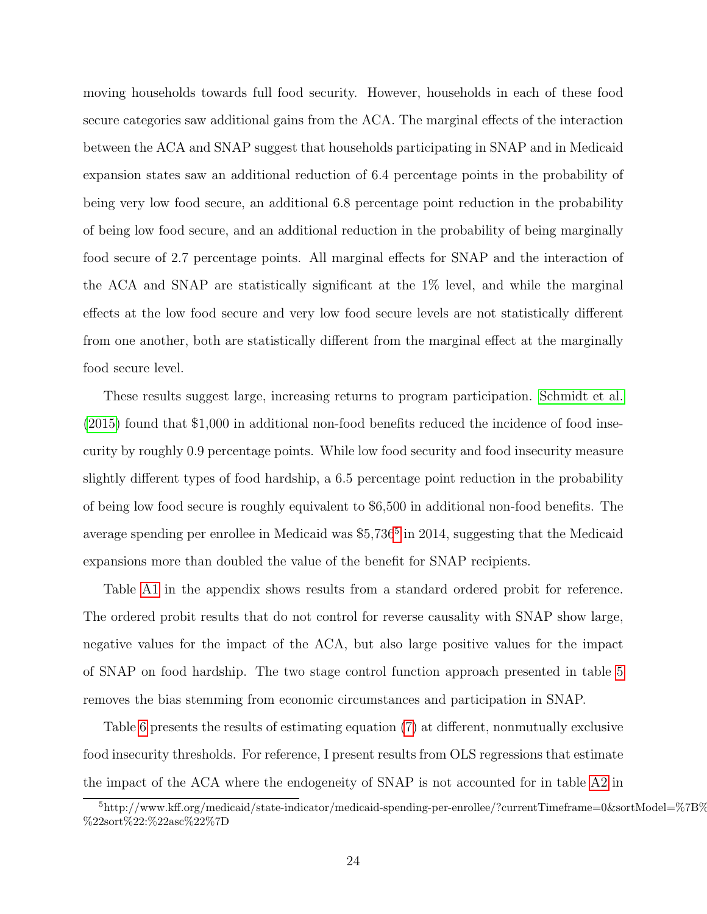moving households towards full food security. However, households in each of these food secure categories saw additional gains from the ACA. The marginal effects of the interaction between the ACA and SNAP suggest that households participating in SNAP and in Medicaid expansion states saw an additional reduction of 6.4 percentage points in the probability of being very low food secure, an additional 6.8 percentage point reduction in the probability of being low food secure, and an additional reduction in the probability of being marginally food secure of 2.7 percentage points. All marginal effects for SNAP and the interaction of the ACA and SNAP are statistically significant at the 1% level, and while the marginal effects at the low food secure and very low food secure levels are not statistically different from one another, both are statistically different from the marginal effect at the marginally food secure level.

These results suggest large, increasing returns to program participation. Schmidt et al. (2015) found that $1,000 in additional non-food benefits reduced the incidence of food insecurity by roughly 0.9 percentage points. While low food security and food insecurity measure slightly different types of food hardship, a 6.5 percentage point reduction in the probability of being low food secure is roughly equivalent to $6,500 in additional non-food benefits. The average spending per enrollee in Medicaid was $5,736[5] in 2014, suggesting that the Medicaid expansions more than doubled the value of the benefit for SNAP recipients.

Table A1 in the appendix shows results from a standard ordered probit for reference. The ordered probit results that do not control for reverse causality with SNAP show large, negative values for the impact of the ACA, but also large positive values for the impact of SNAP on food hardship. The two stage control function approach presented in table 5 removes the bias stemming from economic circumstances and participation in SNAP.

Table 6 presents the results of estimating equation (7) at different, nonmutually exclusive food insecurity thresholds. For reference, I present results from OLS regressions that estimate the impact of the ACA where the endogeneity of SNAP is not accounted for in table A2 in

[5] http://www.kff.org/medicaid/state-indicator/medicaid-spending-per-enrollee/?currentTimeframe=0&sortModel=%7B%
%22sort%22:%22asc%22%7D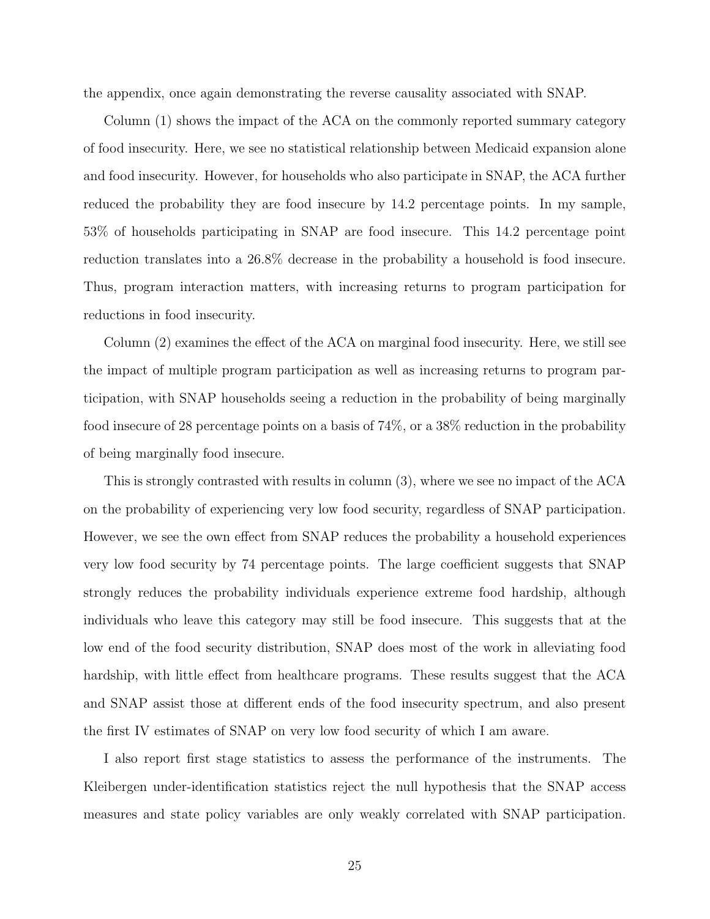the appendix, once again demonstrating the reverse causality associated with SNAP.

Column (1) shows the impact of the ACA on the commonly reported summary category of food insecurity. Here, we see no statistical relationship between Medicaid expansion alone and food insecurity. However, for households who also participate in SNAP, the ACA further reduced the probability they are food insecure by 14.2 percentage points. In my sample, 53% of households participating in SNAP are food insecure. This 14.2 percentage point reduction translates into a 26.8% decrease in the probability a household is food insecure. Thus, program interaction matters, with increasing returns to program participation for reductions in food insecurity.

Column (2) examines the effect of the ACA on marginal food insecurity. Here, we still see the impact of multiple program participation as well as increasing returns to program participation, with SNAP households seeing a reduction in the probability of being marginally food insecure of 28 percentage points on a basis of 74%, or a 38% reduction in the probability of being marginally food insecure.

This is strongly contrasted with results in column (3), where we see no impact of the ACA on the probability of experiencing very low food security, regardless of SNAP participation. However, we see the own effect from SNAP reduces the probability a household experiences very low food security by 74 percentage points. The large coefficient suggests that SNAP strongly reduces the probability individuals experience extreme food hardship, although individuals who leave this category may still be food insecure. This suggests that at the low end of the food security distribution, SNAP does most of the work in alleviating food hardship, with little effect from healthcare programs. These results suggest that the ACA and SNAP assist those at different ends of the food insecurity spectrum, and also present the first IV estimates of SNAP on very low food security of which I am aware.

I also report first stage statistics to assess the performance of the instruments. The Kleibergen under-identification statistics reject the null hypothesis that the SNAP access measures and state policy variables are only weakly correlated with SNAP participation.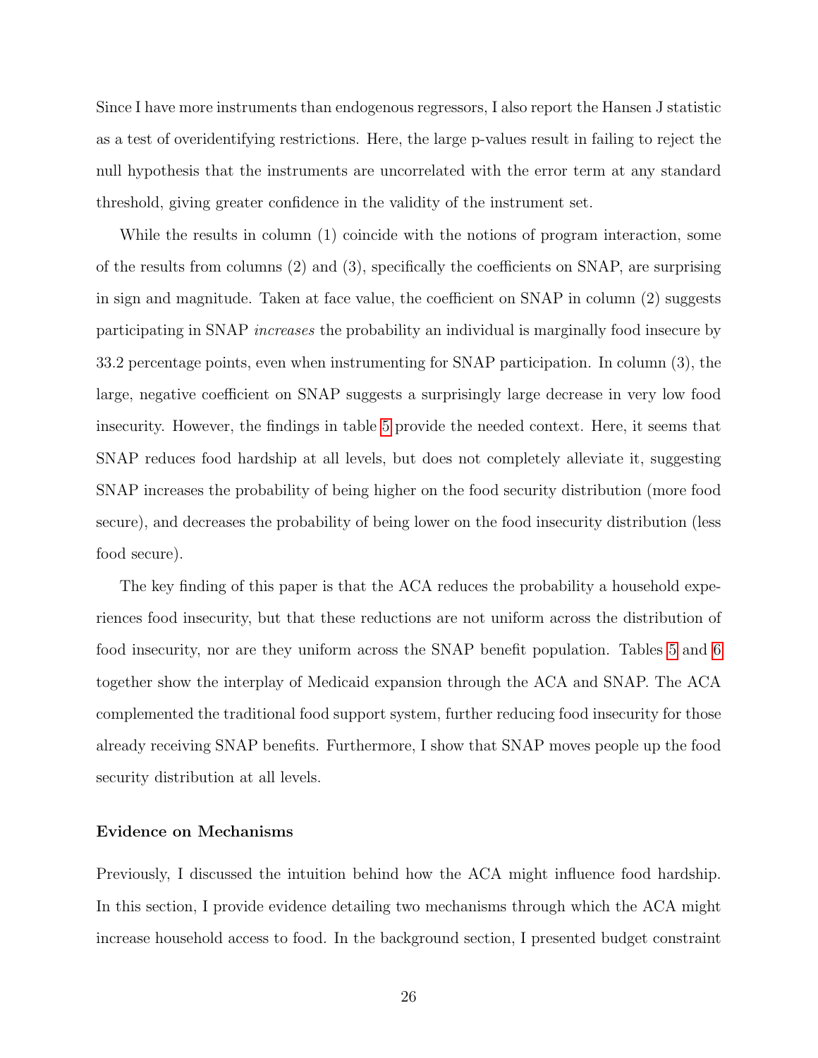Since I have more instruments than endogenous regressors, I also report the Hansen J statistic as a test of overidentifying restrictions. Here, the large p-values result in failing to reject the null hypothesis that the instruments are uncorrelated with the error term at any standard threshold, giving greater confidence in the validity of the instrument set.

While the results in column (1) coincide with the notions of program interaction, some of the results from columns (2) and (3), specifically the coefficients on SNAP, are surprising in sign and magnitude. Taken at face value, the coefficient on SNAP in column (2) suggests participating in SNAP *increases* the probability an individual is marginally food insecure by 33.2 percentage points, even when instrumenting for SNAP participation. In column (3), the large, negative coefficient on SNAP suggests a surprisingly large decrease in very low food insecurity. However, the findings in table 5 provide the needed context. Here, it seems that SNAP reduces food hardship at all levels, but does not completely alleviate it, suggesting SNAP increases the probability of being higher on the food security distribution (more food secure), and decreases the probability of being lower on the food insecurity distribution (less food secure).

The key finding of this paper is that the ACA reduces the probability a household experiences food insecurity, but that these reductions are not uniform across the distribution of food insecurity, nor are they uniform across the SNAP benefit population. Tables 5 and 6 together show the interplay of Medicaid expansion through the ACA and SNAP. The ACA complemented the traditional food support system, further reducing food insecurity for those already receiving SNAP benefits. Furthermore, I show that SNAP moves people up the food security distribution at all levels.

### Evidence on Mechanisms

Previously, I discussed the intuition behind how the ACA might influence food hardship. In this section, I provide evidence detailing two mechanisms through which the ACA might increase household access to food. In the background section, I presented budget constraint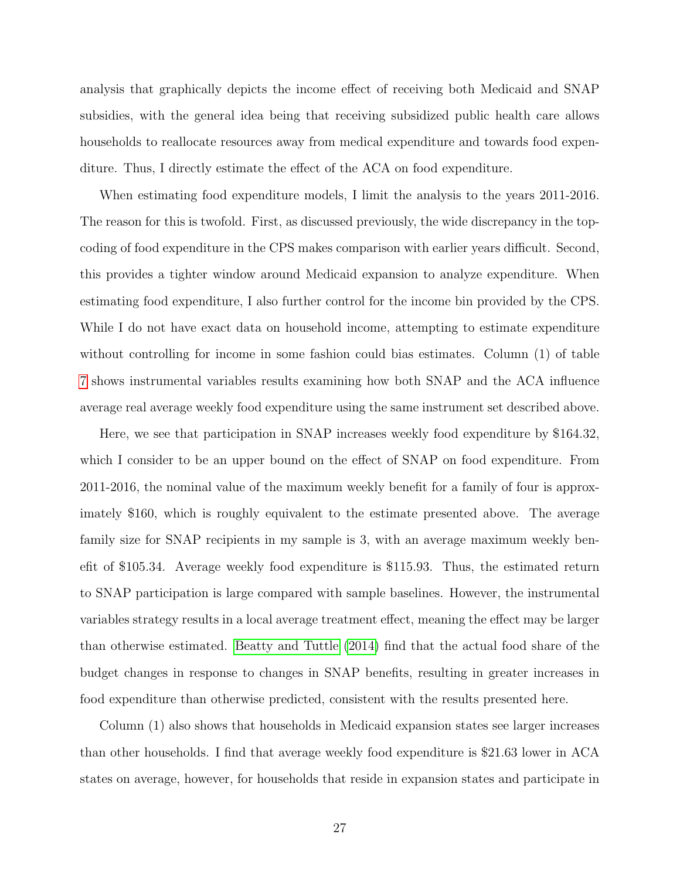analysis that graphically depicts the income effect of receiving both Medicaid and SNAP subsidies, with the general idea being that receiving subsidized public health care allows households to reallocate resources away from medical expenditure and towards food expenditure. Thus, I directly estimate the effect of the ACA on food expenditure.

When estimating food expenditure models, I limit the analysis to the years 2011-2016. The reason for this is twofold. First, as discussed previously, the wide discrepancy in the top-coding of food expenditure in the CPS makes comparison with earlier years difficult. Second, this provides a tighter window around Medicaid expansion to analyze expenditure. When estimating food expenditure, I also further control for the income bin provided by the CPS. While I do not have exact data on household income, attempting to estimate expenditure without controlling for income in some fashion could bias estimates. Column (1) of table 7 shows instrumental variables results examining how both SNAP and the ACA influence average real average weekly food expenditure using the same instrument set described above.

Here, we see that participation in SNAP increases weekly food expenditure by $164.32, which I consider to be an upper bound on the effect of SNAP on food expenditure. From 2011-2016, the nominal value of the maximum weekly benefit for a family of four is approximately $160, which is roughly equivalent to the estimate presented above. The average family size for SNAP recipients in my sample is 3, with an average maximum weekly benefit of $105.34. Average weekly food expenditure is $115.93. Thus, the estimated return to SNAP participation is large compared with sample baselines. However, the instrumental variables strategy results in a local average treatment effect, meaning the effect may be larger than otherwise estimated. Beatty and Tuttle (2014) find that the actual food share of the budget changes in response to changes in SNAP benefits, resulting in greater increases in food expenditure than otherwise predicted, consistent with the results presented here.

Column (1) also shows that households in Medicaid expansion states see larger increases than other households. I find that average weekly food expenditure is $21.63 lower in ACA states on average, however, for households that reside in expansion states and participate in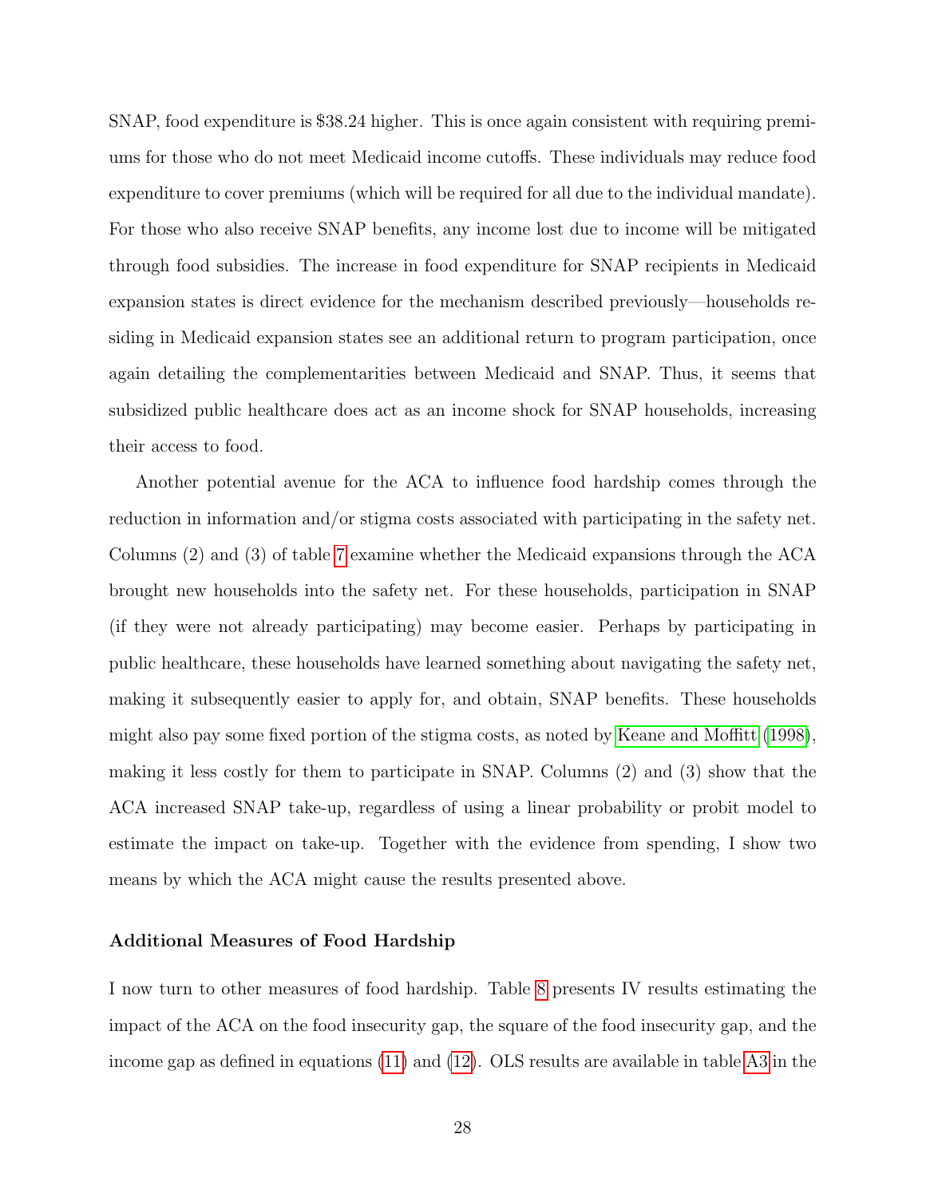SNAP, food expenditure is $38.24 higher. This is once again consistent with requiring premiums for those who do not meet Medicaid income cutoffs. These individuals may reduce food expenditure to cover premiums (which will be required for all due to the individual mandate). For those who also receive SNAP benefits, any income lost due to income will be mitigated through food subsidies. The increase in food expenditure for SNAP recipients in Medicaid expansion states is direct evidence for the mechanism described previously—households residing in Medicaid expansion states see an additional return to program participation, once again detailing the complementarities between Medicaid and SNAP. Thus, it seems that subsidized public healthcare does act as an income shock for SNAP households, increasing their access to food.

Another potential avenue for the ACA to influence food hardship comes through the reduction in information and/or stigma costs associated with participating in the safety net. Columns (2) and (3) of table 7 examine whether the Medicaid expansions through the ACA brought new households into the safety net. For these households, participation in SNAP (if they were not already participating) may become easier. Perhaps by participating in public healthcare, these households have learned something about navigating the safety net, making it subsequently easier to apply for, and obtain, SNAP benefits. These households might also pay some fixed portion of the stigma costs, as noted by Keane and Moffitt (1998), making it less costly for them to participate in SNAP. Columns (2) and (3) show that the ACA increased SNAP take-up, regardless of using a linear probability or probit model to estimate the impact on take-up. Together with the evidence from spending, I show two means by which the ACA might cause the results presented above.

#### Additional Measures of Food Hardship

I now turn to other measures of food hardship. Table 8 presents IV results estimating the impact of the ACA on the food insecurity gap, the square of the food insecurity gap, and the income gap as defined in equations (11) and (12). OLS results are available in table A3 in the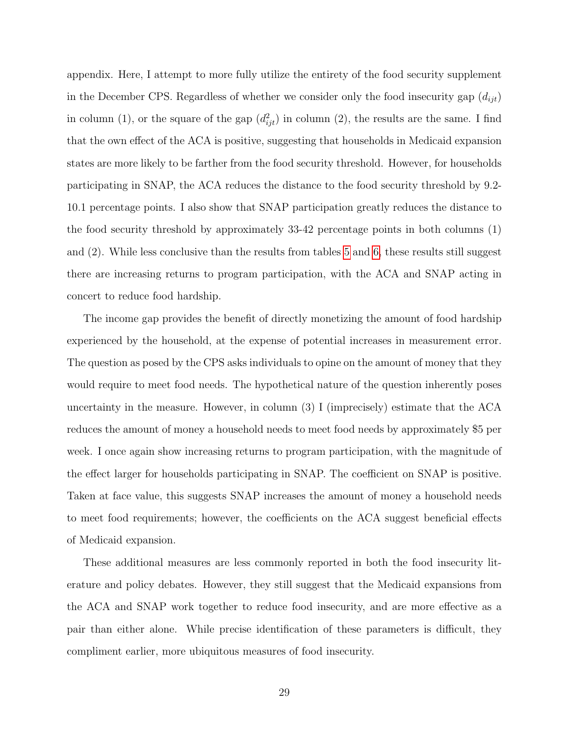appendix. Here, I attempt to more fully utilize the entirety of the food security supplement in the December CPS. Regardless of whether we consider only the food insecurity gap ($d_{ijt}$) in column (1), or the square of the gap ($d_{ijt}^2$) in column (2), the results are the same. I find that the own effect of the ACA is positive, suggesting that households in Medicaid expansion states are more likely to be farther from the food security threshold. However, for households participating in SNAP, the ACA reduces the distance to the food security threshold by 9.2-10.1 percentage points. I also show that SNAP participation greatly reduces the distance to the food security threshold by approximately 33-42 percentage points in both columns (1) and (2). While less conclusive than the results from tables 5 and 6, these results still suggest there are increasing returns to program participation, with the ACA and SNAP acting in concert to reduce food hardship.

The income gap provides the benefit of directly monetizing the amount of food hardship experienced by the household, at the expense of potential increases in measurement error. The question as posed by the CPS asks individuals to opine on the amount of money that they would require to meet food needs. The hypothetical nature of the question inherently poses uncertainty in the measure. However, in column (3) I (imprecisely) estimate that the ACA reduces the amount of money a household needs to meet food needs by approximately $5 per week. I once again show increasing returns to program participation, with the magnitude of the effect larger for households participating in SNAP. The coefficient on SNAP is positive. Taken at face value, this suggests SNAP increases the amount of money a household needs to meet food requirements; however, the coefficients on the ACA suggest beneficial effects of Medicaid expansion.

These additional measures are less commonly reported in both the food insecurity literature and policy debates. However, they still suggest that the Medicaid expansions from the ACA and SNAP work together to reduce food insecurity, and are more effective as a pair than either alone. While precise identification of these parameters is difficult, they compliment earlier, more ubiquitous measures of food insecurity.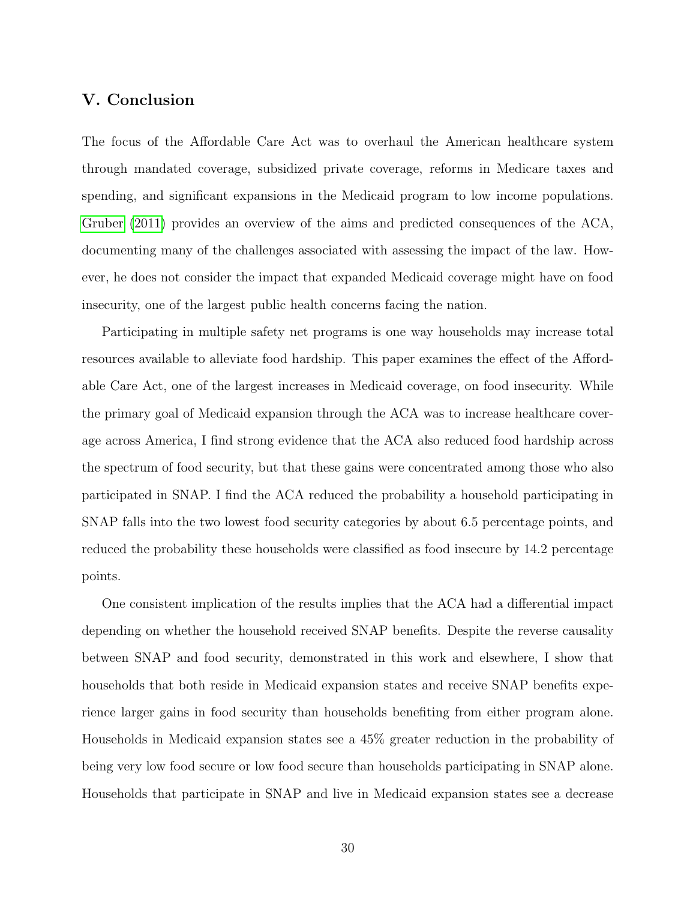## V. Conclusion

The focus of the Affordable Care Act was to overhaul the American healthcare system through mandated coverage, subsidized private coverage, reforms in Medicare taxes and spending, and significant expansions in the Medicaid program to low income populations. Gruber (2011) provides an overview of the aims and predicted consequences of the ACA, documenting many of the challenges associated with assessing the impact of the law. However, he does not consider the impact that expanded Medicaid coverage might have on food insecurity, one of the largest public health concerns facing the nation.

Participating in multiple safety net programs is one way households may increase total resources available to alleviate food hardship. This paper examines the effect of the Affordable Care Act, one of the largest increases in Medicaid coverage, on food insecurity. While the primary goal of Medicaid expansion through the ACA was to increase healthcare coverage across America, I find strong evidence that the ACA also reduced food hardship across the spectrum of food security, but that these gains were concentrated among those who also participated in SNAP. I find the ACA reduced the probability a household participating in SNAP falls into the two lowest food security categories by about 6.5 percentage points, and reduced the probability these households were classified as food insecure by 14.2 percentage points.

One consistent implication of the results implies that the ACA had a differential impact depending on whether the household received SNAP benefits. Despite the reverse causality between SNAP and food security, demonstrated in this work and elsewhere, I show that households that both reside in Medicaid expansion states and receive SNAP benefits experience larger gains in food security than households benefiting from either program alone. Households in Medicaid expansion states see a 45% greater reduction in the probability of being very low food secure or low food secure than households participating in SNAP alone. Households that participate in SNAP and live in Medicaid expansion states see a decrease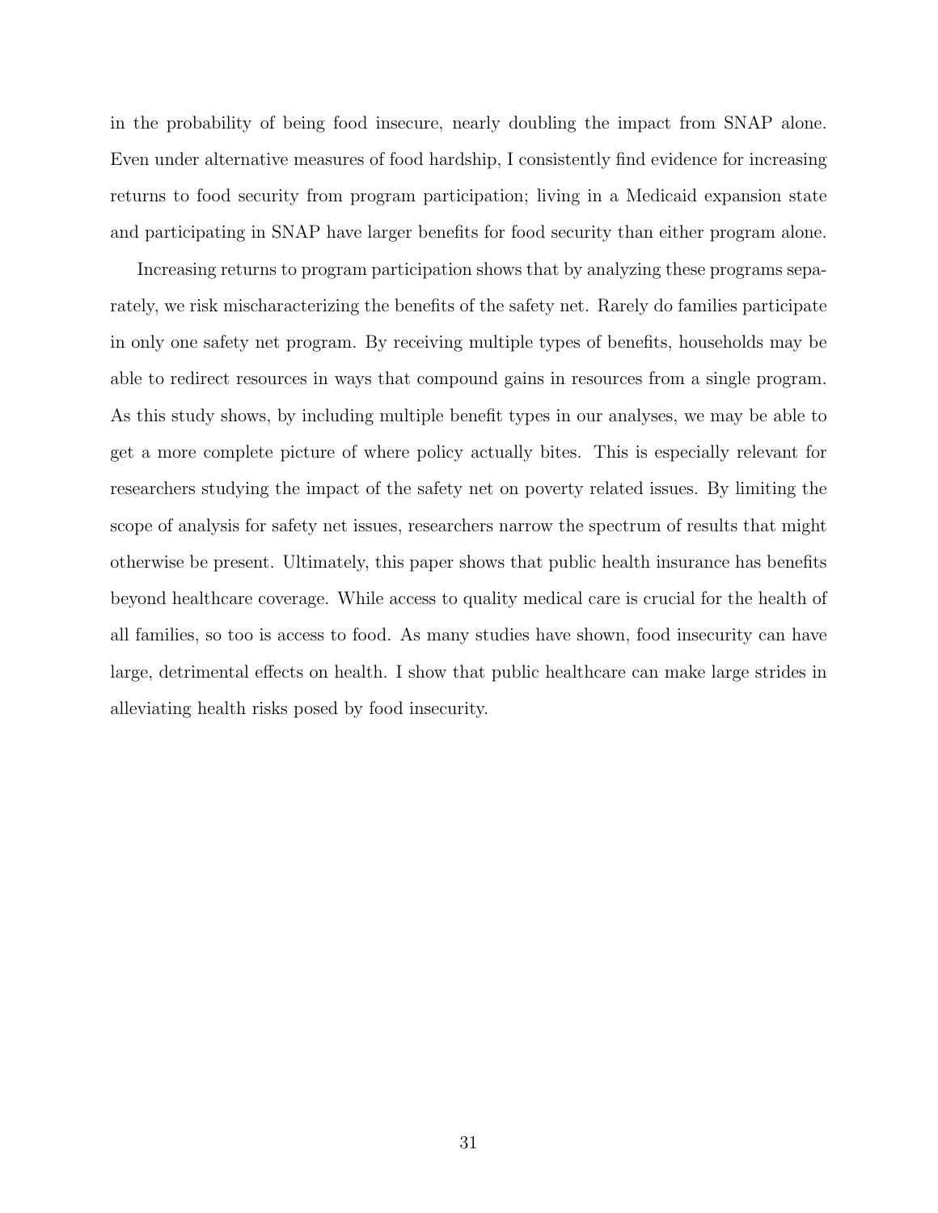in the probability of being food insecure, nearly doubling the impact from SNAP alone. Even under alternative measures of food hardship, I consistently find evidence for increasing returns to food security from program participation; living in a Medicaid expansion state and participating in SNAP have larger benefits for food security than either program alone.

Increasing returns to program participation shows that by analyzing these programs separately, we risk mischaracterizing the benefits of the safety net. Rarely do families participate in only one safety net program. By receiving multiple types of benefits, households may be able to redirect resources in ways that compound gains in resources from a single program. As this study shows, by including multiple benefit types in our analyses, we may be able to get a more complete picture of where policy actually bites. This is especially relevant for researchers studying the impact of the safety net on poverty related issues. By limiting the scope of analysis for safety net issues, researchers narrow the spectrum of results that might otherwise be present. Ultimately, this paper shows that public health insurance has benefits beyond healthcare coverage. While access to quality medical care is crucial for the health of all families, so too is access to food. As many studies have shown, food insecurity can have large, detrimental effects on health. I show that public healthcare can make large strides in alleviating health risks posed by food insecurity.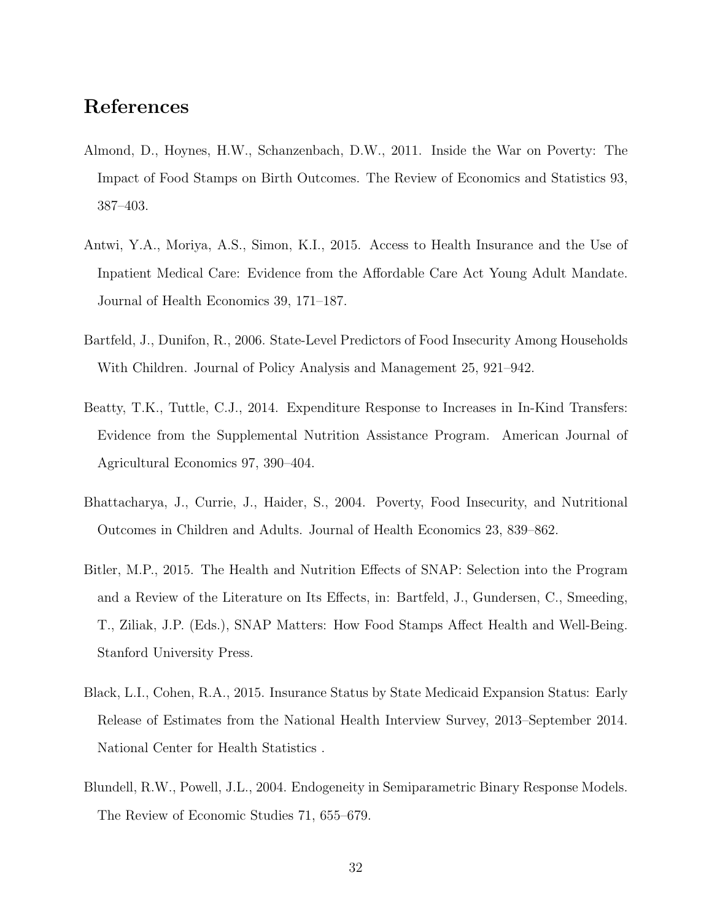# References

Almond, D., Hoynes, H.W., Schanzenbach, D.W., 2011. Inside the War on Poverty: The Impact of Food Stamps on Birth Outcomes. The Review of Economics and Statistics 93, 387–403.

Antwi, Y.A., Moriya, A.S., Simon, K.I., 2015. Access to Health Insurance and the Use of Inpatient Medical Care: Evidence from the Affordable Care Act Young Adult Mandate. Journal of Health Economics 39, 171–187.

Bartfeld, J., Dunifon, R., 2006. State-Level Predictors of Food Insecurity Among Households With Children. Journal of Policy Analysis and Management 25, 921–942.

Beatty, T.K., Tuttle, C.J., 2014. Expenditure Response to Increases in In-Kind Transfers: Evidence from the Supplemental Nutrition Assistance Program. American Journal of Agricultural Economics 97, 390–404.

Bhattacharya, J., Currie, J., Haider, S., 2004. Poverty, Food Insecurity, and Nutritional Outcomes in Children and Adults. Journal of Health Economics 23, 839–862.

Bitler, M.P., 2015. The Health and Nutrition Effects of SNAP: Selection into the Program and a Review of the Literature on Its Effects, in: Bartfeld, J., Gundersen, C., Smeeding, T., Ziliak, J.P. (Eds.), SNAP Matters: How Food Stamps Affect Health and Well-Being. Stanford University Press.

Black, L.I., Cohen, R.A., 2015. Insurance Status by State Medicaid Expansion Status: Early Release of Estimates from the National Health Interview Survey, 2013–September 2014. National Center for Health Statistics .

Blundell, R.W., Powell, J.L., 2004. Endogeneity in Semiparametric Binary Response Models. The Review of Economic Studies 71, 655–679.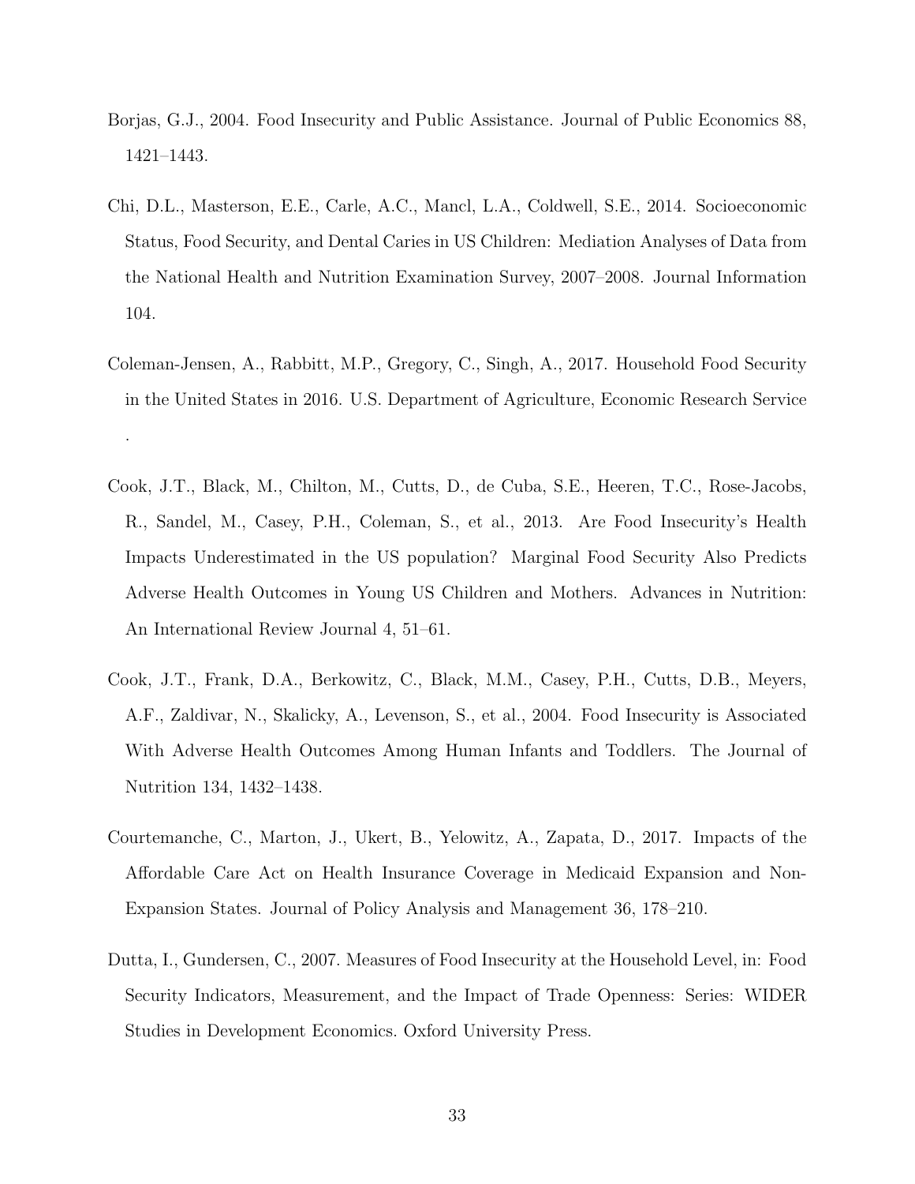Borjas, G.J., 2004. Food Insecurity and Public Assistance. Journal of Public Economics 88, 1421–1443.

Chi, D.L., Masterson, E.E., Carle, A.C., Mancl, L.A., Coldwell, S.E., 2014. Socioeconomic Status, Food Security, and Dental Caries in US Children: Mediation Analyses of Data from the National Health and Nutrition Examination Survey, 2007–2008. Journal Information 104.

Coleman-Jensen, A., Rabbitt, M.P., Gregory, C., Singh, A., 2017. Household Food Security in the United States in 2016. U.S. Department of Agriculture, Economic Research Service .

Cook, J.T., Black, M., Chilton, M., Cutts, D., de Cuba, S.E., Heeren, T.C., Rose-Jacobs, R., Sandel, M., Casey, P.H., Coleman, S., et al., 2013. Are Food Insecurity's Health Impacts Underestimated in the US population? Marginal Food Security Also Predicts Adverse Health Outcomes in Young US Children and Mothers. Advances in Nutrition: An International Review Journal 4, 51–61.

Cook, J.T., Frank, D.A., Berkowitz, C., Black, M.M., Casey, P.H., Cutts, D.B., Meyers, A.F., Zaldivar, N., Skalicky, A., Levenson, S., et al., 2004. Food Insecurity is Associated With Adverse Health Outcomes Among Human Infants and Toddlers. The Journal of Nutrition 134, 1432–1438.

Courtemanche, C., Marton, J., Ukert, B., Yelowitz, A., Zapata, D., 2017. Impacts of the Affordable Care Act on Health Insurance Coverage in Medicaid Expansion and Non-Expansion States. Journal of Policy Analysis and Management 36, 178–210.

Dutta, I., Gundersen, C., 2007. Measures of Food Insecurity at the Household Level, in: Food Security Indicators, Measurement, and the Impact of Trade Openness: Series: WIDER Studies in Development Economics. Oxford University Press.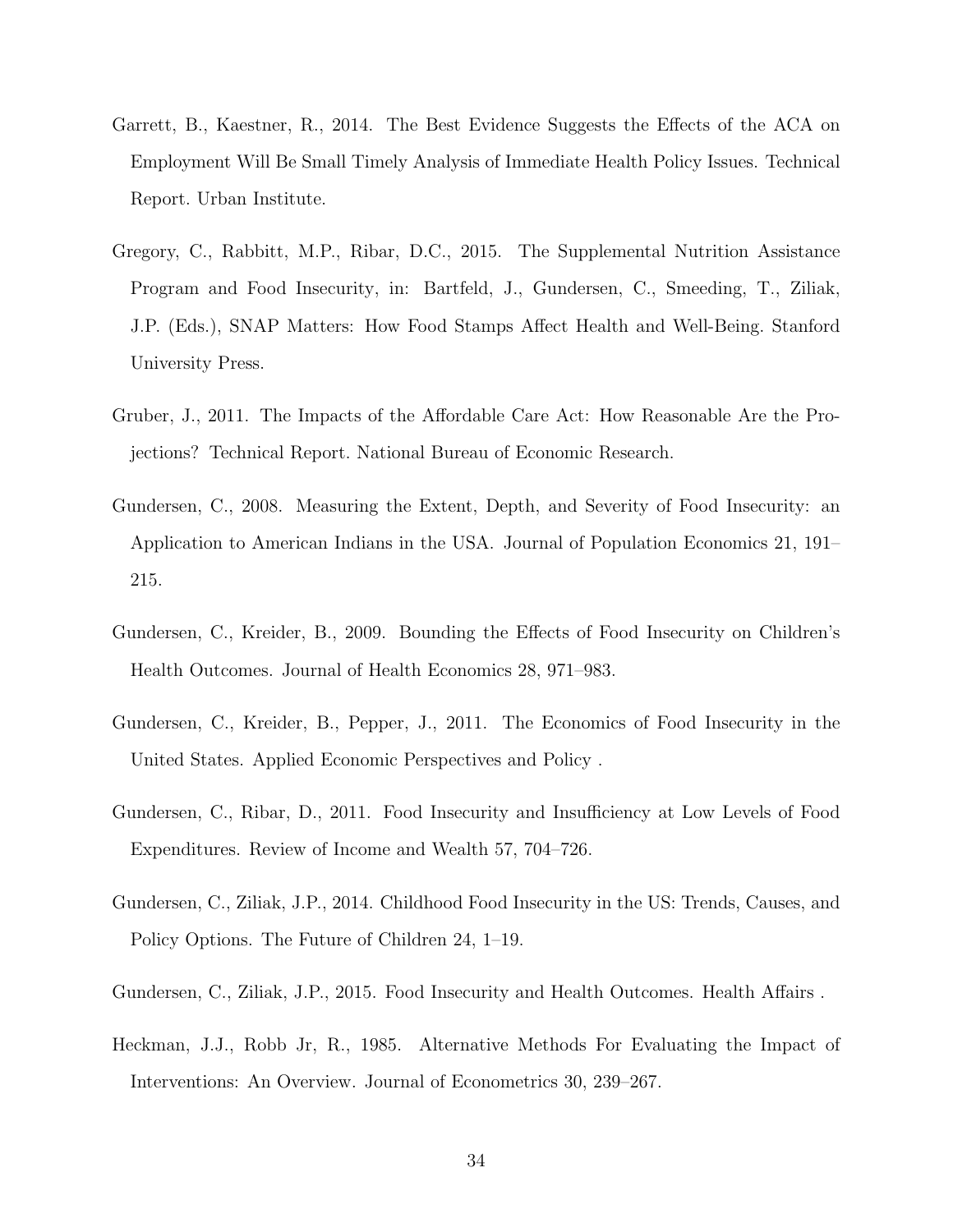Garrett, B., Kaestner, R., 2014. The Best Evidence Suggests the Effects of the ACA on Employment Will Be Small Timely Analysis of Immediate Health Policy Issues. Technical Report. Urban Institute.

Gregory, C., Rabbitt, M.P., Ribar, D.C., 2015. The Supplemental Nutrition Assistance Program and Food Insecurity, in: Bartfeld, J., Gundersen, C., Smeeding, T., Ziliak, J.P. (Eds.), SNAP Matters: How Food Stamps Affect Health and Well-Being. Stanford University Press.

Gruber, J., 2011. The Impacts of the Affordable Care Act: How Reasonable Are the Projections? Technical Report. National Bureau of Economic Research.

Gundersen, C., 2008. Measuring the Extent, Depth, and Severity of Food Insecurity: an Application to American Indians in the USA. Journal of Population Economics 21, 191–215.

Gundersen, C., Kreider, B., 2009. Bounding the Effects of Food Insecurity on Children's Health Outcomes. Journal of Health Economics 28, 971–983.

Gundersen, C., Kreider, B., Pepper, J., 2011. The Economics of Food Insecurity in the United States. Applied Economic Perspectives and Policy .

Gundersen, C., Ribar, D., 2011. Food Insecurity and Insufficiency at Low Levels of Food Expenditures. Review of Income and Wealth 57, 704–726.

Gundersen, C., Ziliak, J.P., 2014. Childhood Food Insecurity in the US: Trends, Causes, and Policy Options. The Future of Children 24, 1–19.

Gundersen, C., Ziliak, J.P., 2015. Food Insecurity and Health Outcomes. Health Affairs .

Heckman, J.J., Robb Jr, R., 1985. Alternative Methods For Evaluating the Impact of Interventions: An Overview. Journal of Econometrics 30, 239–267.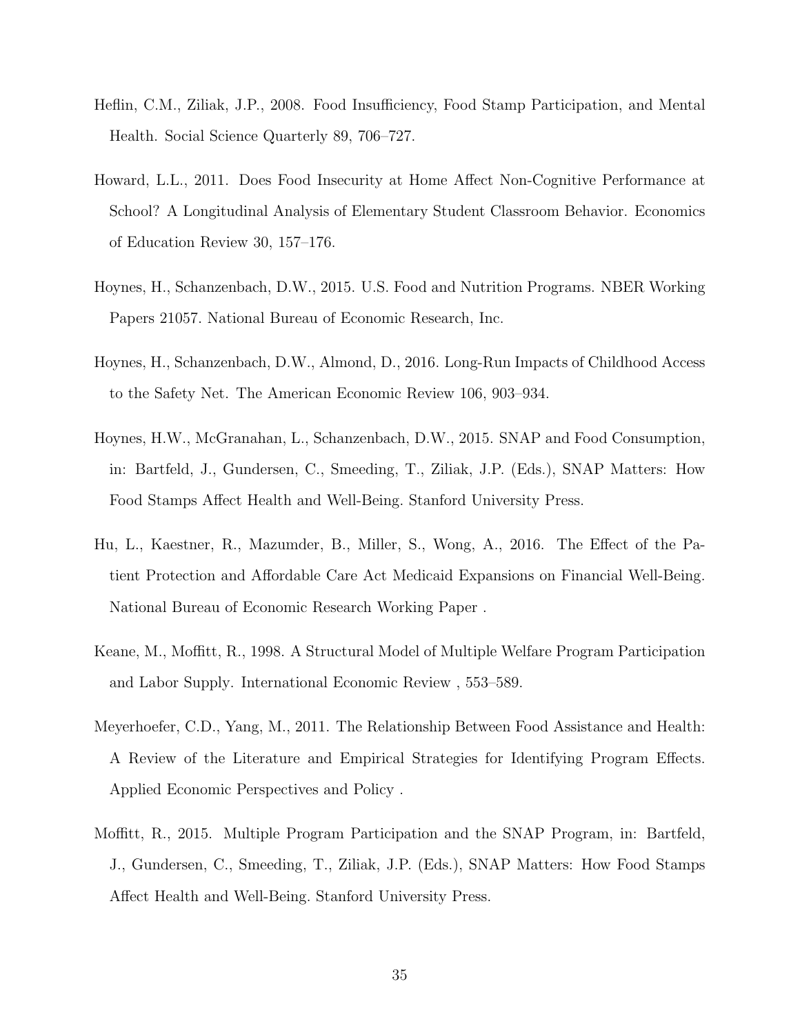Heflin, C.M., Ziliak, J.P., 2008. Food Insufficiency, Food Stamp Participation, and Mental Health. Social Science Quarterly 89, 706–727.

Howard, L.L., 2011. Does Food Insecurity at Home Affect Non-Cognitive Performance at School? A Longitudinal Analysis of Elementary Student Classroom Behavior. Economics of Education Review 30, 157–176.

Hoynes, H., Schanzenbach, D.W., 2015. U.S. Food and Nutrition Programs. NBER Working Papers 21057. National Bureau of Economic Research, Inc.

Hoynes, H., Schanzenbach, D.W., Almond, D., 2016. Long-Run Impacts of Childhood Access to the Safety Net. The American Economic Review 106, 903–934.

Hoynes, H.W., McGranahan, L., Schanzenbach, D.W., 2015. SNAP and Food Consumption, in: Bartfeld, J., Gundersen, C., Smeeding, T., Ziliak, J.P. (Eds.), SNAP Matters: How Food Stamps Affect Health and Well-Being. Stanford University Press.

Hu, L., Kaestner, R., Mazumder, B., Miller, S., Wong, A., 2016. The Effect of the Patient Protection and Affordable Care Act Medicaid Expansions on Financial Well-Being. National Bureau of Economic Research Working Paper .

Keane, M., Moffitt, R., 1998. A Structural Model of Multiple Welfare Program Participation and Labor Supply. International Economic Review , 553–589.

Meyerhoefer, C.D., Yang, M., 2011. The Relationship Between Food Assistance and Health: A Review of the Literature and Empirical Strategies for Identifying Program Effects. Applied Economic Perspectives and Policy .

Moffitt, R., 2015. Multiple Program Participation and the SNAP Program, in: Bartfeld, J., Gundersen, C., Smeeding, T., Ziliak, J.P. (Eds.), SNAP Matters: How Food Stamps Affect Health and Well-Being. Stanford University Press.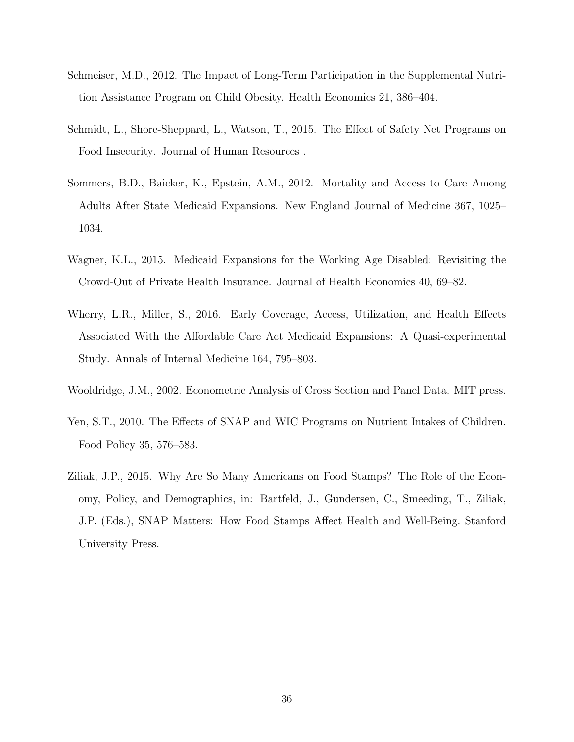Schmeiser, M.D., 2012. The Impact of Long-Term Participation in the Supplemental Nutrition Assistance Program on Child Obesity. Health Economics 21, 386–404.

Schmidt, L., Shore-Sheppard, L., Watson, T., 2015. The Effect of Safety Net Programs on Food Insecurity. Journal of Human Resources .

Sommers, B.D., Baicker, K., Epstein, A.M., 2012. Mortality and Access to Care Among Adults After State Medicaid Expansions. New England Journal of Medicine 367, 1025–1034.

Wagner, K.L., 2015. Medicaid Expansions for the Working Age Disabled: Revisiting the Crowd-Out of Private Health Insurance. Journal of Health Economics 40, 69–82.

Wherry, L.R., Miller, S., 2016. Early Coverage, Access, Utilization, and Health Effects Associated With the Affordable Care Act Medicaid Expansions: A Quasi-experimental Study. Annals of Internal Medicine 164, 795–803.

Wooldridge, J.M., 2002. Econometric Analysis of Cross Section and Panel Data. MIT press.

Yen, S.T., 2010. The Effects of SNAP and WIC Programs on Nutrient Intakes of Children. Food Policy 35, 576–583.

Ziliak, J.P., 2015. Why Are So Many Americans on Food Stamps? The Role of the Economy, Policy, and Demographics, in: Bartfeld, J., Gundersen, C., Smeeding, T., Ziliak, J.P. (Eds.), SNAP Matters: How Food Stamps Affect Health and Well-Being. Stanford University Press.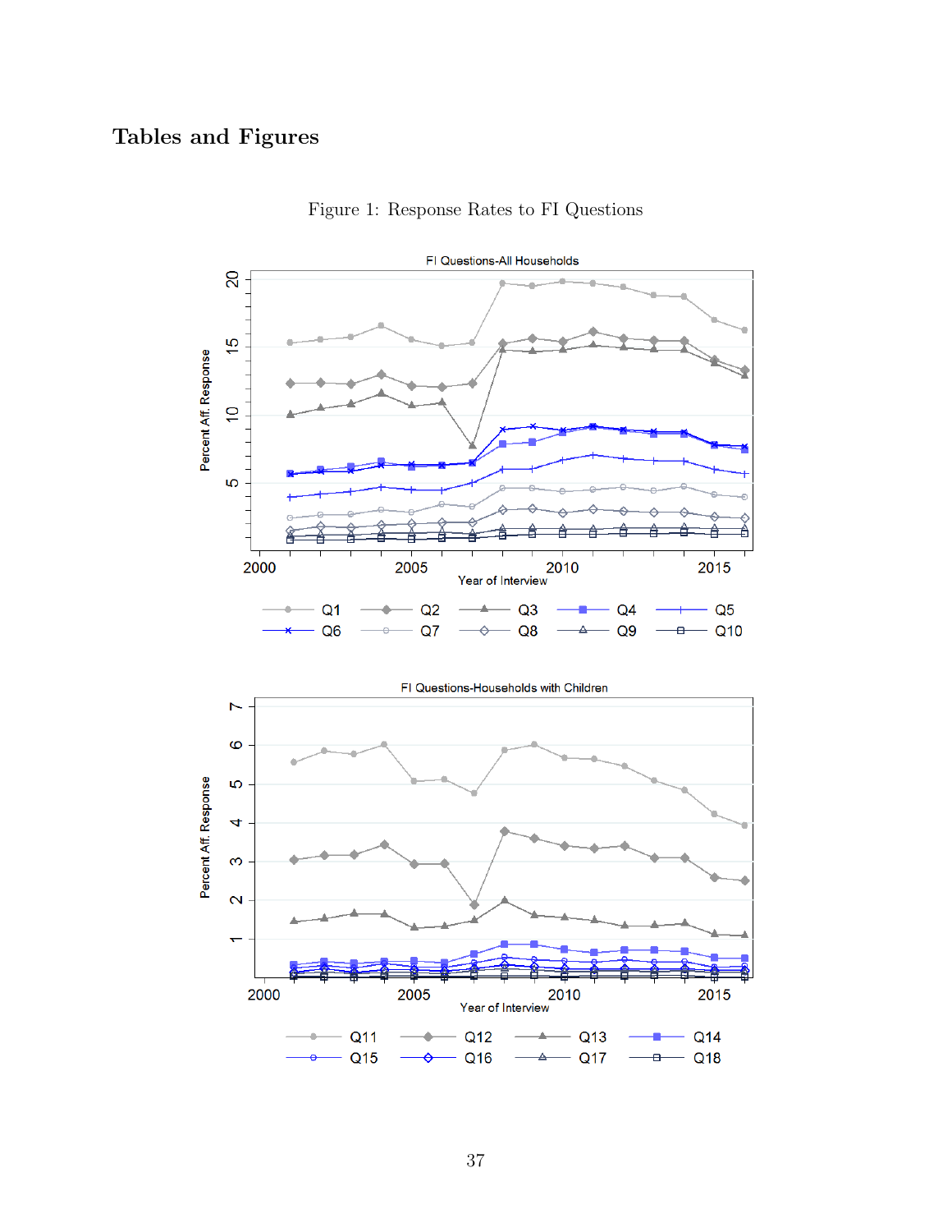# Tables and Figures

Figure 1: Response Rates to FI Questions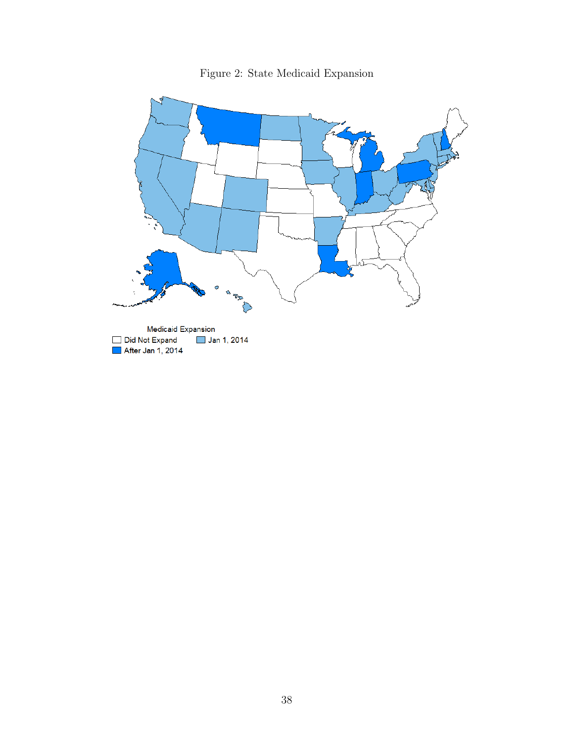Figure 2: State Medicaid Expansion

Medicaid Expansion

Did Not Expand | Jan 1, 2014 | After Jan 1, 2014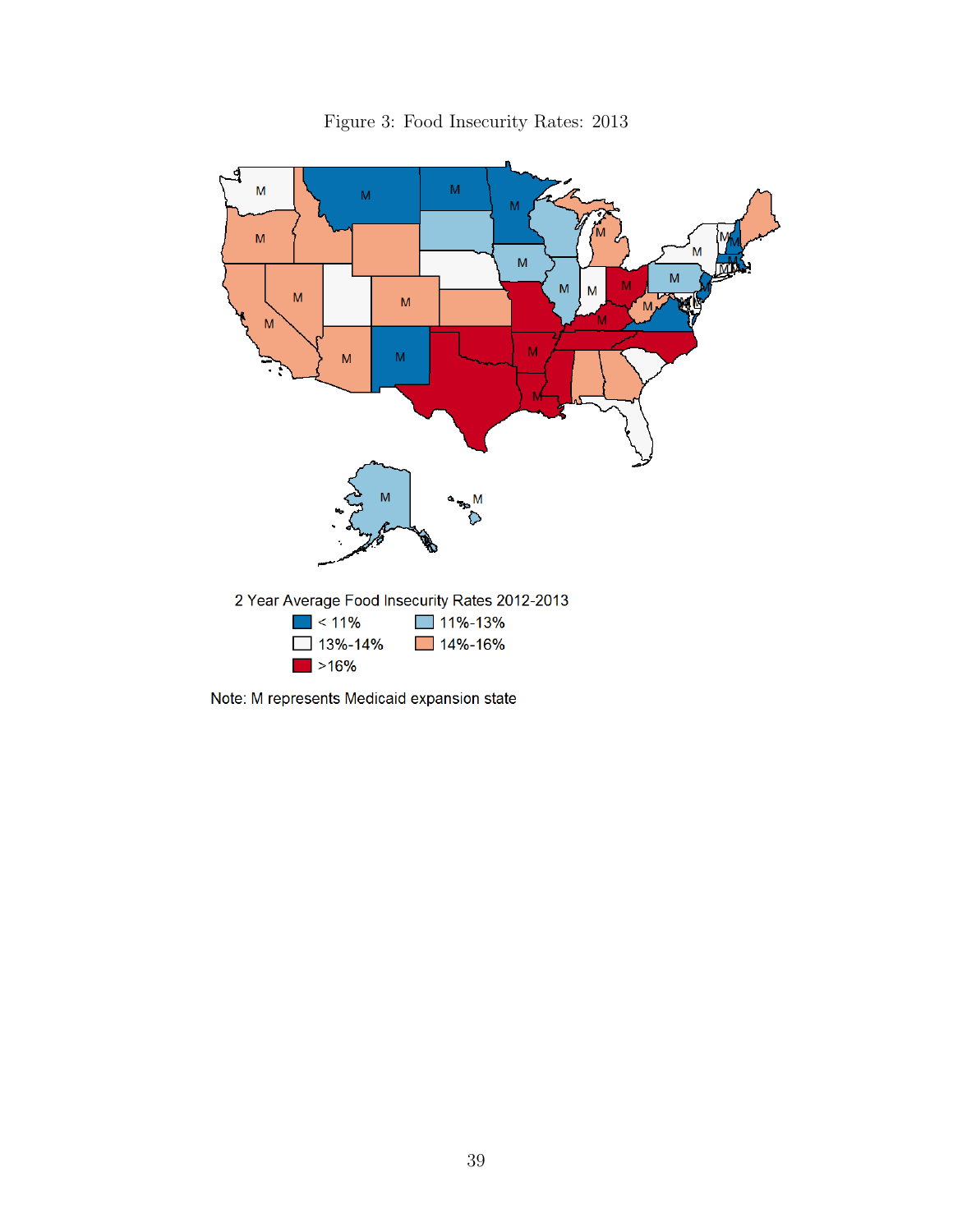Figure 3: Food Insecurity Rates: 2013

2 Year Average Food Insecurity Rates 2012-2013

- < 11%
- 11%-13%
- 13%-14%
- 14%-16%
- >16%

Note: M represents Medicaid expansion state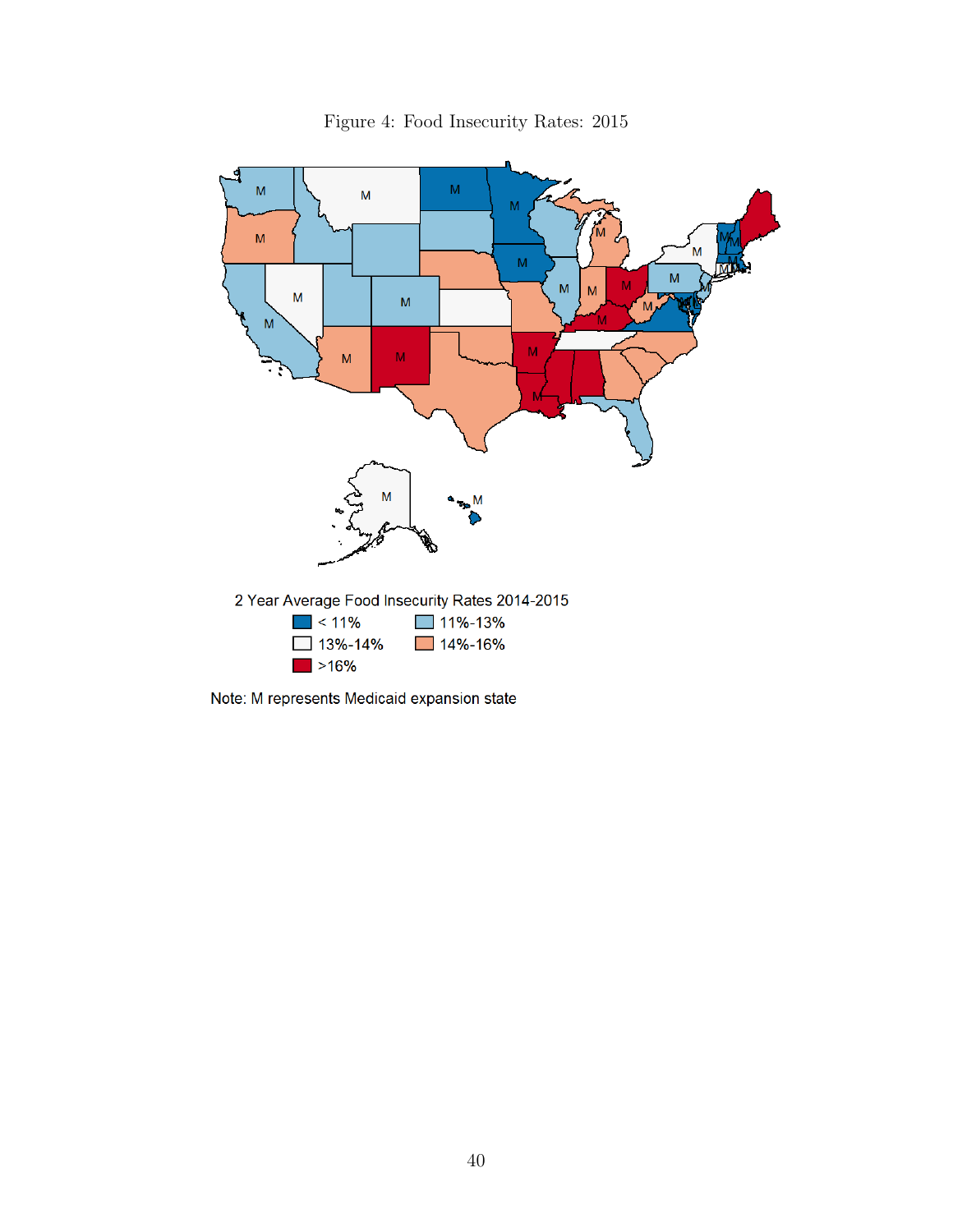Figure 4: Food Insecurity Rates: 2015

2 Year Average Food Insecurity Rates 2014-2015

< 11% | 11%-13% | 13%-14% | 14%-16% | >16%

Note: M represents Medicaid expansion state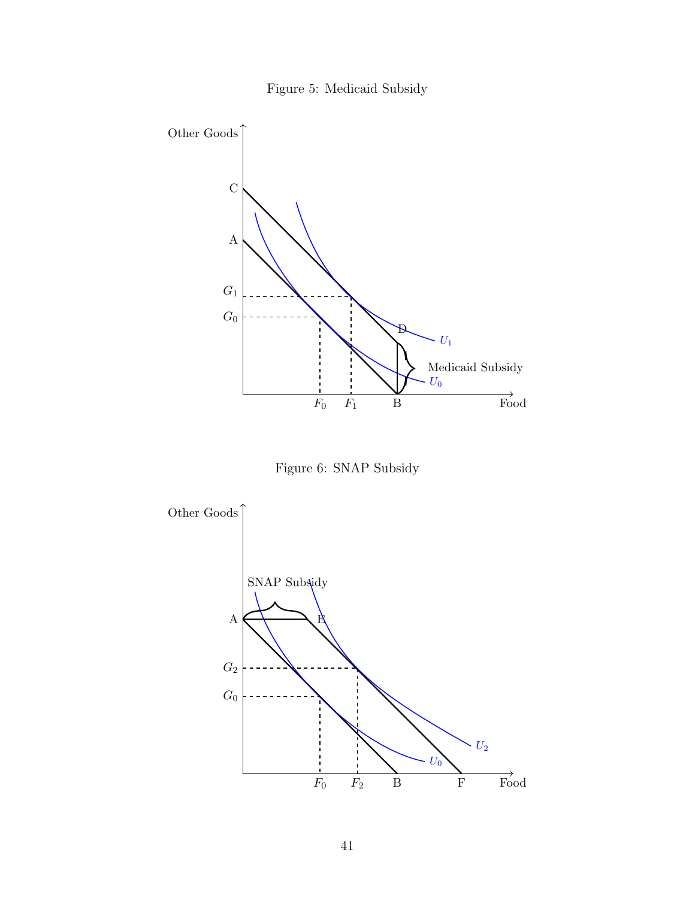Figure 5: Medicaid Subsidy

Figure 6: SNAP Subsidy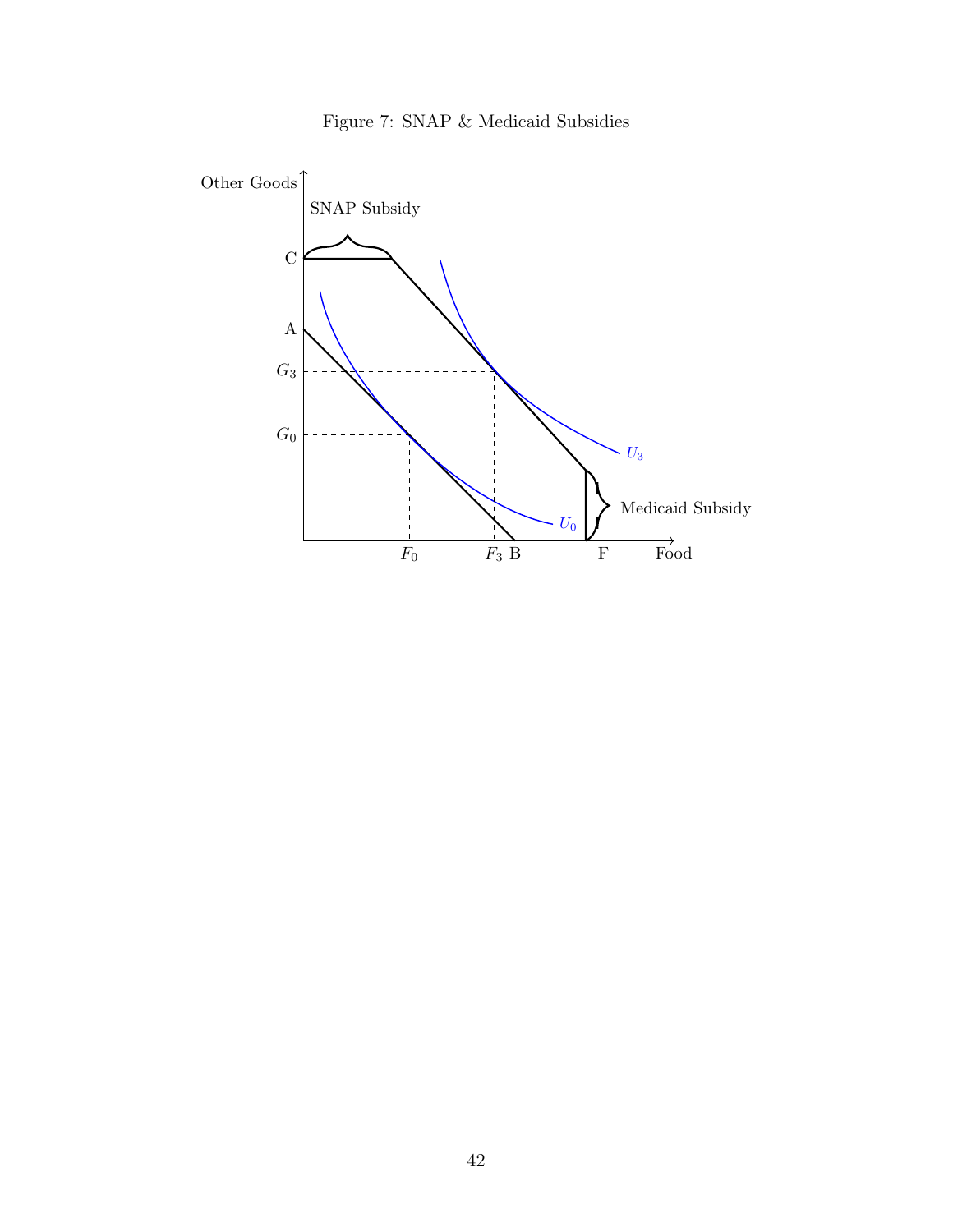Figure 7: SNAP & Medicaid Subsidies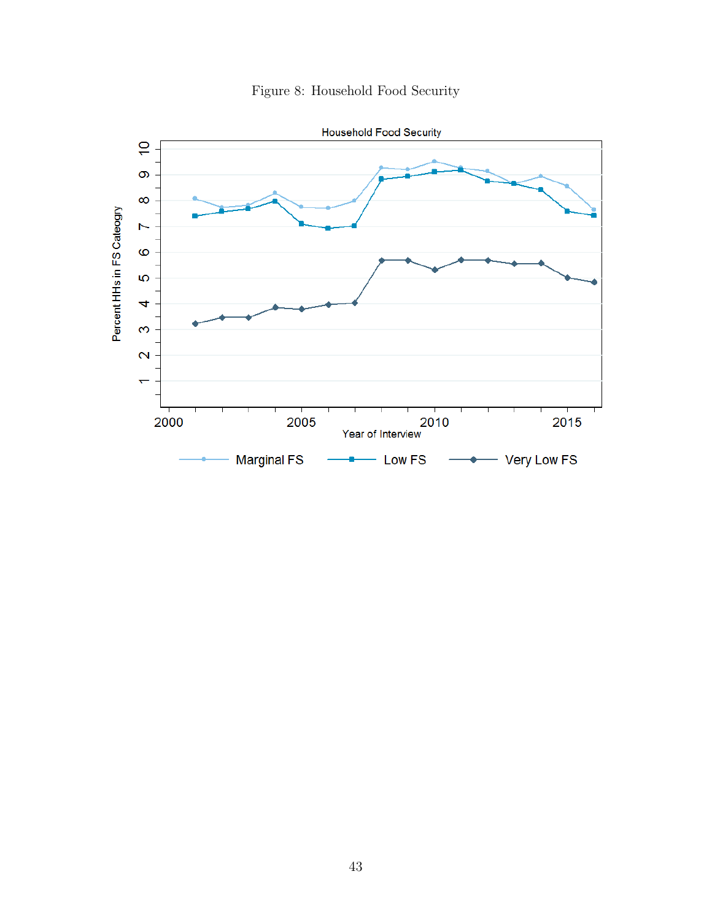Figure 8: Household Food Security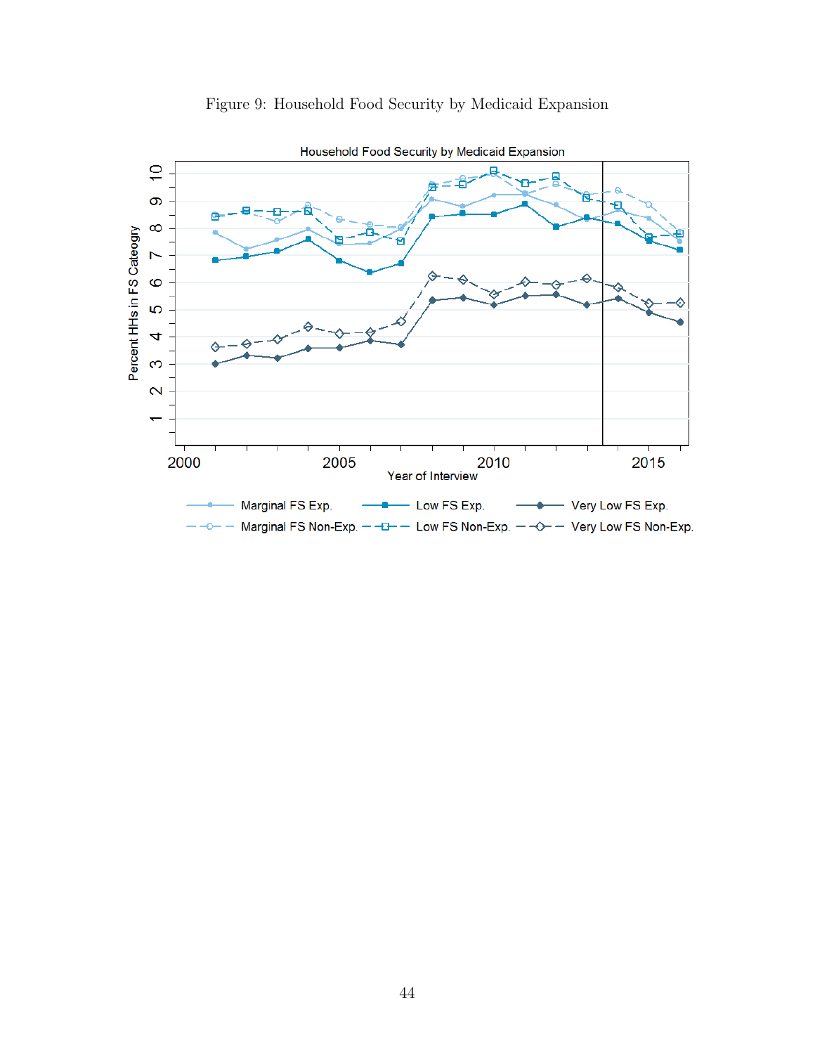Figure 9: Household Food Security by Medicaid Expansion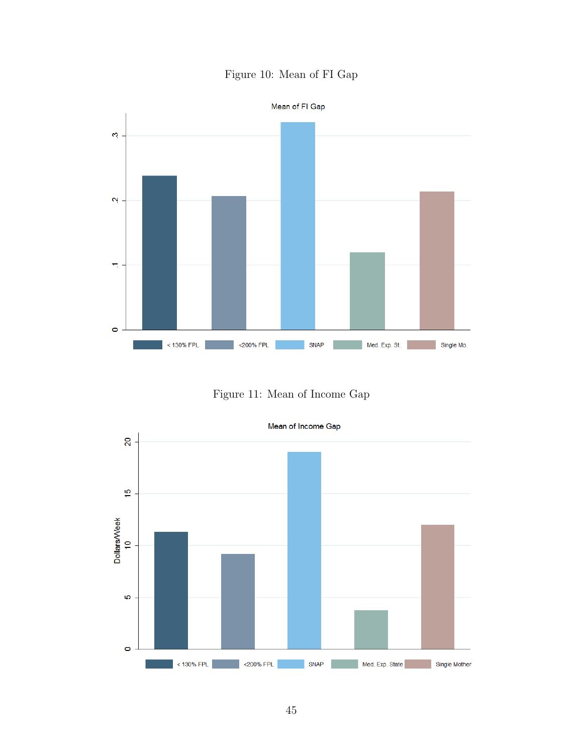Figure 10: Mean of FI Gap

Figure 11: Mean of Income Gap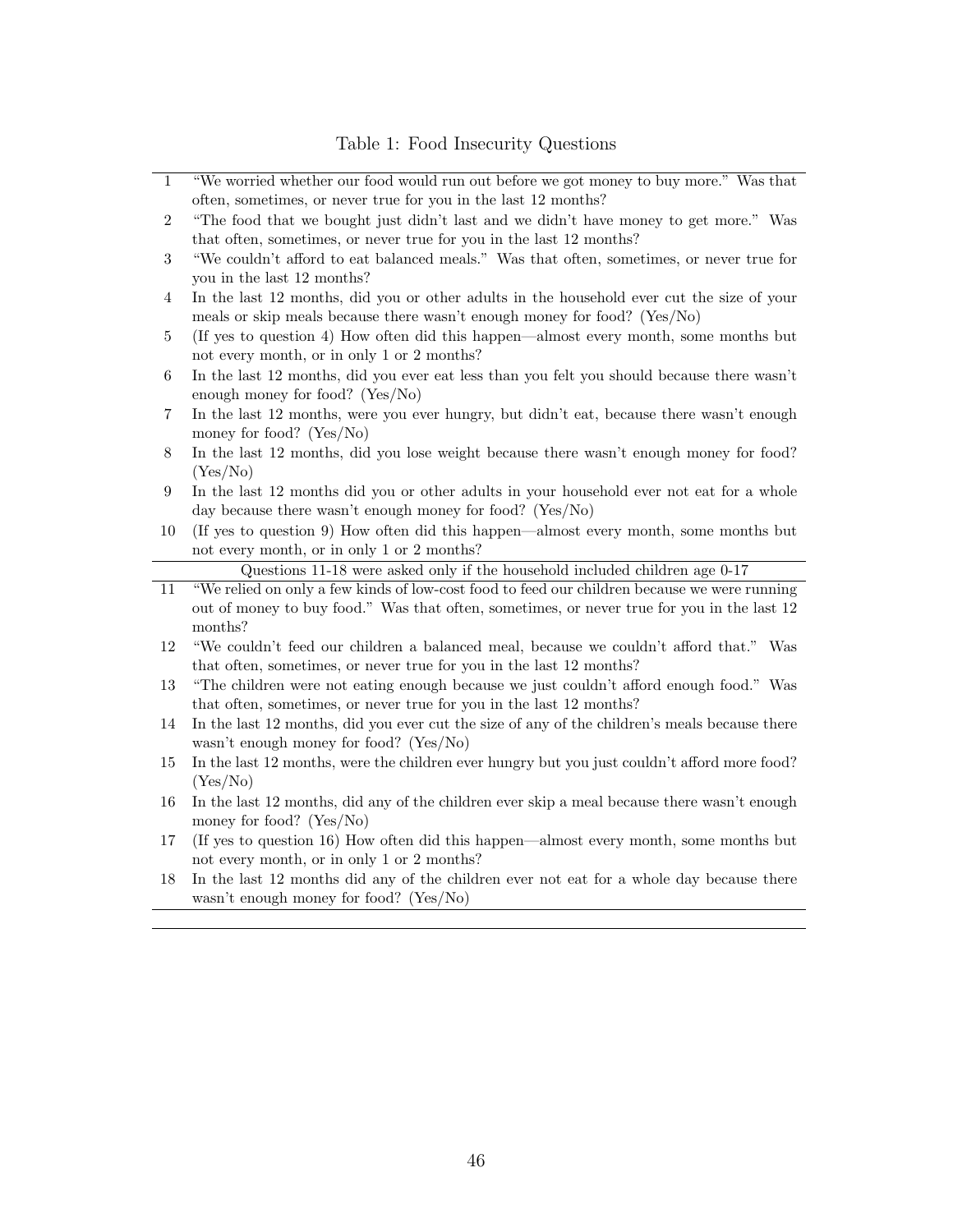Table 1: Food Insecurity Questions

| | |
|---|---|
| 1 | "We worried whether our food would run out before we got money to buy more." Was that often, sometimes, or never true for you in the last 12 months? |
| 2 | "The food that we bought just didn't last and we didn't have money to get more." Was that often, sometimes, or never true for you in the last 12 months? |
| 3 | "We couldn't afford to eat balanced meals." Was that often, sometimes, or never true for you in the last 12 months? |
| 4 | In the last 12 months, did you or other adults in the household ever cut the size of your meals or skip meals because there wasn't enough money for food? (Yes/No) |
| 5 | (If yes to question 4) How often did this happen—almost every month, some months but not every month, or in only 1 or 2 months? |
| 6 | In the last 12 months, did you ever eat less than you felt you should because there wasn't enough money for food? (Yes/No) |
| 7 | In the last 12 months, were you ever hungry, but didn't eat, because there wasn't enough money for food? (Yes/No) |
| 8 | In the last 12 months, did you lose weight because there wasn't enough money for food? (Yes/No) |
| 9 | In the last 12 months did you or other adults in your household ever not eat for a whole day because there wasn't enough money for food? (Yes/No) |
| 10 | (If yes to question 9) How often did this happen—almost every month, some months but not every month, or in only 1 or 2 months? |
| | Questions 11-18 were asked only if the household included children age 0-17 |
| 11 | "We relied on only a few kinds of low-cost food to feed our children because we were running out of money to buy food." Was that often, sometimes, or never true for you in the last 12 months? |
| 12 | "We couldn't feed our children a balanced meal, because we couldn't afford that." Was that often, sometimes, or never true for you in the last 12 months? |
| 13 | "The children were not eating enough because we just couldn't afford enough food." Was that often, sometimes, or never true for you in the last 12 months? |
| 14 | In the last 12 months, did you ever cut the size of any of the children's meals because there wasn't enough money for food? (Yes/No) |
| 15 | In the last 12 months, were the children ever hungry but you just couldn't afford more food? (Yes/No) |
| 16 | In the last 12 months, did any of the children ever skip a meal because there wasn't enough money for food? (Yes/No) |
| 17 | (If yes to question 16) How often did this happen—almost every month, some months but not every month, or in only 1 or 2 months? |
| 18 | In the last 12 months did any of the children ever not eat for a whole day because there wasn't enough money for food? (Yes/No) |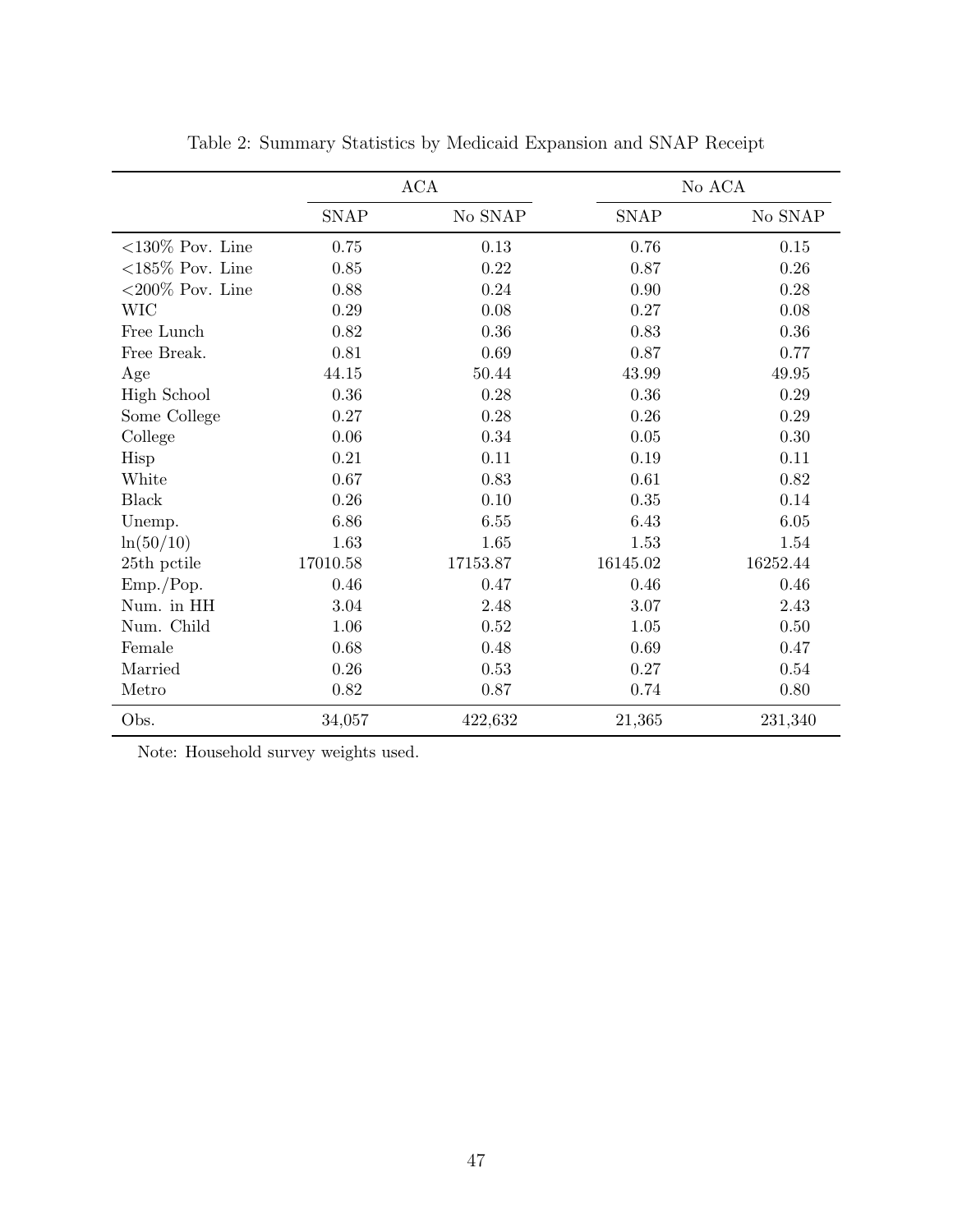Table 2: Summary Statistics by Medicaid Expansion and SNAP Receipt

| | ACA | | No ACA | |
|---|---|---|---|---|
| | SNAP | No SNAP | SNAP | No SNAP |
| <130% Pov. Line | 0.75 | 0.13 | 0.76 | 0.15 |
| <185% Pov. Line | 0.85 | 0.22 | 0.87 | 0.26 |
| <200% Pov. Line | 0.88 | 0.24 | 0.90 | 0.28 |
| WIC | 0.29 | 0.08 | 0.27 | 0.08 |
| Free Lunch | 0.82 | 0.36 | 0.83 | 0.36 |
| Free Break. | 0.81 | 0.69 | 0.87 | 0.77 |
| Age | 44.15 | 50.44 | 43.99 | 49.95 |
| High School | 0.36 | 0.28 | 0.36 | 0.29 |
| Some College | 0.27 | 0.28 | 0.26 | 0.29 |
| College | 0.06 | 0.34 | 0.05 | 0.30 |
| Hisp | 0.21 | 0.11 | 0.19 | 0.11 |
| White | 0.67 | 0.83 | 0.61 | 0.82 |
| Black | 0.26 | 0.10 | 0.35 | 0.14 |
| Unemp. | 6.86 | 6.55 | 6.43 | 6.05 |
| ln(50/10) | 1.63 | 1.65 | 1.53 | 1.54 |
| 25th pctile | 17010.58 | 17153.87 | 16145.02 | 16252.44 |
| Emp./Pop. | 0.46 | 0.47 | 0.46 | 0.46 |
| Num. in HH | 3.04 | 2.48 | 3.07 | 2.43 |
| Num. Child | 1.06 | 0.52 | 1.05 | 0.50 |
| Female | 0.68 | 0.48 | 0.69 | 0.47 |
| Married | 0.26 | 0.53 | 0.27 | 0.54 |
| Metro | 0.82 | 0.87 | 0.74 | 0.80 |
| Obs. | 34,057 | 422,632 | 21,365 | 231,340 |

Note: Household survey weights used.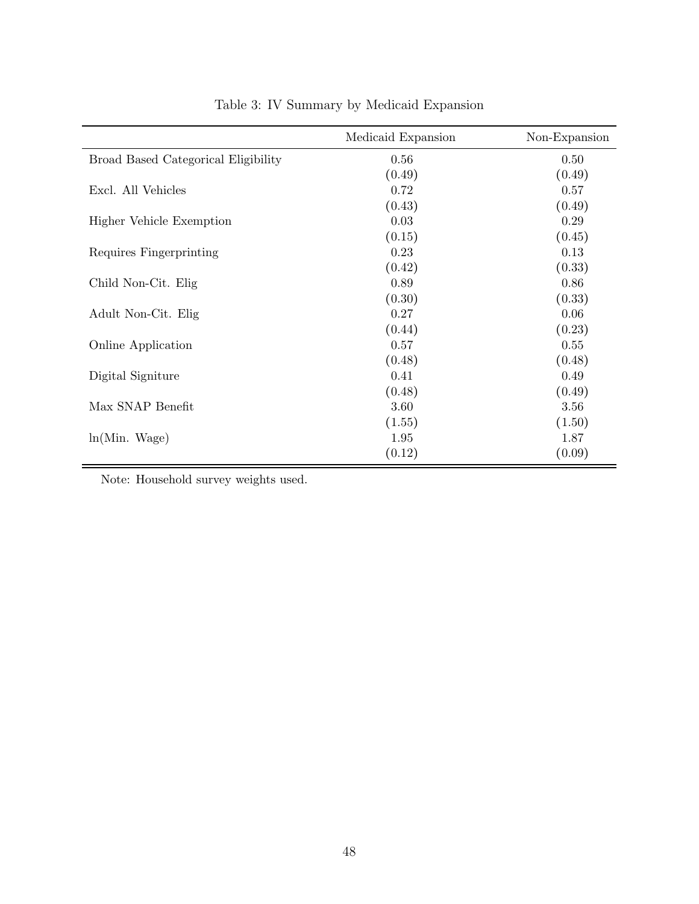Table 3: IV Summary by Medicaid Expansion

| | Medicaid Expansion | Non-Expansion |
|---|---|---|
| Broad Based Categorical Eligibility | 0.56 | 0.50 |
| | (0.49) | (0.49) |
| Excl. All Vehicles | 0.72 | 0.57 |
| | (0.43) | (0.49) |
| Higher Vehicle Exemption | 0.03 | 0.29 |
| | (0.15) | (0.45) |
| Requires Fingerprinting | 0.23 | 0.13 |
| | (0.42) | (0.33) |
| Child Non-Cit. Elig | 0.89 | 0.86 |
| | (0.30) | (0.33) |
| Adult Non-Cit. Elig | 0.27 | 0.06 |
| | (0.44) | (0.23) |
| Online Application | 0.57 | 0.55 |
| | (0.48) | (0.48) |
| Digital Signiture | 0.41 | 0.49 |
| | (0.48) | (0.49) |
| Max SNAP Benefit | 3.60 | 3.56 |
| | (1.55) | (1.50) |
| ln(Min. Wage) | 1.95 | 1.87 |
| | (0.12) | (0.09) |

Note: Household survey weights used.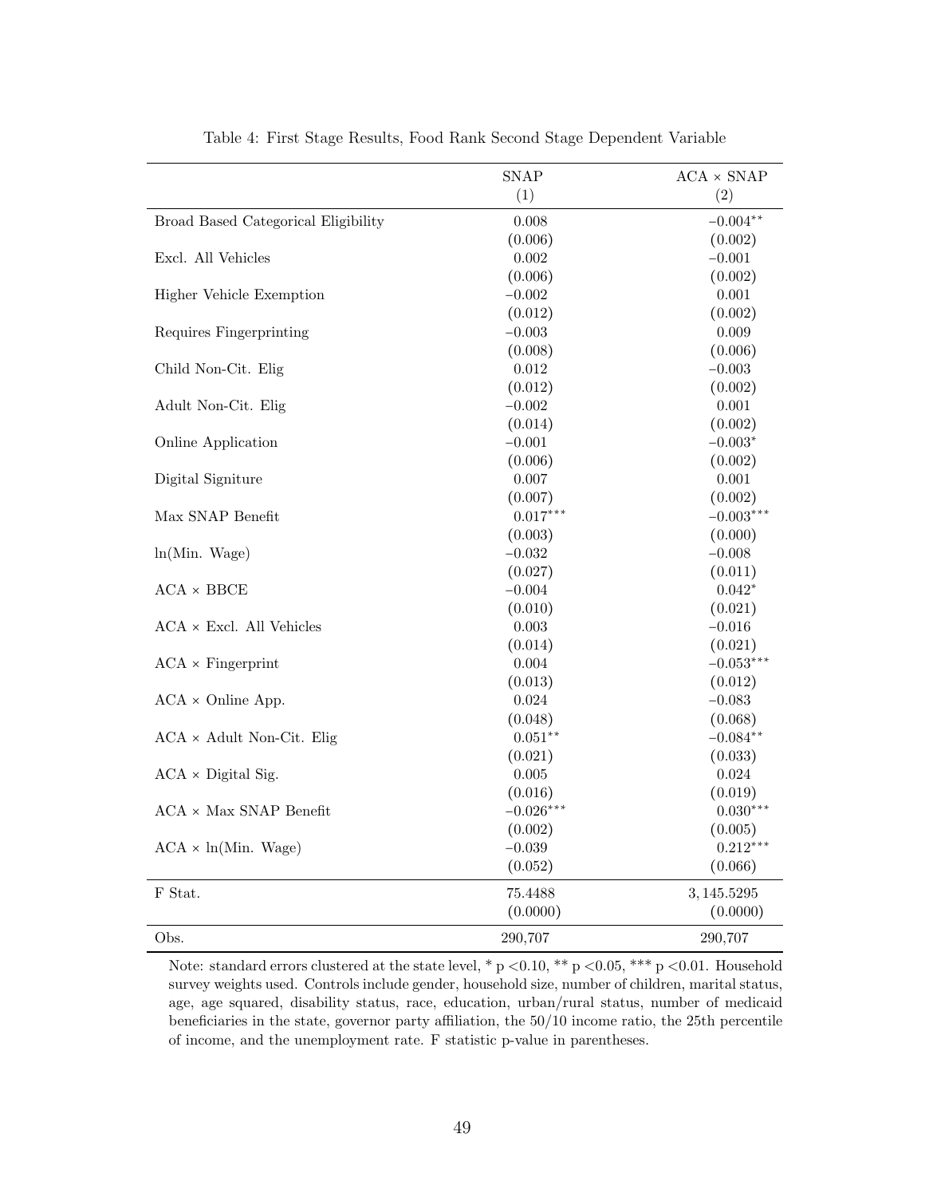Table 4: First Stage Results, Food Rank Second Stage Dependent Variable

| | SNAP<br>(1) | ACA × SNAP<br>(2) |
|---|---|---|
| Broad Based Categorical Eligibility | 0.008 | $-0.004^{**}$ |
| | (0.006) | (0.002) |
| Excl. All Vehicles | 0.002 | $-0.001$ |
| | (0.006) | (0.002) |
| Higher Vehicle Exemption | $-0.002$ | 0.001 |
| | (0.012) | (0.002) |
| Requires Fingerprinting | $-0.003$ | 0.009 |
| | (0.008) | (0.006) |
| Child Non-Cit. Elig | 0.012 | $-0.003$ |
| | (0.012) | (0.002) |
| Adult Non-Cit. Elig | $-0.002$ | 0.001 |
| | (0.014) | (0.002) |
| Online Application | $-0.001$ | $-0.003^{*}$ |
| | (0.006) | (0.002) |
| Digital Signiture | 0.007 | 0.001 |
| | (0.007) | (0.002) |
| Max SNAP Benefit | $0.017^{***}$ | $-0.003^{***}$ |
| | (0.003) | (0.000) |
| ln(Min. Wage) | $-0.032$ | $-0.008$ |
| | (0.027) | (0.011) |
| ACA × BBCE | $-0.004$ | $0.042^{*}$ |
| | (0.010) | (0.021) |
| ACA × Excl. All Vehicles | 0.003 | $-0.016$ |
| | (0.014) | (0.021) |
| ACA × Fingerprint | 0.004 | $-0.053^{***}$ |
| | (0.013) | (0.012) |
| ACA × Online App. | 0.024 | $-0.083$ |
| | (0.048) | (0.068) |
| ACA × Adult Non-Cit. Elig | $0.051^{**}$ | $-0.084^{**}$ |
| | (0.021) | (0.033) |
| ACA × Digital Sig. | 0.005 | 0.024 |
| | (0.016) | (0.019) |
| ACA × Max SNAP Benefit | $-0.026^{***}$ | $0.030^{***}$ |
| | (0.002) | (0.005) |
| ACA × ln(Min. Wage) | $-0.039$ | $0.212^{***}$ |
| | (0.052) | (0.066) |
| F Stat. | 75.4488 | 3,145.5295 |
| | (0.0000) | (0.0000) |
| Obs. | 290,707 | 290,707 |

Note: standard errors clustered at the state level, * p <0.10, ** p <0.05, *** p <0.01. Household survey weights used. Controls include gender, household size, number of children, marital status, age, age squared, disability status, race, education, urban/rural status, number of medicaid beneficiaries in the state, governor party affiliation, the 50/10 income ratio, the 25th percentile of income, and the unemployment rate. F statistic p-value in parentheses.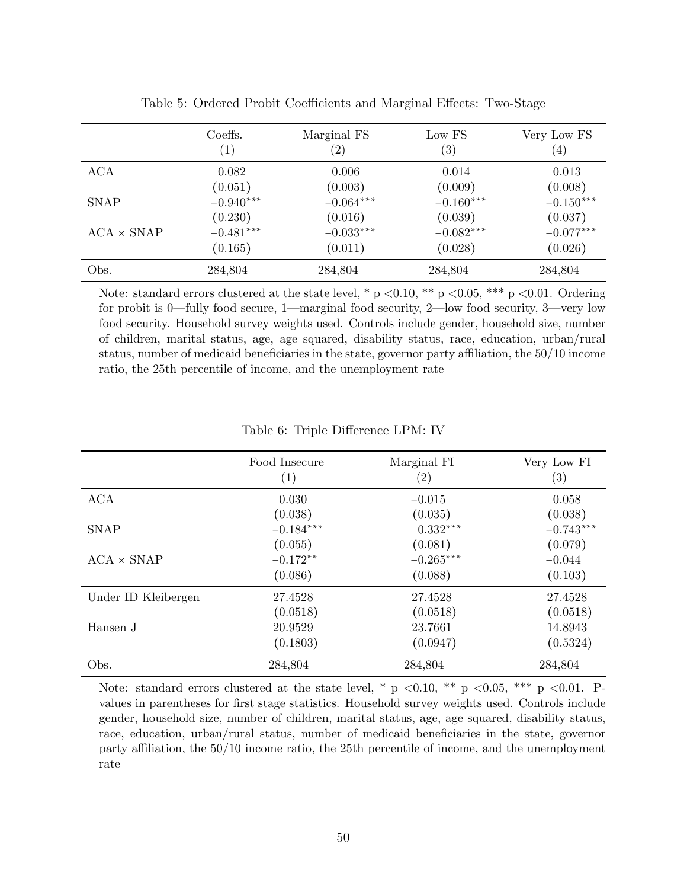Table 5: Ordered Probit Coefficients and Marginal Effects: Two-Stage

| | Coeffs. (1) | Marginal FS (2) | Low FS (3) | Very Low FS (4) |
|---|---|---|---|---|
| ACA | 0.082 | 0.006 | 0.014 | 0.013 |
| | (0.051) | (0.003) | (0.009) | (0.008) |
| SNAP | $-0.940^{***}$ | $-0.064^{***}$ | $-0.160^{***}$ | $-0.150^{***}$ |
| | (0.230) | (0.016) | (0.039) | (0.037) |
| ACA × SNAP | $-0.481^{***}$ | $-0.033^{***}$ | $-0.082^{***}$ | $-0.077^{***}$ |
| | (0.165) | (0.011) | (0.028) | (0.026) |
| Obs. | 284,804 | 284,804 | 284,804 | 284,804 |

Note: standard errors clustered at the state level, * p <0.10, ** p <0.05, *** p <0.01. Ordering for probit is 0—fully food secure, 1—marginal food security, 2—low food security, 3—very low food security. Household survey weights used. Controls include gender, household size, number of children, marital status, age, age squared, disability status, race, education, urban/rural status, number of medicaid beneficiaries in the state, governor party affiliation, the 50/10 income ratio, the 25th percentile of income, and the unemployment rate

Table 6: Triple Difference LPM: IV

| | Food Insecure (1) | Marginal FI (2) | Very Low FI (3) |
|---|---|---|---|
| ACA | 0.030 | $-0.015$ | 0.058 |
| | (0.038) | (0.035) | (0.038) |
| SNAP | $-0.184^{***}$ | $0.332^{***}$ | $-0.743^{***}$ |
| | (0.055) | (0.081) | (0.079) |
| ACA × SNAP | $-0.172^{**}$ | $-0.265^{***}$ | $-0.044$ |
| | (0.086) | (0.088) | (0.103) |
| Under ID Kleibergen | 27.4528 | 27.4528 | 27.4528 |
| | (0.0518) | (0.0518) | (0.0518) |
| Hansen J | 20.9529 | 23.7661 | 14.8943 |
| | (0.1803) | (0.0947) | (0.5324) |
| Obs. | 284,804 | 284,804 | 284,804 |

Note: standard errors clustered at the state level, * p <0.10, ** p <0.05, *** p <0.01. P-values in parentheses for first stage statistics. Household survey weights used. Controls include gender, household size, number of children, marital status, age, age squared, disability status, race, education, urban/rural status, number of medicaid beneficiaries in the state, governor party affiliation, the 50/10 income ratio, the 25th percentile of income, and the unemployment rate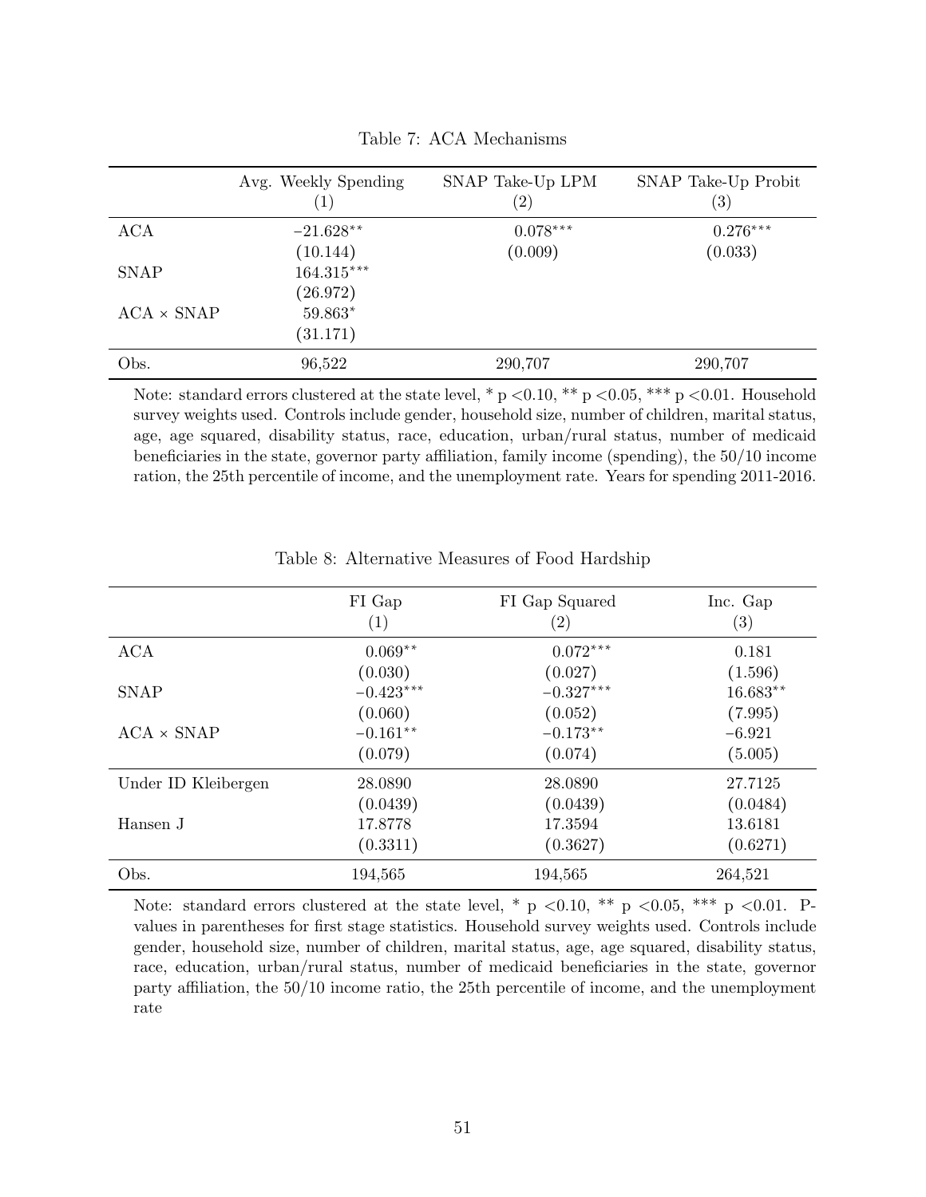Table 7: ACA Mechanisms

| | Avg. Weekly Spending | SNAP Take-Up LPM | SNAP Take-Up Probit |
|---|---|---|---|
| | (1) | (2) | (3) |
| ACA | $-21.628^{**}$ | $0.078^{***}$ | $0.276^{***}$ |
| | (10.144) | (0.009) | (0.033) |
| SNAP | $164.315^{***}$ | | |
| | (26.972) | | |
| ACA × SNAP | $59.863^{*}$ | | |
| | (31.171) | | |
| Obs. | 96,522 | 290,707 | 290,707 |

Note: standard errors clustered at the state level, * p <0.10, ** p <0.05, *** p <0.01. Household survey weights used. Controls include gender, household size, number of children, marital status, age, age squared, disability status, race, education, urban/rural status, number of medicaid beneficiaries in the state, governor party affiliation, family income (spending), the 50/10 income ration, the 25th percentile of income, and the unemployment rate. Years for spending 2011-2016.

Table 8: Alternative Measures of Food Hardship

| | FI Gap | FI Gap Squared | Inc. Gap |
|---|---|---|---|
| | (1) | (2) | (3) |
| ACA | $0.069^{**}$ | $0.072^{***}$ | 0.181 |
| | (0.030) | (0.027) | (1.596) |
| SNAP | $-0.423^{***}$ | $-0.327^{***}$ | $16.683^{**}$ |
| | (0.060) | (0.052) | (7.995) |
| ACA × SNAP | $-0.161^{**}$ | $-0.173^{**}$ | $-6.921$ |
| | (0.079) | (0.074) | (5.005) |
| Under ID Kleibergen | 28.0890 | 28.0890 | 27.7125 |
| | (0.0439) | (0.0439) | (0.0484) |
| Hansen J | 17.8778 | 17.3594 | 13.6181 |
| | (0.3311) | (0.3627) | (0.6271) |
| Obs. | 194,565 | 194,565 | 264,521 |

Note: standard errors clustered at the state level, * p <0.10, ** p <0.05, *** p <0.01. P-values in parentheses for first stage statistics. Household survey weights used. Controls include gender, household size, number of children, marital status, age, age squared, disability status, race, education, urban/rural status, number of medicaid beneficiaries in the state, governor party affiliation, the 50/10 income ratio, the 25th percentile of income, and the unemployment rate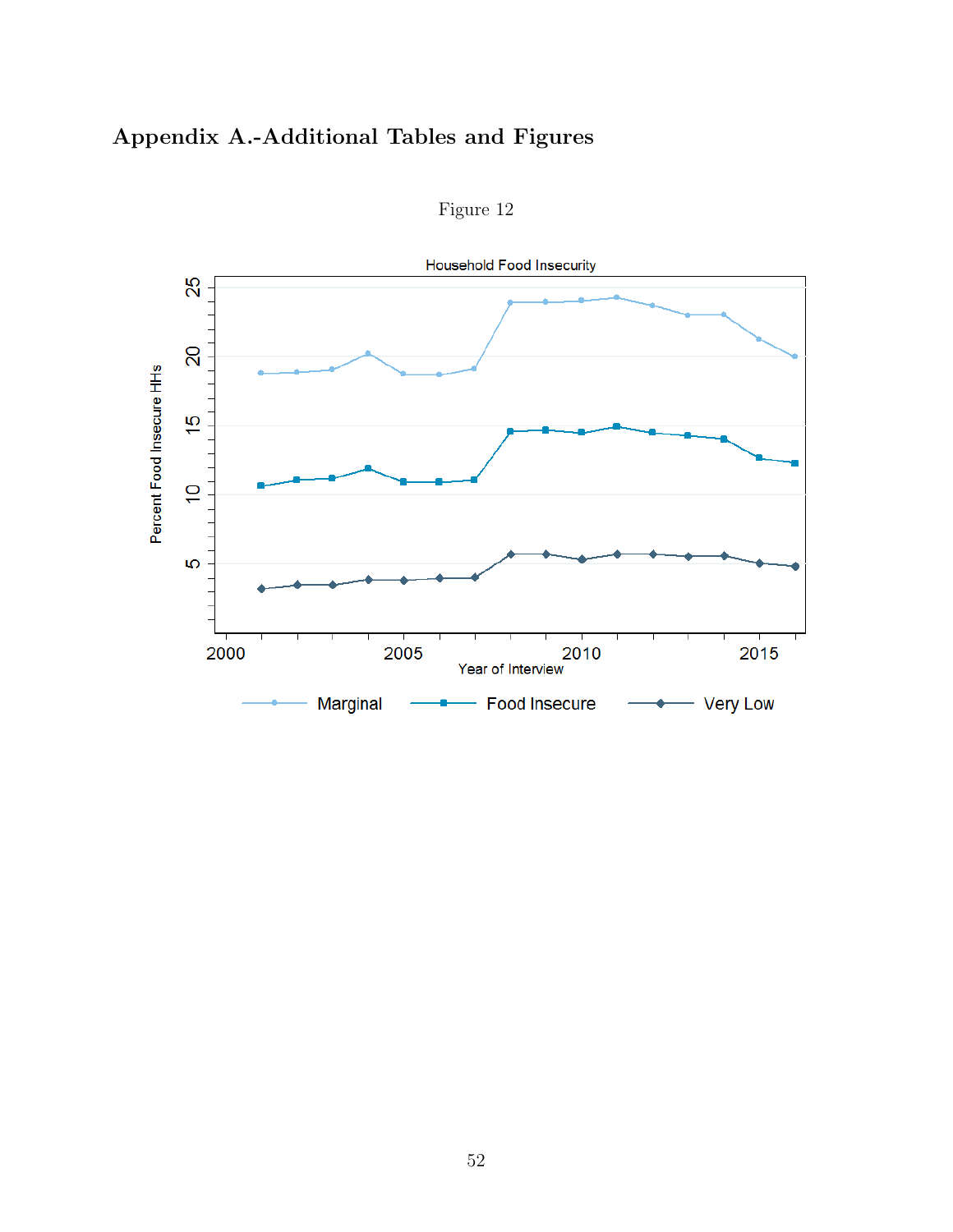# Appendix A.-Additional Tables and Figures

Figure 12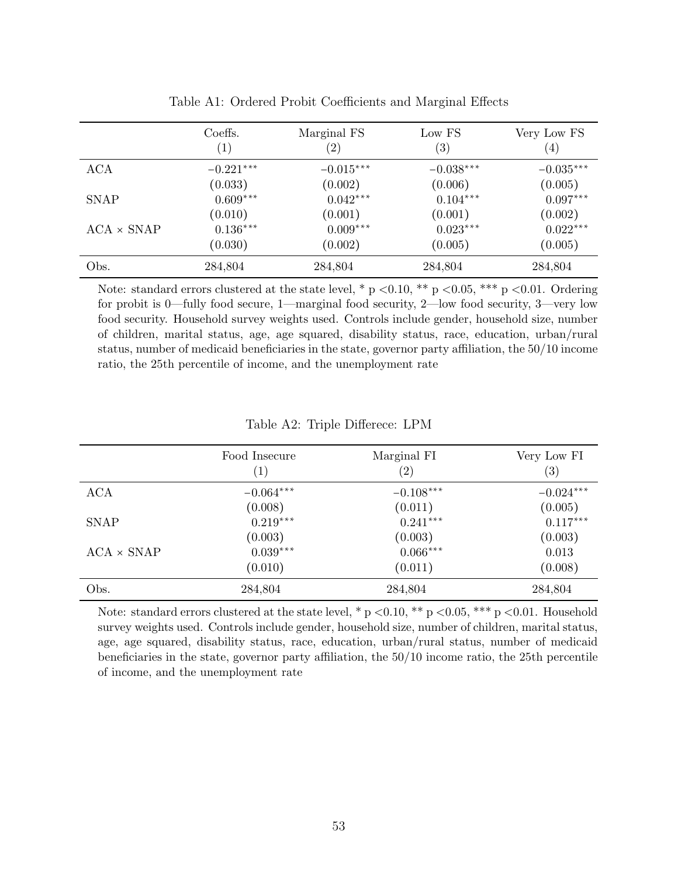Table A1: Ordered Probit Coefficients and Marginal Effects

| | Coeffs. (1) | Marginal FS (2) | Low FS (3) | Very Low FS (4) |
|---|---|---|---|---|
| ACA | $-0.221^{***}$ | $-0.015^{***}$ | $-0.038^{***}$ | $-0.035^{***}$ |
| | (0.033) | (0.002) | (0.006) | (0.005) |
| SNAP | $0.609^{***}$ | $0.042^{***}$ | $0.104^{***}$ | $0.097^{***}$ |
| | (0.010) | (0.001) | (0.001) | (0.002) |
| ACA × SNAP | $0.136^{***}$ | $0.009^{***}$ | $0.023^{***}$ | $0.022^{***}$ |
| | (0.030) | (0.002) | (0.005) | (0.005) |
| Obs. | 284,804 | 284,804 | 284,804 | 284,804 |

Note: standard errors clustered at the state level, * p <0.10, ** p <0.05, *** p <0.01. Ordering for probit is 0—fully food secure, 1—marginal food security, 2—low food security, 3—very low food security. Household survey weights used. Controls include gender, household size, number of children, marital status, age, age squared, disability status, race, education, urban/rural status, number of medicaid beneficiaries in the state, governor party affiliation, the 50/10 income ratio, the 25th percentile of income, and the unemployment rate

Table A2: Triple Differece: LPM

| | Food Insecure (1) | Marginal FI (2) | Very Low FI (3) |
|---|---|---|---|
| ACA | $-0.064^{***}$ | $-0.108^{***}$ | $-0.024^{***}$ |
| | (0.008) | (0.011) | (0.005) |
| SNAP | $0.219^{***}$ | $0.241^{***}$ | $0.117^{***}$ |
| | (0.003) | (0.003) | (0.003) |
| ACA × SNAP | $0.039^{***}$ | $0.066^{***}$ | 0.013 |
| | (0.010) | (0.011) | (0.008) |
| Obs. | 284,804 | 284,804 | 284,804 |

Note: standard errors clustered at the state level, * p <0.10, ** p <0.05, *** p <0.01. Household survey weights used. Controls include gender, household size, number of children, marital status, age, age squared, disability status, race, education, urban/rural status, number of medicaid beneficiaries in the state, governor party affiliation, the 50/10 income ratio, the 25th percentile of income, and the unemployment rate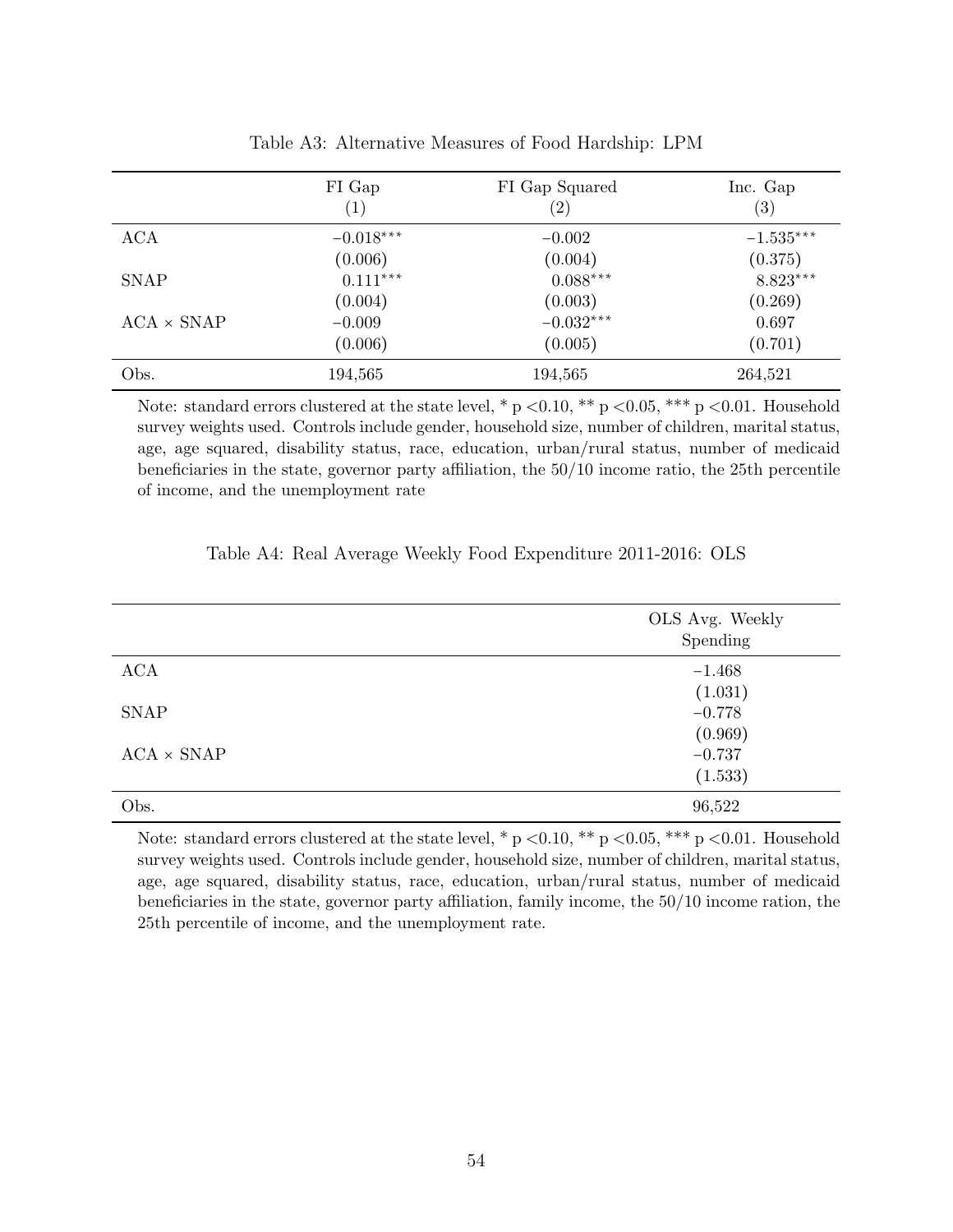Table A3: Alternative Measures of Food Hardship: LPM

| | FI Gap (1) | FI Gap Squared (2) | Inc. Gap (3) |
|---|---|---|---|
| ACA | $-0.018^{***}$ | $-0.002$ | $-1.535^{***}$ |
| | (0.006) | (0.004) | (0.375) |
| SNAP | $0.111^{***}$ | $0.088^{***}$ | $8.823^{***}$ |
| | (0.004) | (0.003) | (0.269) |
| ACA × SNAP | $-0.009$ | $-0.032^{***}$ | 0.697 |
| | (0.006) | (0.005) | (0.701) |
| Obs. | 194,565 | 194,565 | 264,521 |

Note: standard errors clustered at the state level, * p <0.10, ** p <0.05, *** p <0.01. Household survey weights used. Controls include gender, household size, number of children, marital status, age, age squared, disability status, race, education, urban/rural status, number of medicaid beneficiaries in the state, governor party affiliation, the 50/10 income ratio, the 25th percentile of income, and the unemployment rate

Table A4: Real Average Weekly Food Expenditure 2011-2016: OLS

| | OLS Avg. Weekly Spending |
|---|---|
| ACA | $-1.468$ |
| | (1.031) |
| SNAP | $-0.778$ |
| | (0.969) |
| ACA × SNAP | $-0.737$ |
| | (1.533) |
| Obs. | 96,522 |

Note: standard errors clustered at the state level, * p <0.10, ** p <0.05, *** p <0.01. Household survey weights used. Controls include gender, household size, number of children, marital status, age, age squared, disability status, race, education, urban/rural status, number of medicaid beneficiaries in the state, governor party affiliation, family income, the 50/10 income ration, the 25th percentile of income, and the unemployment rate.